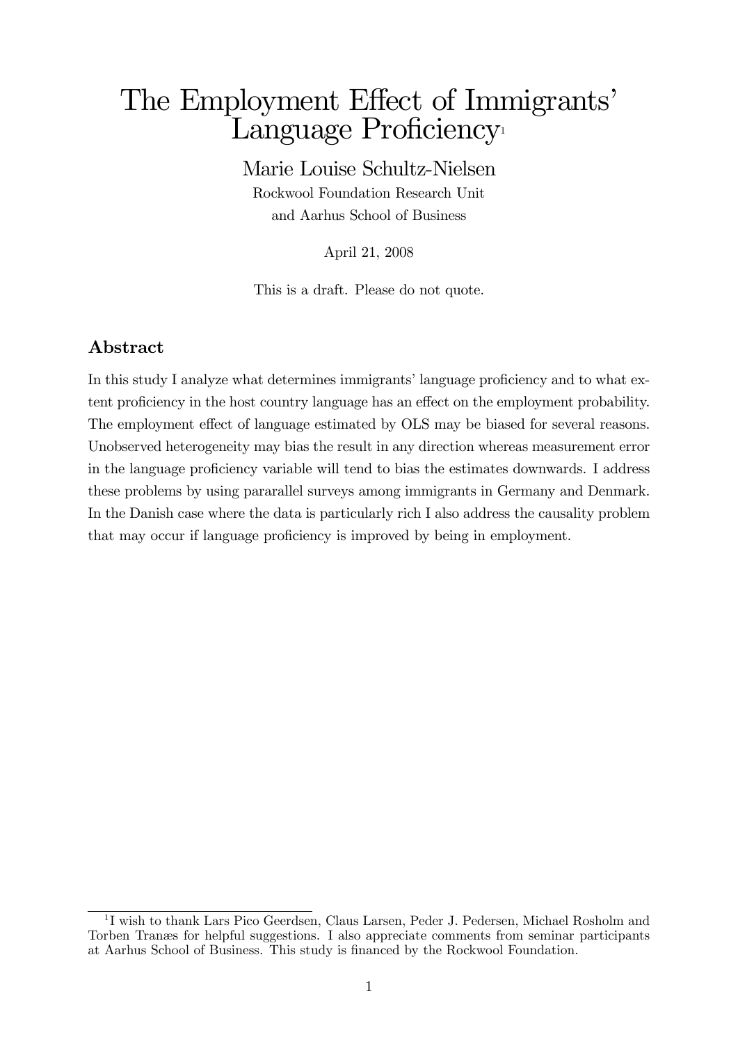# The Employment Effect of Immigrants' Language Proficiency[1]

Marie Louise Schultz-Nielsen

Rockwool Foundation Research Unit
and Aarhus School of Business

April 21, 2008

This is a draft. Please do not quote.

## Abstract

In this study I analyze what determines immigrants' language proficiency and to what extent proficiency in the host country language has an effect on the employment probability. The employment effect of language estimated by OLS may be biased for several reasons. Unobserved heterogeneity may bias the result in any direction whereas measurement error in the language proficiency variable will tend to bias the estimates downwards. I address these problems by using pararallel surveys among immigrants in Germany and Denmark. In the Danish case where the data is particularly rich I also address the causality problem that may occur if language proficiency is improved by being in employment.

[1] I wish to thank Lars Pico Geerdsen, Claus Larsen, Peder J. Pedersen, Michael Rosholm and Torben Tranæs for helpful suggestions. I also appreciate comments from seminar participants at Aarhus School of Business. This study is financed by the Rockwool Foundation.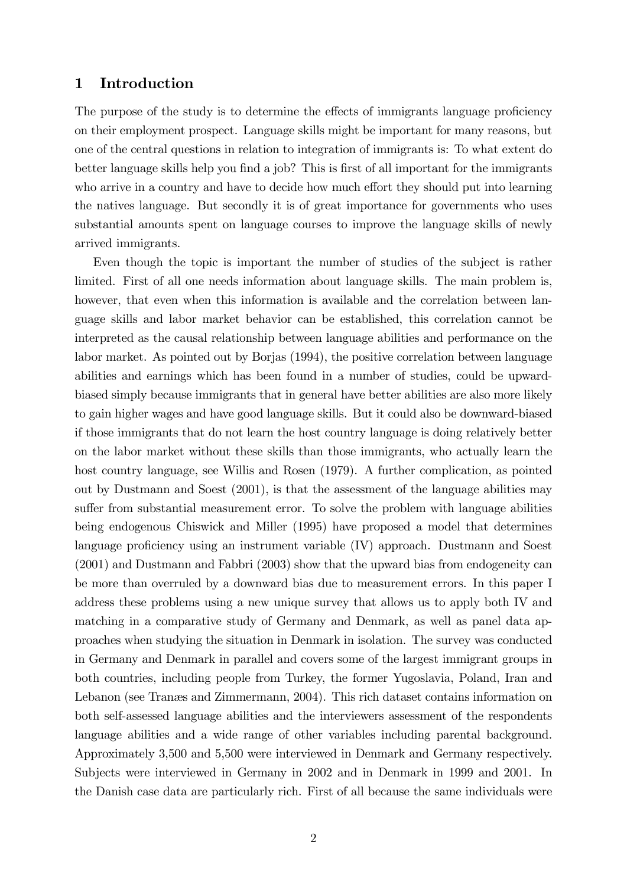# 1 Introduction

The purpose of the study is to determine the effects of immigrants language proficiency on their employment prospect. Language skills might be important for many reasons, but one of the central questions in relation to integration of immigrants is: To what extent do better language skills help you find a job? This is first of all important for the immigrants who arrive in a country and have to decide how much effort they should put into learning the natives language. But secondly it is of great importance for governments who uses substantial amounts spent on language courses to improve the language skills of newly arrived immigrants.

Even though the topic is important the number of studies of the subject is rather limited. First of all one needs information about language skills. The main problem is, however, that even when this information is available and the correlation between language skills and labor market behavior can be established, this correlation cannot be interpreted as the causal relationship between language abilities and performance on the labor market. As pointed out by Borjas (1994), the positive correlation between language abilities and earnings which has been found in a number of studies, could be upward-biased simply because immigrants that in general have better abilities are also more likely to gain higher wages and have good language skills. But it could also be downward-biased if those immigrants that do not learn the host country language is doing relatively better on the labor market without these skills than those immigrants, who actually learn the host country language, see Willis and Rosen (1979). A further complication, as pointed out by Dustmann and Soest (2001), is that the assessment of the language abilities may suffer from substantial measurement error. To solve the problem with language abilities being endogenous Chiswick and Miller (1995) have proposed a model that determines language proficiency using an instrument variable (IV) approach. Dustmann and Soest (2001) and Dustmann and Fabbri (2003) show that the upward bias from endogeneity can be more than overruled by a downward bias due to measurement errors. In this paper I address these problems using a new unique survey that allows us to apply both IV and matching in a comparative study of Germany and Denmark, as well as panel data approaches when studying the situation in Denmark in isolation. The survey was conducted in Germany and Denmark in parallel and covers some of the largest immigrant groups in both countries, including people from Turkey, the former Yugoslavia, Poland, Iran and Lebanon (see Tranæs and Zimmermann, 2004). This rich dataset contains information on both self-assessed language abilities and the interviewers assessment of the respondents language abilities and a wide range of other variables including parental background. Approximately 3,500 and 5,500 were interviewed in Denmark and Germany respectively. Subjects were interviewed in Germany in 2002 and in Denmark in 1999 and 2001. In the Danish case data are particularly rich. First of all because the same individuals were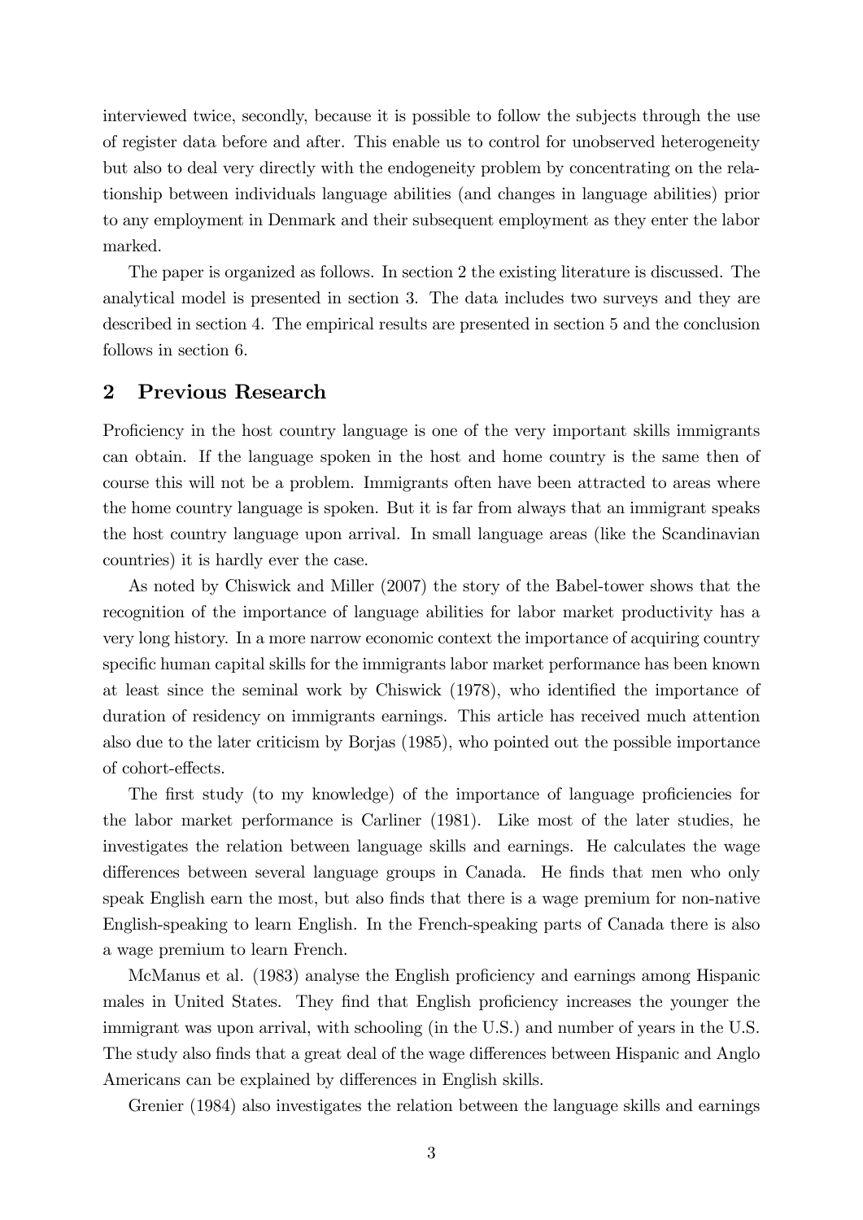interviewed twice, secondly, because it is possible to follow the subjects through the use of register data before and after. This enable us to control for unobserved heterogeneity but also to deal very directly with the endogeneity problem by concentrating on the relationship between individuals language abilities (and changes in language abilities) prior to any employment in Denmark and their subsequent employment as they enter the labor marked.

The paper is organized as follows. In section 2 the existing literature is discussed. The analytical model is presented in section 3. The data includes two surveys and they are described in section 4. The empirical results are presented in section 5 and the conclusion follows in section 6.

## 2 Previous Research

Proficiency in the host country language is one of the very important skills immigrants can obtain. If the language spoken in the host and home country is the same then of course this will not be a problem. Immigrants often have been attracted to areas where the home country language is spoken. But it is far from always that an immigrant speaks the host country language upon arrival. In small language areas (like the Scandinavian countries) it is hardly ever the case.

As noted by Chiswick and Miller (2007) the story of the Babel-tower shows that the recognition of the importance of language abilities for labor market productivity has a very long history. In a more narrow economic context the importance of acquiring country specific human capital skills for the immigrants labor market performance has been known at least since the seminal work by Chiswick (1978), who identified the importance of duration of residency on immigrants earnings. This article has received much attention also due to the later criticism by Borjas (1985), who pointed out the possible importance of cohort-effects.

The first study (to my knowledge) of the importance of language proficiencies for the labor market performance is Carliner (1981). Like most of the later studies, he investigates the relation between language skills and earnings. He calculates the wage differences between several language groups in Canada. He finds that men who only speak English earn the most, but also finds that there is a wage premium for non-native English-speaking to learn English. In the French-speaking parts of Canada there is also a wage premium to learn French.

McManus et al. (1983) analyse the English proficiency and earnings among Hispanic males in United States. They find that English proficiency increases the younger the immigrant was upon arrival, with schooling (in the U.S.) and number of years in the U.S. The study also finds that a great deal of the wage differences between Hispanic and Anglo Americans can be explained by differences in English skills.

Grenier (1984) also investigates the relation between the language skills and earnings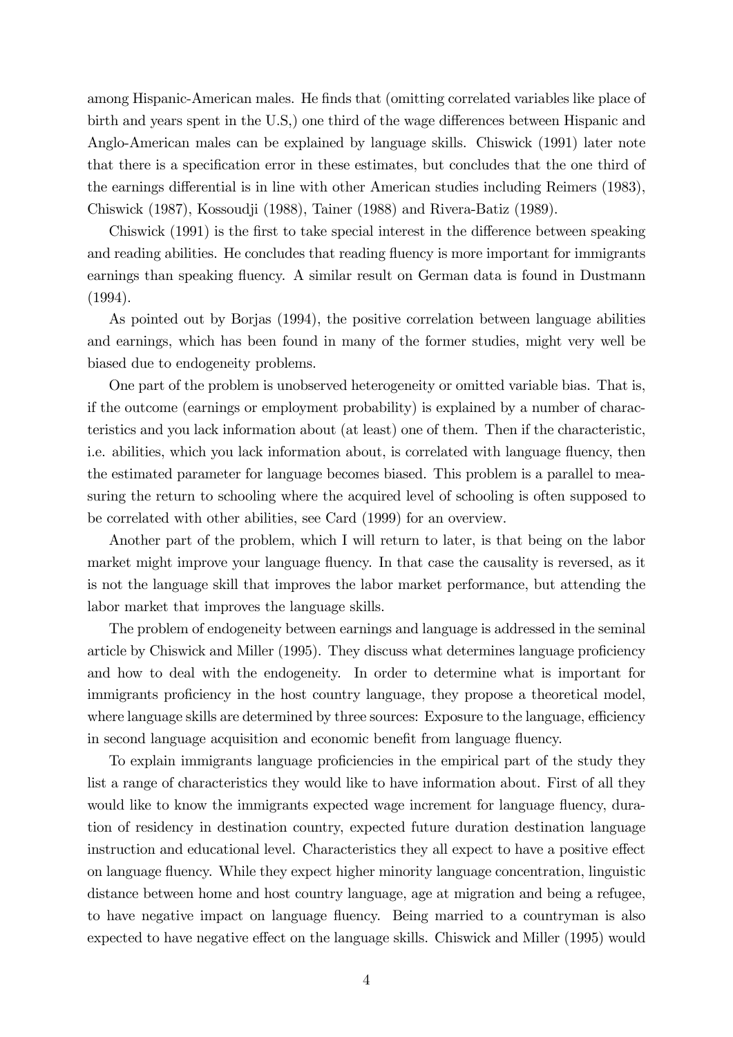among Hispanic-American males. He finds that (omitting correlated variables like place of birth and years spent in the U.S,) one third of the wage differences between Hispanic and Anglo-American males can be explained by language skills. Chiswick (1991) later note that there is a specification error in these estimates, but concludes that the one third of the earnings differential is in line with other American studies including Reimers (1983), Chiswick (1987), Kossoudji (1988), Tainer (1988) and Rivera-Batiz (1989).

Chiswick (1991) is the first to take special interest in the difference between speaking and reading abilities. He concludes that reading fluency is more important for immigrants earnings than speaking fluency. A similar result on German data is found in Dustmann (1994).

As pointed out by Borjas (1994), the positive correlation between language abilities and earnings, which has been found in many of the former studies, might very well be biased due to endogeneity problems.

One part of the problem is unobserved heterogeneity or omitted variable bias. That is, if the outcome (earnings or employment probability) is explained by a number of characteristics and you lack information about (at least) one of them. Then if the characteristic, i.e. abilities, which you lack information about, is correlated with language fluency, then the estimated parameter for language becomes biased. This problem is a parallel to measuring the return to schooling where the acquired level of schooling is often supposed to be correlated with other abilities, see Card (1999) for an overview.

Another part of the problem, which I will return to later, is that being on the labor market might improve your language fluency. In that case the causality is reversed, as it is not the language skill that improves the labor market performance, but attending the labor market that improves the language skills.

The problem of endogeneity between earnings and language is addressed in the seminal article by Chiswick and Miller (1995). They discuss what determines language proficiency and how to deal with the endogeneity. In order to determine what is important for immigrants proficiency in the host country language, they propose a theoretical model, where language skills are determined by three sources: Exposure to the language, efficiency in second language acquisition and economic benefit from language fluency.

To explain immigrants language proficiencies in the empirical part of the study they list a range of characteristics they would like to have information about. First of all they would like to know the immigrants expected wage increment for language fluency, duration of residency in destination country, expected future duration destination language instruction and educational level. Characteristics they all expect to have a positive effect on language fluency. While they expect higher minority language concentration, linguistic distance between home and host country language, age at migration and being a refugee, to have negative impact on language fluency. Being married to a countryman is also expected to have negative effect on the language skills. Chiswick and Miller (1995) would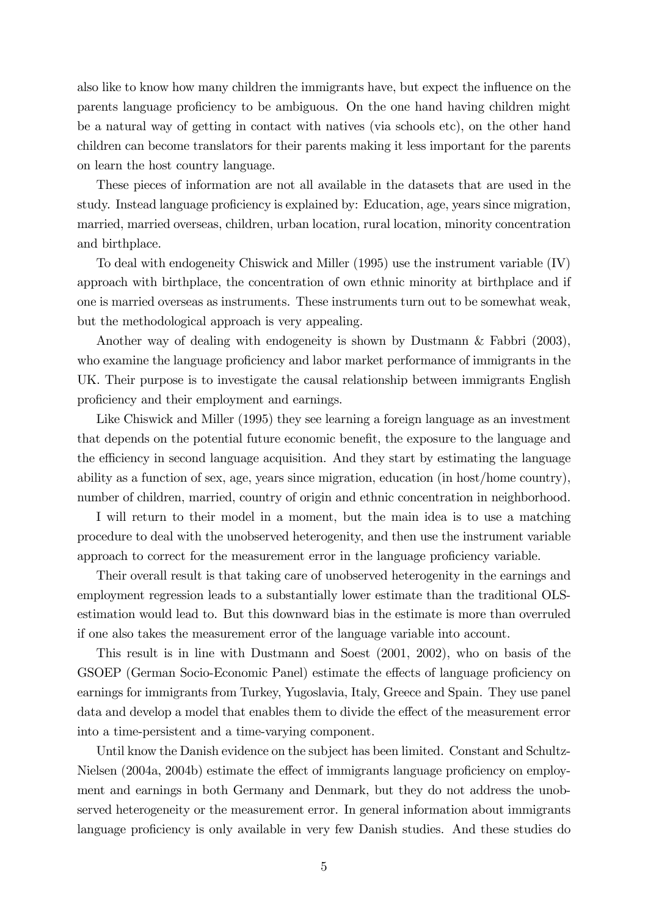also like to know how many children the immigrants have, but expect the influence on the parents language proficiency to be ambiguous. On the one hand having children might be a natural way of getting in contact with natives (via schools etc), on the other hand children can become translators for their parents making it less important for the parents on learn the host country language.

These pieces of information are not all available in the datasets that are used in the study. Instead language proficiency is explained by: Education, age, years since migration, married, married overseas, children, urban location, rural location, minority concentration and birthplace.

To deal with endogeneity Chiswick and Miller (1995) use the instrument variable (IV) approach with birthplace, the concentration of own ethnic minority at birthplace and if one is married overseas as instruments. These instruments turn out to be somewhat weak, but the methodological approach is very appealing.

Another way of dealing with endogeneity is shown by Dustmann & Fabbri (2003), who examine the language proficiency and labor market performance of immigrants in the UK. Their purpose is to investigate the causal relationship between immigrants English proficiency and their employment and earnings.

Like Chiswick and Miller (1995) they see learning a foreign language as an investment that depends on the potential future economic benefit, the exposure to the language and the efficiency in second language acquisition. And they start by estimating the language ability as a function of sex, age, years since migration, education (in host/home country), number of children, married, country of origin and ethnic concentration in neighborhood.

I will return to their model in a moment, but the main idea is to use a matching procedure to deal with the unobserved heterogenity, and then use the instrument variable approach to correct for the measurement error in the language proficiency variable.

Their overall result is that taking care of unobserved heterogenity in the earnings and employment regression leads to a substantially lower estimate than the traditional OLS-estimation would lead to. But this downward bias in the estimate is more than overruled if one also takes the measurement error of the language variable into account.

This result is in line with Dustmann and Soest (2001, 2002), who on basis of the GSOEP (German Socio-Economic Panel) estimate the effects of language proficiency on earnings for immigrants from Turkey, Yugoslavia, Italy, Greece and Spain. They use panel data and develop a model that enables them to divide the effect of the measurement error into a time-persistent and a time-varying component.

Until know the Danish evidence on the subject has been limited. Constant and Schultz-Nielsen (2004a, 2004b) estimate the effect of immigrants language proficiency on employment and earnings in both Germany and Denmark, but they do not address the unobserved heterogeneity or the measurement error. In general information about immigrants language proficiency is only available in very few Danish studies. And these studies do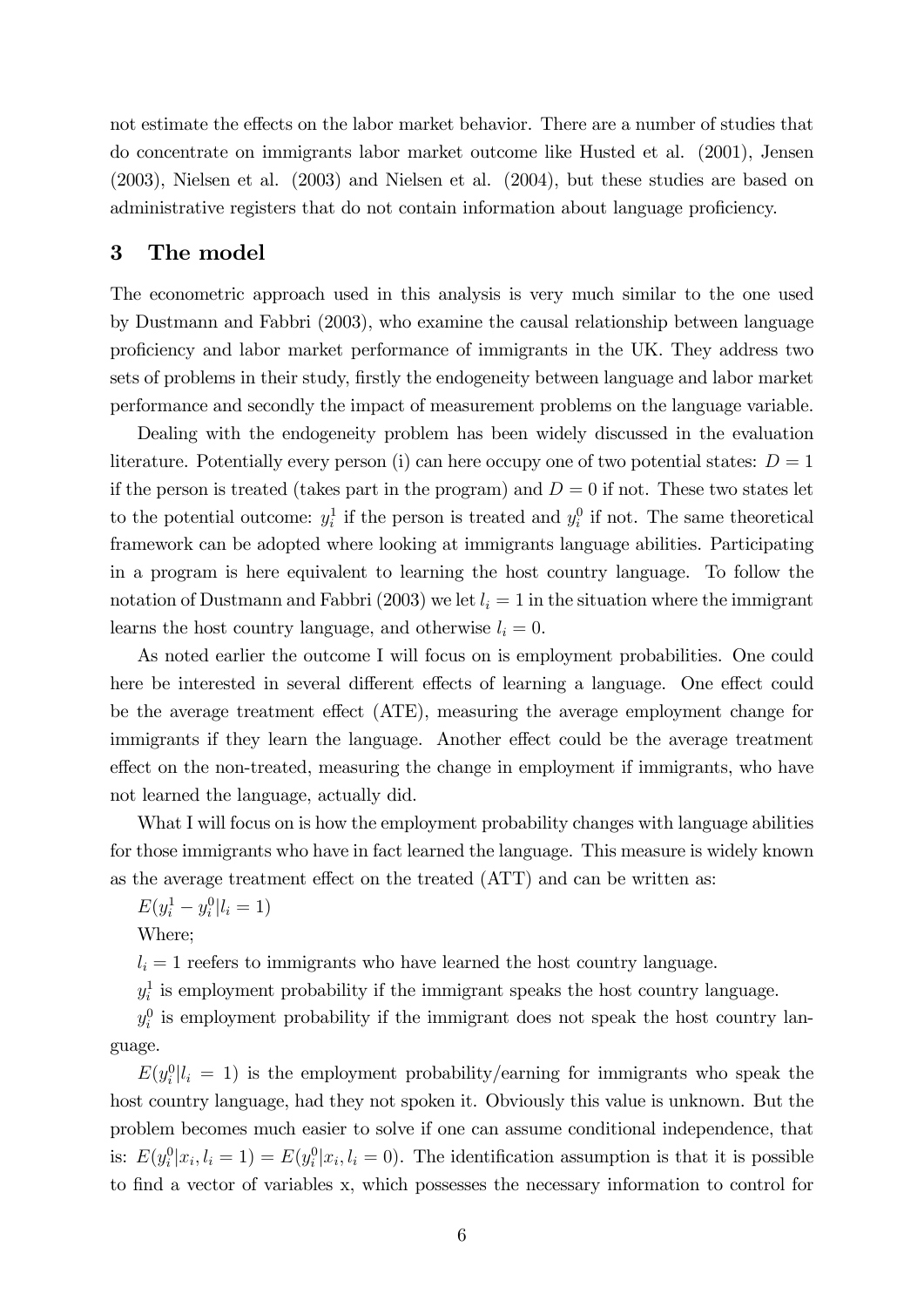not estimate the effects on the labor market behavior. There are a number of studies that do concentrate on immigrants labor market outcome like Husted et al. (2001), Jensen (2003), Nielsen et al. (2003) and Nielsen et al. (2004), but these studies are based on administrative registers that do not contain information about language proficiency.

## 3 The model

The econometric approach used in this analysis is very much similar to the one used by Dustmann and Fabbri (2003), who examine the causal relationship between language proficiency and labor market performance of immigrants in the UK. They address two sets of problems in their study, firstly the endogeneity between language and labor market performance and secondly the impact of measurement problems on the language variable.

Dealing with the endogeneity problem has been widely discussed in the evaluation literature. Potentially every person (i) can here occupy one of two potential states: $D = 1$ if the person is treated (takes part in the program) and $D = 0$ if not. These two states let to the potential outcome: $y_i^1$ if the person is treated and $y_i^0$ if not. The same theoretical framework can be adopted where looking at immigrants language abilities. Participating in a program is here equivalent to learning the host country language. To follow the notation of Dustmann and Fabbri (2003) we let $l_i = 1$ in the situation where the immigrant learns the host country language, and otherwise $l_i = 0$.

As noted earlier the outcome I will focus on is employment probabilities. One could here be interested in several different effects of learning a language. One effect could be the average treatment effect (ATE), measuring the average employment change for immigrants if they learn the language. Another effect could be the average treatment effect on the non-treated, measuring the change in employment if immigrants, who have not learned the language, actually did.

What I will focus on is how the employment probability changes with language abilities for those immigrants who have in fact learned the language. This measure is widely known as the average treatment effect on the treated (ATT) and can be written as:

$E(y_i^1 - y_i^0 | l_i = 1)$

Where;

$l_i = 1$ reefers to immigrants who have learned the host country language.

$y_i^1$ is employment probability if the immigrant speaks the host country language.

$y_i^0$ is employment probability if the immigrant does not speak the host country language.

$E(y_i^0 | l_i = 1)$ is the employment probability/earning for immigrants who speak the host country language, had they not spoken it. Obviously this value is unknown. But the problem becomes much easier to solve if one can assume conditional independence, that is: $E(y_i^0 | x_i, l_i = 1) = E(y_i^0 | x_i, l_i = 0)$. The identification assumption is that it is possible to find a vector of variables x, which possesses the necessary information to control for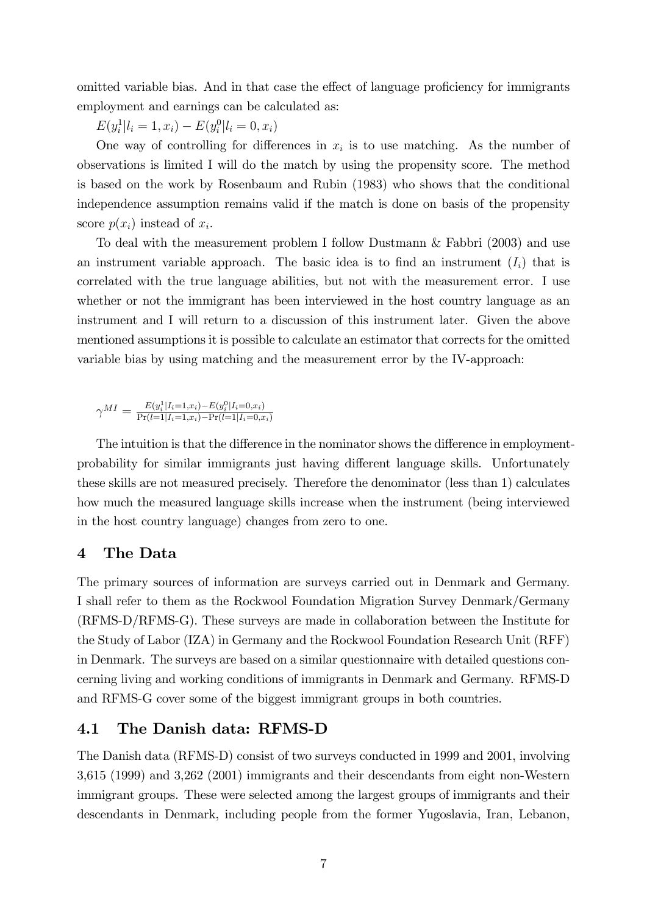omitted variable bias. And in that case the effect of language proficiency for immigrants employment and earnings can be calculated as:

$E(y_i^1|l_i = 1, x_i) - E(y_i^0|l_i = 0, x_i)$

One way of controlling for differences in $x_i$ is to use matching. As the number of observations is limited I will do the match by using the propensity score. The method is based on the work by Rosenbaum and Rubin (1983) who shows that the conditional independence assumption remains valid if the match is done on basis of the propensity score $p(x_i)$ instead of $x_i$.

To deal with the measurement problem I follow Dustmann & Fabbri (2003) and use an instrument variable approach. The basic idea is to find an instrument $(I_i)$ that is correlated with the true language abilities, but not with the measurement error. I use whether or not the immigrant has been interviewed in the host country language as an instrument and I will return to a discussion of this instrument later. Given the above mentioned assumptions it is possible to calculate an estimator that corrects for the omitted variable bias by using matching and the measurement error by the IV-approach:

$$\gamma^{MI} = \frac{E(y_i^1|I_i=1,x_i)-E(y_i^0|I_i=0,x_i)}{\Pr(l=1|I_i=1,x_i)-\Pr(l=1|I_i=0,x_i)}$$

The intuition is that the difference in the nominator shows the difference in employment-probability for similar immigrants just having different language skills. Unfortunately these skills are not measured precisely. Therefore the denominator (less than 1) calculates how much the measured language skills increase when the instrument (being interviewed in the host country language) changes from zero to one.

## 4 The Data

The primary sources of information are surveys carried out in Denmark and Germany. I shall refer to them as the Rockwool Foundation Migration Survey Denmark/Germany (RFMS-D/RFMS-G). These surveys are made in collaboration between the Institute for the Study of Labor (IZA) in Germany and the Rockwool Foundation Research Unit (RFF) in Denmark. The surveys are based on a similar questionnaire with detailed questions concerning living and working conditions of immigrants in Denmark and Germany. RFMS-D and RFMS-G cover some of the biggest immigrant groups in both countries.

### 4.1 The Danish data: RFMS-D

The Danish data (RFMS-D) consist of two surveys conducted in 1999 and 2001, involving 3,615 (1999) and 3,262 (2001) immigrants and their descendants from eight non-Western immigrant groups. These were selected among the largest groups of immigrants and their descendants in Denmark, including people from the former Yugoslavia, Iran, Lebanon,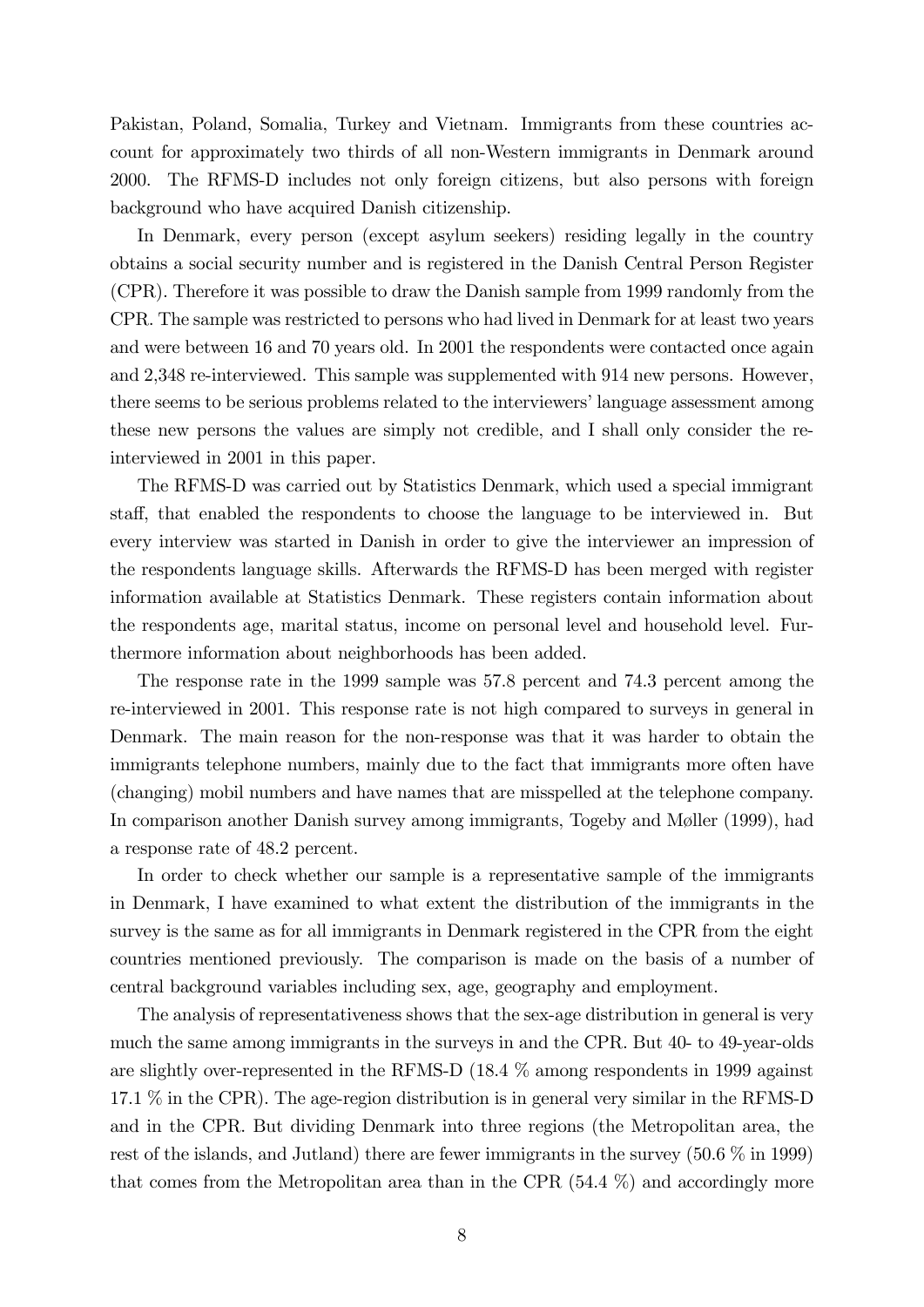Pakistan, Poland, Somalia, Turkey and Vietnam. Immigrants from these countries account for approximately two thirds of all non-Western immigrants in Denmark around 2000. The RFMS-D includes not only foreign citizens, but also persons with foreign background who have acquired Danish citizenship.

In Denmark, every person (except asylum seekers) residing legally in the country obtains a social security number and is registered in the Danish Central Person Register (CPR). Therefore it was possible to draw the Danish sample from 1999 randomly from the CPR. The sample was restricted to persons who had lived in Denmark for at least two years and were between 16 and 70 years old. In 2001 the respondents were contacted once again and 2,348 re-interviewed. This sample was supplemented with 914 new persons. However, there seems to be serious problems related to the interviewers' language assessment among these new persons the values are simply not credible, and I shall only consider the re-interviewed in 2001 in this paper.

The RFMS-D was carried out by Statistics Denmark, which used a special immigrant staff, that enabled the respondents to choose the language to be interviewed in. But every interview was started in Danish in order to give the interviewer an impression of the respondents language skills. Afterwards the RFMS-D has been merged with register information available at Statistics Denmark. These registers contain information about the respondents age, marital status, income on personal level and household level. Furthermore information about neighborhoods has been added.

The response rate in the 1999 sample was 57.8 percent and 74.3 percent among the re-interviewed in 2001. This response rate is not high compared to surveys in general in Denmark. The main reason for the non-response was that it was harder to obtain the immigrants telephone numbers, mainly due to the fact that immigrants more often have (changing) mobil numbers and have names that are misspelled at the telephone company. In comparison another Danish survey among immigrants, Togeby and Møller (1999), had a response rate of 48.2 percent.

In order to check whether our sample is a representative sample of the immigrants in Denmark, I have examined to what extent the distribution of the immigrants in the survey is the same as for all immigrants in Denmark registered in the CPR from the eight countries mentioned previously. The comparison is made on the basis of a number of central background variables including sex, age, geography and employment.

The analysis of representativeness shows that the sex-age distribution in general is very much the same among immigrants in the surveys in and the CPR. But 40- to 49-year-olds are slightly over-represented in the RFMS-D (18.4 % among respondents in 1999 against 17.1 % in the CPR). The age-region distribution is in general very similar in the RFMS-D and in the CPR. But dividing Denmark into three regions (the Metropolitan area, the rest of the islands, and Jutland) there are fewer immigrants in the survey (50.6 % in 1999) that comes from the Metropolitan area than in the CPR (54.4 %) and accordingly more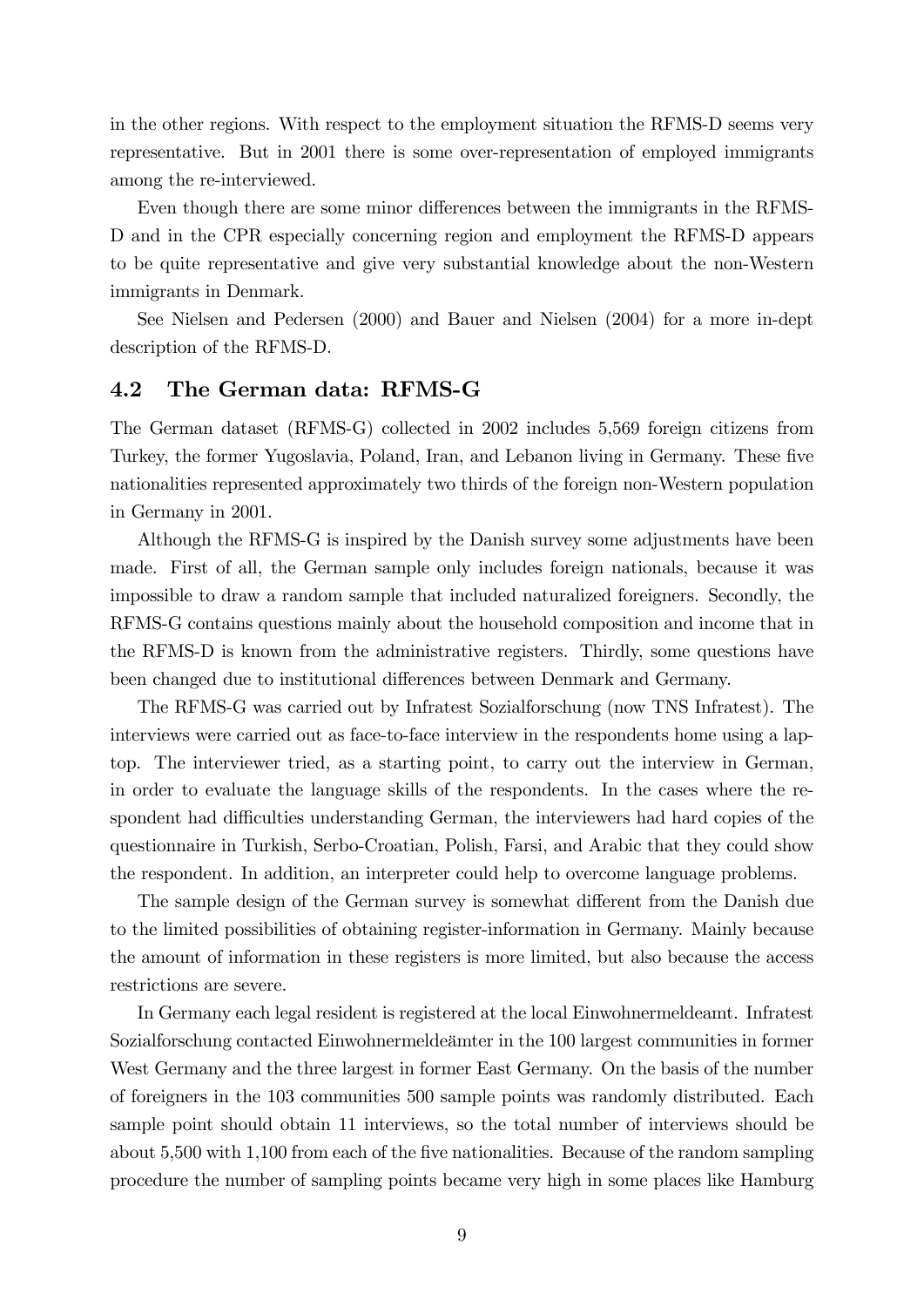in the other regions. With respect to the employment situation the RFMS-D seems very representative. But in 2001 there is some over-representation of employed immigrants among the re-interviewed.

Even though there are some minor differences between the immigrants in the RFMS-D and in the CPR especially concerning region and employment the RFMS-D appears to be quite representative and give very substantial knowledge about the non-Western immigrants in Denmark.

See Nielsen and Pedersen (2000) and Bauer and Nielsen (2004) for a more in-dept description of the RFMS-D.

## 4.2 The German data: RFMS-G

The German dataset (RFMS-G) collected in 2002 includes 5,569 foreign citizens from Turkey, the former Yugoslavia, Poland, Iran, and Lebanon living in Germany. These five nationalities represented approximately two thirds of the foreign non-Western population in Germany in 2001.

Although the RFMS-G is inspired by the Danish survey some adjustments have been made. First of all, the German sample only includes foreign nationals, because it was impossible to draw a random sample that included naturalized foreigners. Secondly, the RFMS-G contains questions mainly about the household composition and income that in the RFMS-D is known from the administrative registers. Thirdly, some questions have been changed due to institutional differences between Denmark and Germany.

The RFMS-G was carried out by Infratest Sozialforschung (now TNS Infratest). The interviews were carried out as face-to-face interview in the respondents home using a laptop. The interviewer tried, as a starting point, to carry out the interview in German, in order to evaluate the language skills of the respondents. In the cases where the respondent had difficulties understanding German, the interviewers had hard copies of the questionnaire in Turkish, Serbo-Croatian, Polish, Farsi, and Arabic that they could show the respondent. In addition, an interpreter could help to overcome language problems.

The sample design of the German survey is somewhat different from the Danish due to the limited possibilities of obtaining register-information in Germany. Mainly because the amount of information in these registers is more limited, but also because the access restrictions are severe.

In Germany each legal resident is registered at the local Einwohnermeldeamt. Infratest Sozialforschung contacted Einwohnermeldeämter in the 100 largest communities in former West Germany and the three largest in former East Germany. On the basis of the number of foreigners in the 103 communities 500 sample points was randomly distributed. Each sample point should obtain 11 interviews, so the total number of interviews should be about 5,500 with 1,100 from each of the five nationalities. Because of the random sampling procedure the number of sampling points became very high in some places like Hamburg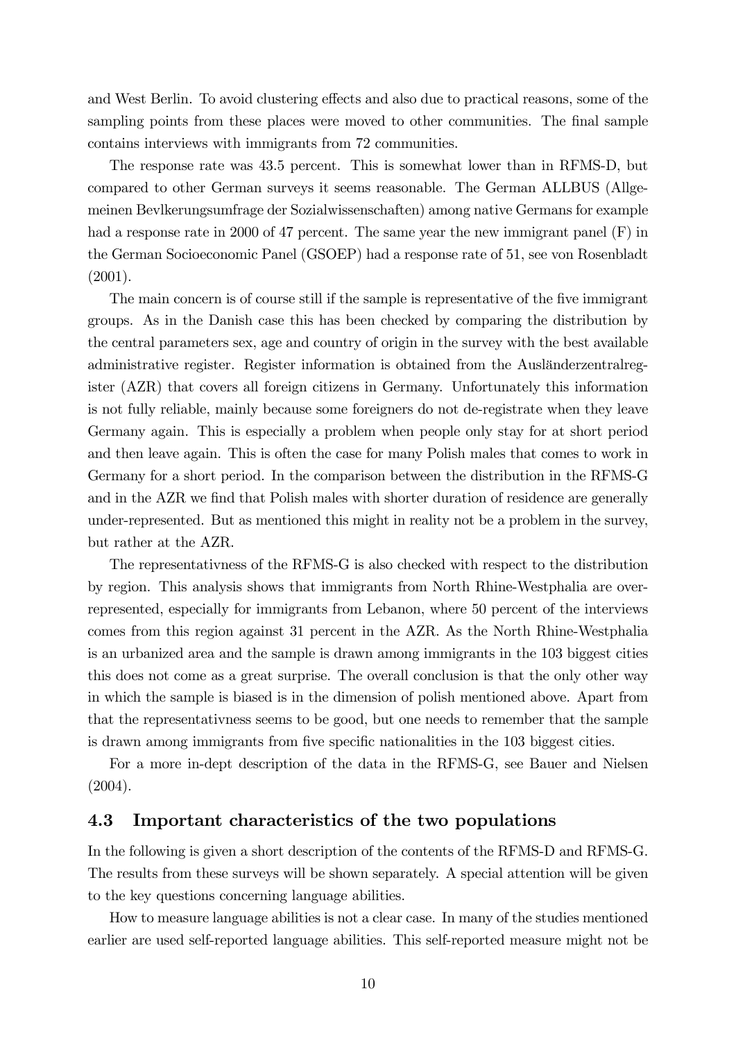and West Berlin. To avoid clustering effects and also due to practical reasons, some of the sampling points from these places were moved to other communities. The final sample contains interviews with immigrants from 72 communities.

The response rate was 43.5 percent. This is somewhat lower than in RFMS-D, but compared to other German surveys it seems reasonable. The German ALLBUS (Allgemeinen Bevlkerungsumfrage der Sozialwissenschaften) among native Germans for example had a response rate in 2000 of 47 percent. The same year the new immigrant panel (F) in the German Socioeconomic Panel (GSOEP) had a response rate of 51, see von Rosenbladt (2001).

The main concern is of course still if the sample is representative of the five immigrant groups. As in the Danish case this has been checked by comparing the distribution by the central parameters sex, age and country of origin in the survey with the best available administrative register. Register information is obtained from the Ausländerzentralregister (AZR) that covers all foreign citizens in Germany. Unfortunately this information is not fully reliable, mainly because some foreigners do not de-registrate when they leave Germany again. This is especially a problem when people only stay for at short period and then leave again. This is often the case for many Polish males that comes to work in Germany for a short period. In the comparison between the distribution in the RFMS-G and in the AZR we find that Polish males with shorter duration of residence are generally under-represented. But as mentioned this might in reality not be a problem in the survey, but rather at the AZR.

The representativness of the RFMS-G is also checked with respect to the distribution by region. This analysis shows that immigrants from North Rhine-Westphalia are over-represented, especially for immigrants from Lebanon, where 50 percent of the interviews comes from this region against 31 percent in the AZR. As the North Rhine-Westphalia is an urbanized area and the sample is drawn among immigrants in the 103 biggest cities this does not come as a great surprise. The overall conclusion is that the only other way in which the sample is biased is in the dimension of polish mentioned above. Apart from that the representativness seems to be good, but one needs to remember that the sample is drawn among immigrants from five specific nationalities in the 103 biggest cities.

For a more in-dept description of the data in the RFMS-G, see Bauer and Nielsen (2004).

### 4.3 Important characteristics of the two populations

In the following is given a short description of the contents of the RFMS-D and RFMS-G. The results from these surveys will be shown separately. A special attention will be given to the key questions concerning language abilities.

How to measure language abilities is not a clear case. In many of the studies mentioned earlier are used self-reported language abilities. This self-reported measure might not be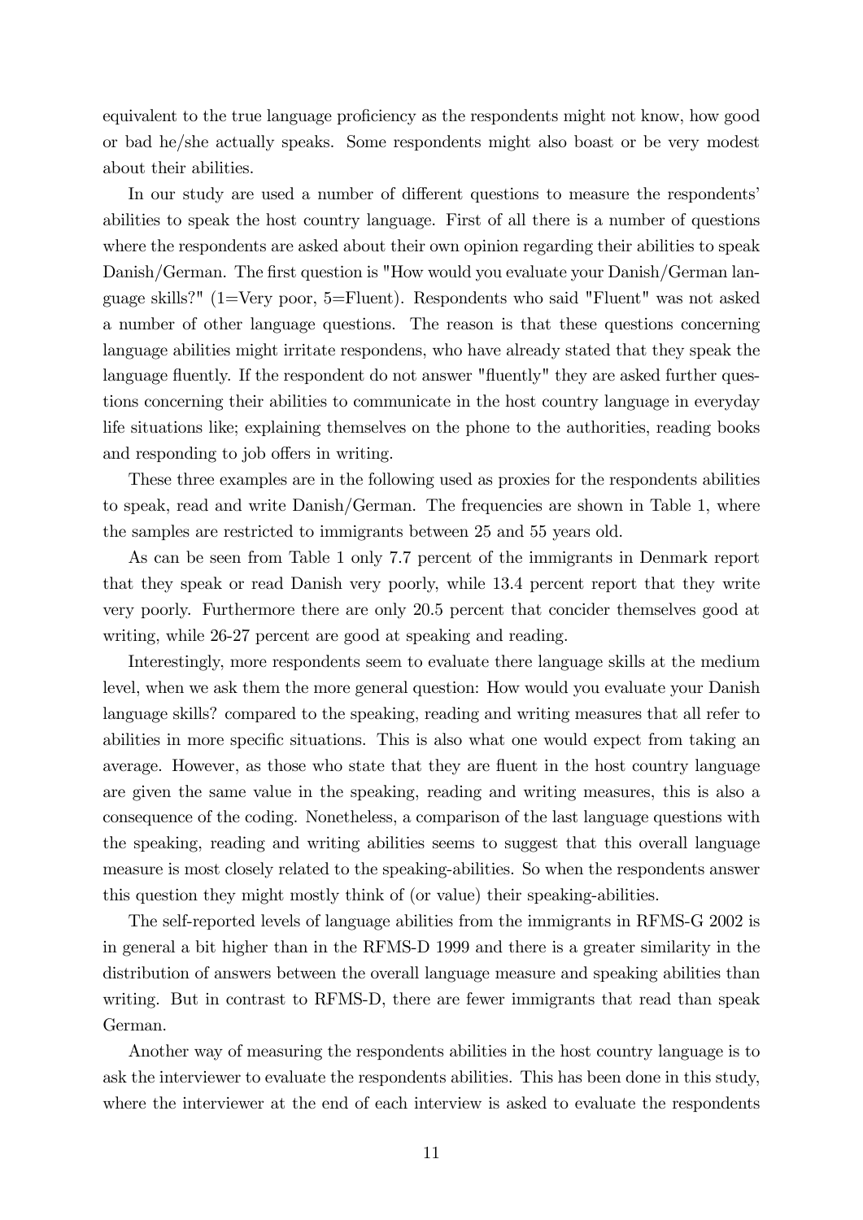equivalent to the true language proficiency as the respondents might not know, how good or bad he/she actually speaks. Some respondents might also boast or be very modest about their abilities.

In our study are used a number of different questions to measure the respondents' abilities to speak the host country language. First of all there is a number of questions where the respondents are asked about their own opinion regarding their abilities to speak Danish/German. The first question is "How would you evaluate your Danish/German language skills?" (1=Very poor, 5=Fluent). Respondents who said "Fluent" was not asked a number of other language questions. The reason is that these questions concerning language abilities might irritate respondens, who have already stated that they speak the language fluently. If the respondent do not answer "fluently" they are asked further questions concerning their abilities to communicate in the host country language in everyday life situations like; explaining themselves on the phone to the authorities, reading books and responding to job offers in writing.

These three examples are in the following used as proxies for the respondents abilities to speak, read and write Danish/German. The frequencies are shown in Table 1, where the samples are restricted to immigrants between 25 and 55 years old.

As can be seen from Table 1 only 7.7 percent of the immigrants in Denmark report that they speak or read Danish very poorly, while 13.4 percent report that they write very poorly. Furthermore there are only 20.5 percent that concider themselves good at writing, while 26-27 percent are good at speaking and reading.

Interestingly, more respondents seem to evaluate there language skills at the medium level, when we ask them the more general question: How would you evaluate your Danish language skills? compared to the speaking, reading and writing measures that all refer to abilities in more specific situations. This is also what one would expect from taking an average. However, as those who state that they are fluent in the host country language are given the same value in the speaking, reading and writing measures, this is also a consequence of the coding. Nonetheless, a comparison of the last language questions with the speaking, reading and writing abilities seems to suggest that this overall language measure is most closely related to the speaking-abilities. So when the respondents answer this question they might mostly think of (or value) their speaking-abilities.

The self-reported levels of language abilities from the immigrants in RFMS-G 2002 is in general a bit higher than in the RFMS-D 1999 and there is a greater similarity in the distribution of answers between the overall language measure and speaking abilities than writing. But in contrast to RFMS-D, there are fewer immigrants that read than speak German.

Another way of measuring the respondents abilities in the host country language is to ask the interviewer to evaluate the respondents abilities. This has been done in this study, where the interviewer at the end of each interview is asked to evaluate the respondents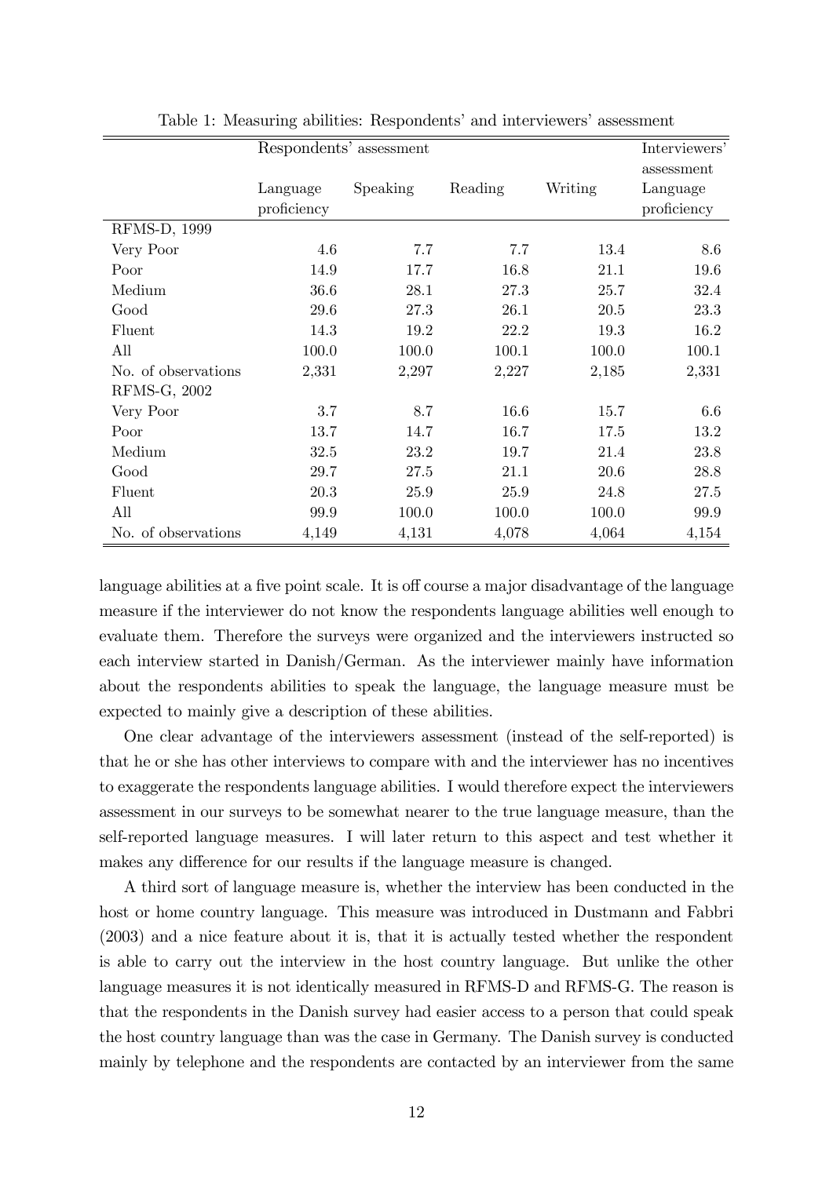Table 1: Measuring abilities: Respondents' and interviewers' assessment

| | Respondents' assessment | | | | Interviewers' assessment |
|---|---|---|---|---|---|
| | Language proficiency | Speaking | Reading | Writing | Language proficiency |
| RFMS-D, 1999 | | | | | |
| Very Poor | 4.6 | 7.7 | 7.7 | 13.4 | 8.6 |
| Poor | 14.9 | 17.7 | 16.8 | 21.1 | 19.6 |
| Medium | 36.6 | 28.1 | 27.3 | 25.7 | 32.4 |
| Good | 29.6 | 27.3 | 26.1 | 20.5 | 23.3 |
| Fluent | 14.3 | 19.2 | 22.2 | 19.3 | 16.2 |
| All | 100.0 | 100.0 | 100.1 | 100.0 | 100.1 |
| No. of observations | 2,331 | 2,297 | 2,227 | 2,185 | 2,331 |
| RFMS-G, 2002 | | | | | |
| Very Poor | 3.7 | 8.7 | 16.6 | 15.7 | 6.6 |
| Poor | 13.7 | 14.7 | 16.7 | 17.5 | 13.2 |
| Medium | 32.5 | 23.2 | 19.7 | 21.4 | 23.8 |
| Good | 29.7 | 27.5 | 21.1 | 20.6 | 28.8 |
| Fluent | 20.3 | 25.9 | 25.9 | 24.8 | 27.5 |
| All | 99.9 | 100.0 | 100.0 | 100.0 | 99.9 |
| No. of observations | 4,149 | 4,131 | 4,078 | 4,064 | 4,154 |

language abilities at a five point scale. It is off course a major disadvantage of the language measure if the interviewer do not know the respondents language abilities well enough to evaluate them. Therefore the surveys were organized and the interviewers instructed so each interview started in Danish/German. As the interviewer mainly have information about the respondents abilities to speak the language, the language measure must be expected to mainly give a description of these abilities.

One clear advantage of the interviewers assessment (instead of the self-reported) is that he or she has other interviews to compare with and the interviewer has no incentives to exaggerate the respondents language abilities. I would therefore expect the interviewers assessment in our surveys to be somewhat nearer to the true language measure, than the self-reported language measures. I will later return to this aspect and test whether it makes any difference for our results if the language measure is changed.

A third sort of language measure is, whether the interview has been conducted in the host or home country language. This measure was introduced in Dustmann and Fabbri (2003) and a nice feature about it is, that it is actually tested whether the respondent is able to carry out the interview in the host country language. But unlike the other language measures it is not identically measured in RFMS-D and RFMS-G. The reason is that the respondents in the Danish survey had easier access to a person that could speak the host country language than was the case in Germany. The Danish survey is conducted mainly by telephone and the respondents are contacted by an interviewer from the same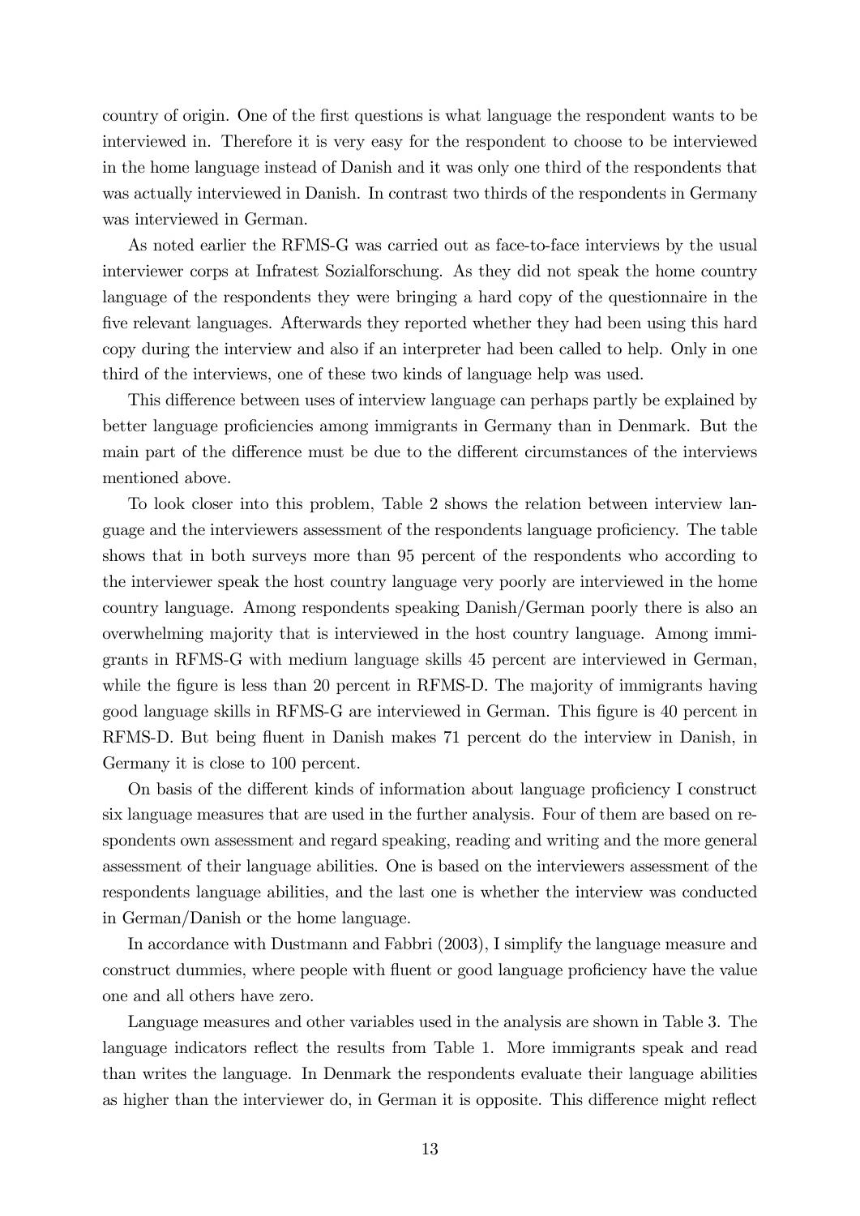country of origin. One of the first questions is what language the respondent wants to be interviewed in. Therefore it is very easy for the respondent to choose to be interviewed in the home language instead of Danish and it was only one third of the respondents that was actually interviewed in Danish. In contrast two thirds of the respondents in Germany was interviewed in German.

As noted earlier the RFMS-G was carried out as face-to-face interviews by the usual interviewer corps at Infratest Sozialforschung. As they did not speak the home country language of the respondents they were bringing a hard copy of the questionnaire in the five relevant languages. Afterwards they reported whether they had been using this hard copy during the interview and also if an interpreter had been called to help. Only in one third of the interviews, one of these two kinds of language help was used.

This difference between uses of interview language can perhaps partly be explained by better language proficiencies among immigrants in Germany than in Denmark. But the main part of the difference must be due to the different circumstances of the interviews mentioned above.

To look closer into this problem, Table 2 shows the relation between interview language and the interviewers assessment of the respondents language proficiency. The table shows that in both surveys more than 95 percent of the respondents who according to the interviewer speak the host country language very poorly are interviewed in the home country language. Among respondents speaking Danish/German poorly there is also an overwhelming majority that is interviewed in the host country language. Among immigrants in RFMS-G with medium language skills 45 percent are interviewed in German, while the figure is less than 20 percent in RFMS-D. The majority of immigrants having good language skills in RFMS-G are interviewed in German. This figure is 40 percent in RFMS-D. But being fluent in Danish makes 71 percent do the interview in Danish, in Germany it is close to 100 percent.

On basis of the different kinds of information about language proficiency I construct six language measures that are used in the further analysis. Four of them are based on respondents own assessment and regard speaking, reading and writing and the more general assessment of their language abilities. One is based on the interviewers assessment of the respondents language abilities, and the last one is whether the interview was conducted in German/Danish or the home language.

In accordance with Dustmann and Fabbri (2003), I simplify the language measure and construct dummies, where people with fluent or good language proficiency have the value one and all others have zero.

Language measures and other variables used in the analysis are shown in Table 3. The language indicators reflect the results from Table 1. More immigrants speak and read than writes the language. In Denmark the respondents evaluate their language abilities as higher than the interviewer do, in German it is opposite. This difference might reflect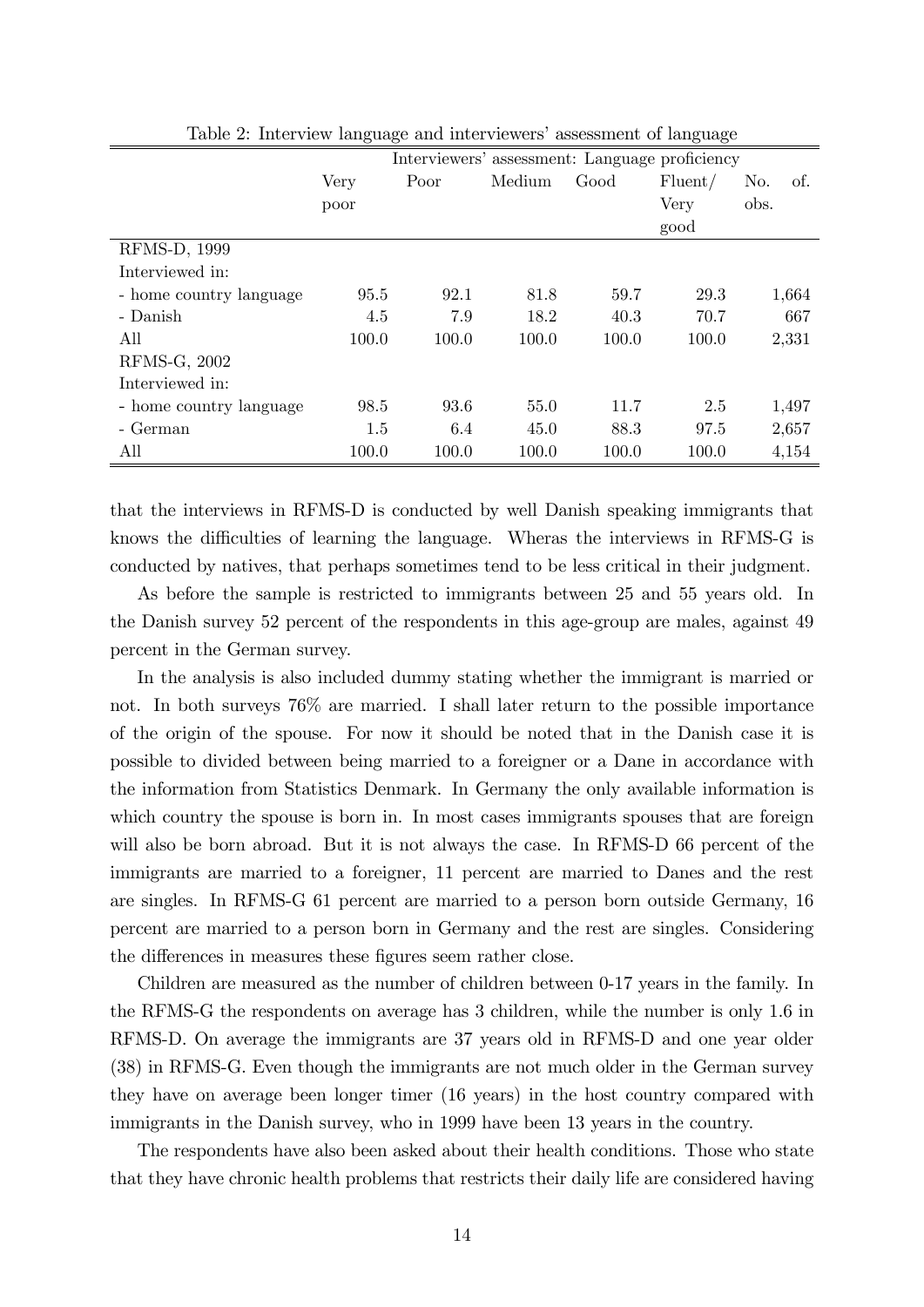Table 2: Interview language and interviewers' assessment of language

| | Interviewers' assessment: Language proficiency | | | | | |
|---|---|---|---|---|---|---|
| | Very poor | Poor | Medium | Good | Fluent/ Very good | No. of. obs. |
| RFMS-D, 1999 | | | | | | |
| Interviewed in: | | | | | | |
| - home country language | 95.5 | 92.1 | 81.8 | 59.7 | 29.3 | 1,664 |
| - Danish | 4.5 | 7.9 | 18.2 | 40.3 | 70.7 | 667 |
| All | 100.0 | 100.0 | 100.0 | 100.0 | 100.0 | 2,331 |
| RFMS-G, 2002 | | | | | | |
| Interviewed in: | | | | | | |
| - home country language | 98.5 | 93.6 | 55.0 | 11.7 | 2.5 | 1,497 |
| - German | 1.5 | 6.4 | 45.0 | 88.3 | 97.5 | 2,657 |
| All | 100.0 | 100.0 | 100.0 | 100.0 | 100.0 | 4,154 |

that the interviews in RFMS-D is conducted by well Danish speaking immigrants that knows the difficulties of learning the language. Wheras the interviews in RFMS-G is conducted by natives, that perhaps sometimes tend to be less critical in their judgment.

As before the sample is restricted to immigrants between 25 and 55 years old. In the Danish survey 52 percent of the respondents in this age-group are males, against 49 percent in the German survey.

In the analysis is also included dummy stating whether the immigrant is married or not. In both surveys 76% are married. I shall later return to the possible importance of the origin of the spouse. For now it should be noted that in the Danish case it is possible to divided between being married to a foreigner or a Dane in accordance with the information from Statistics Denmark. In Germany the only available information is which country the spouse is born in. In most cases immigrants spouses that are foreign will also be born abroad. But it is not always the case. In RFMS-D 66 percent of the immigrants are married to a foreigner, 11 percent are married to Danes and the rest are singles. In RFMS-G 61 percent are married to a person born outside Germany, 16 percent are married to a person born in Germany and the rest are singles. Considering the differences in measures these figures seem rather close.

Children are measured as the number of children between 0-17 years in the family. In the RFMS-G the respondents on average has 3 children, while the number is only 1.6 in RFMS-D. On average the immigrants are 37 years old in RFMS-D and one year older (38) in RFMS-G. Even though the immigrants are not much older in the German survey they have on average been longer timer (16 years) in the host country compared with immigrants in the Danish survey, who in 1999 have been 13 years in the country.

The respondents have also been asked about their health conditions. Those who state that they have chronic health problems that restricts their daily life are considered having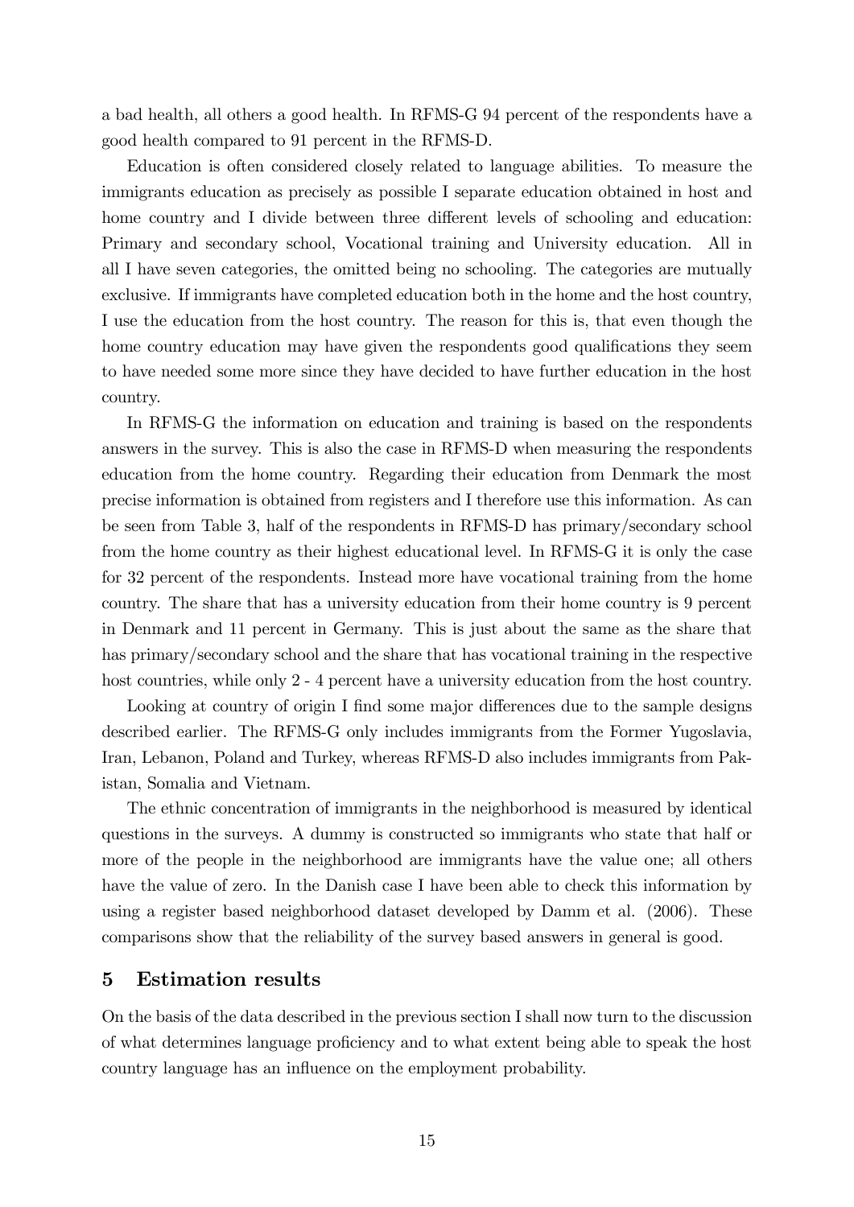a bad health, all others a good health. In RFMS-G 94 percent of the respondents have a good health compared to 91 percent in the RFMS-D.

Education is often considered closely related to language abilities. To measure the immigrants education as precisely as possible I separate education obtained in host and home country and I divide between three different levels of schooling and education: Primary and secondary school, Vocational training and University education. All in all I have seven categories, the omitted being no schooling. The categories are mutually exclusive. If immigrants have completed education both in the home and the host country, I use the education from the host country. The reason for this is, that even though the home country education may have given the respondents good qualifications they seem to have needed some more since they have decided to have further education in the host country.

In RFMS-G the information on education and training is based on the respondents answers in the survey. This is also the case in RFMS-D when measuring the respondents education from the home country. Regarding their education from Denmark the most precise information is obtained from registers and I therefore use this information. As can be seen from Table 3, half of the respondents in RFMS-D has primary/secondary school from the home country as their highest educational level. In RFMS-G it is only the case for 32 percent of the respondents. Instead more have vocational training from the home country. The share that has a university education from their home country is 9 percent in Denmark and 11 percent in Germany. This is just about the same as the share that has primary/secondary school and the share that has vocational training in the respective host countries, while only 2 - 4 percent have a university education from the host country.

Looking at country of origin I find some major differences due to the sample designs described earlier. The RFMS-G only includes immigrants from the Former Yugoslavia, Iran, Lebanon, Poland and Turkey, whereas RFMS-D also includes immigrants from Pakistan, Somalia and Vietnam.

The ethnic concentration of immigrants in the neighborhood is measured by identical questions in the surveys. A dummy is constructed so immigrants who state that half or more of the people in the neighborhood are immigrants have the value one; all others have the value of zero. In the Danish case I have been able to check this information by using a register based neighborhood dataset developed by Damm et al. (2006). These comparisons show that the reliability of the survey based answers in general is good.

## 5 Estimation results

On the basis of the data described in the previous section I shall now turn to the discussion of what determines language proficiency and to what extent being able to speak the host country language has an influence on the employment probability.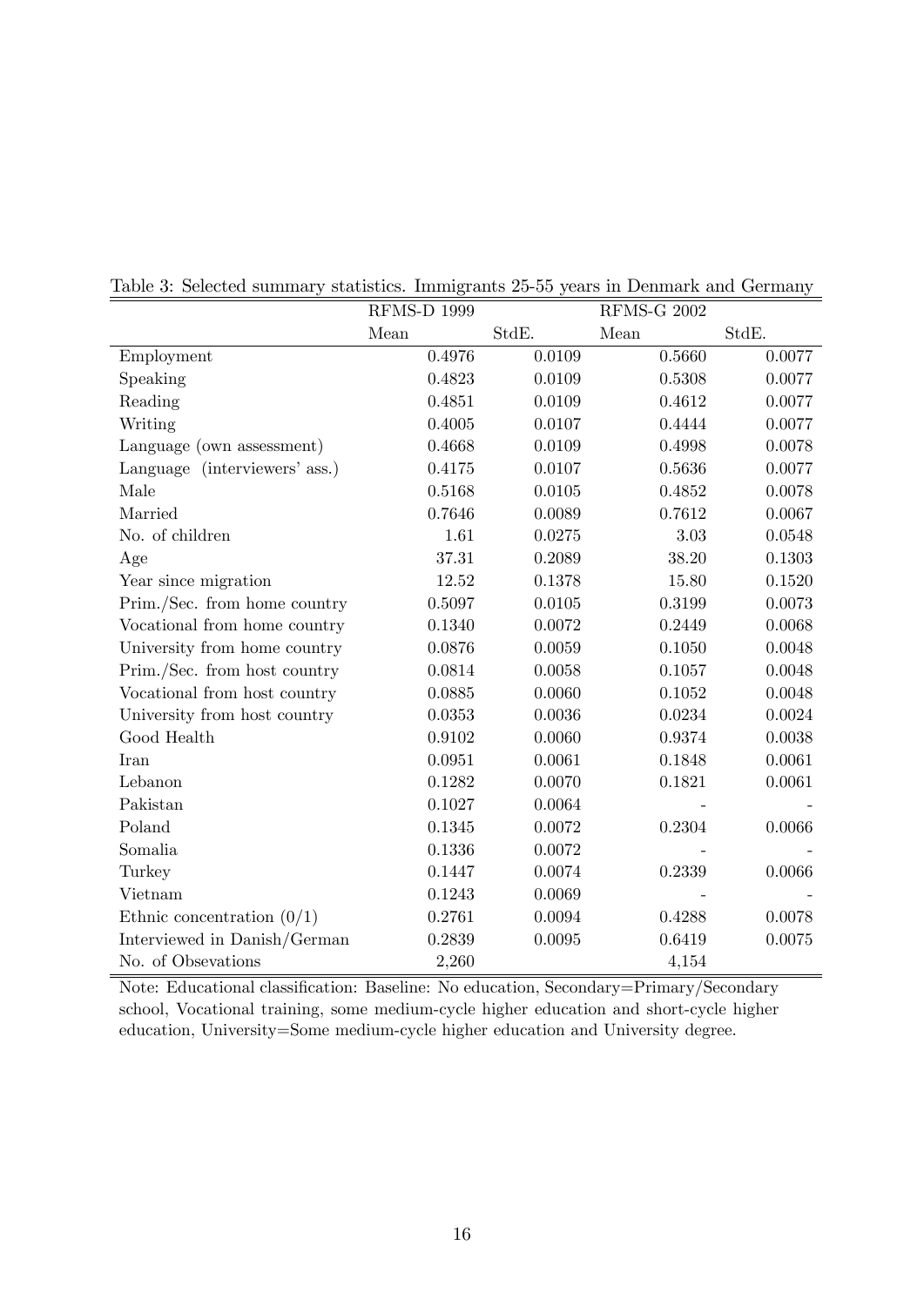Table 3: Selected summary statistics. Immigrants 25-55 years in Denmark and Germany

| | RFMS-D 1999 | | RFMS-G 2002 | |
|---|---|---|---|---|
| | Mean | StdE. | Mean | StdE. |
| Employment | 0.4976 | 0.0109 | 0.5660 | 0.0077 |
| Speaking | 0.4823 | 0.0109 | 0.5308 | 0.0077 |
| Reading | 0.4851 | 0.0109 | 0.4612 | 0.0077 |
| Writing | 0.4005 | 0.0107 | 0.4444 | 0.0077 |
| Language (own assessment) | 0.4668 | 0.0109 | 0.4998 | 0.0078 |
| Language (interviewers' ass.) | 0.4175 | 0.0107 | 0.5636 | 0.0077 |
| Male | 0.5168 | 0.0105 | 0.4852 | 0.0078 |
| Married | 0.7646 | 0.0089 | 0.7612 | 0.0067 |
| No. of children | 1.61 | 0.0275 | 3.03 | 0.0548 |
| Age | 37.31 | 0.2089 | 38.20 | 0.1303 |
| Year since migration | 12.52 | 0.1378 | 15.80 | 0.1520 |
| Prim./Sec. from home country | 0.5097 | 0.0105 | 0.3199 | 0.0073 |
| Vocational from home country | 0.1340 | 0.0072 | 0.2449 | 0.0068 |
| University from home country | 0.0876 | 0.0059 | 0.1050 | 0.0048 |
| Prim./Sec. from host country | 0.0814 | 0.0058 | 0.1057 | 0.0048 |
| Vocational from host country | 0.0885 | 0.0060 | 0.1052 | 0.0048 |
| University from host country | 0.0353 | 0.0036 | 0.0234 | 0.0024 |
| Good Health | 0.9102 | 0.0060 | 0.9374 | 0.0038 |
| Iran | 0.0951 | 0.0061 | 0.1848 | 0.0061 |
| Lebanon | 0.1282 | 0.0070 | 0.1821 | 0.0061 |
| Pakistan | 0.1027 | 0.0064 | - | - |
| Poland | 0.1345 | 0.0072 | 0.2304 | 0.0066 |
| Somalia | 0.1336 | 0.0072 | - | - |
| Turkey | 0.1447 | 0.0074 | 0.2339 | 0.0066 |
| Vietnam | 0.1243 | 0.0069 | - | - |
| Ethnic concentration (0/1) | 0.2761 | 0.0094 | 0.4288 | 0.0078 |
| Interviewed in Danish/German | 0.2839 | 0.0095 | 0.6419 | 0.0075 |
| No. of Obsevations | 2,260 | | 4,154 | |

Note: Educational classification: Baseline: No education, Secondary=Primary/Secondary school, Vocational training, some medium-cycle higher education and short-cycle higher education, University=Some medium-cycle higher education and University degree.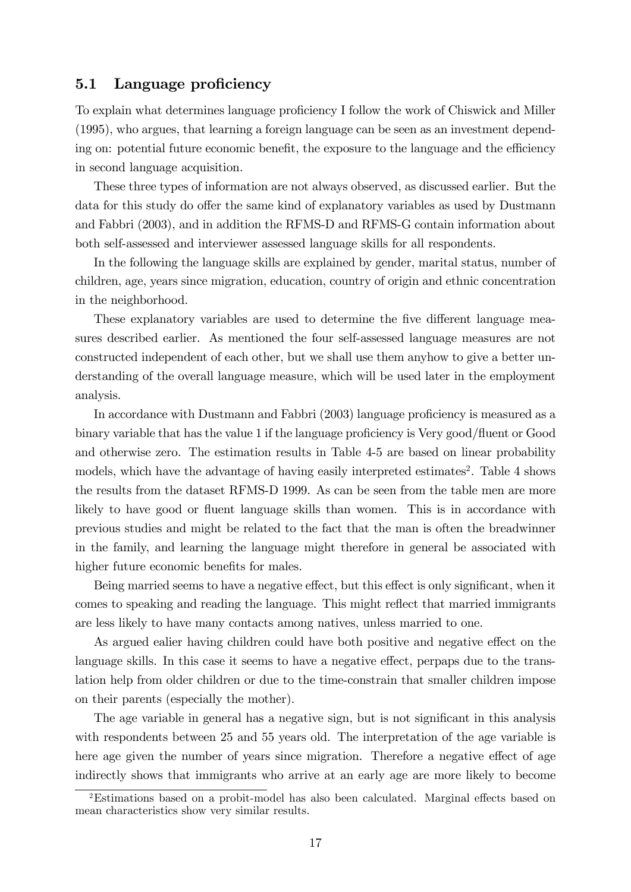## 5.1 Language proficiency

To explain what determines language proficiency I follow the work of Chiswick and Miller (1995), who argues, that learning a foreign language can be seen as an investment depending on: potential future economic benefit, the exposure to the language and the efficiency in second language acquisition.

These three types of information are not always observed, as discussed earlier. But the data for this study do offer the same kind of explanatory variables as used by Dustmann and Fabbri (2003), and in addition the RFMS-D and RFMS-G contain information about both self-assessed and interviewer assessed language skills for all respondents.

In the following the language skills are explained by gender, marital status, number of children, age, years since migration, education, country of origin and ethnic concentration in the neighborhood.

These explanatory variables are used to determine the five different language measures described earlier. As mentioned the four self-assessed language measures are not constructed independent of each other, but we shall use them anyhow to give a better understanding of the overall language measure, which will be used later in the employment analysis.

In accordance with Dustmann and Fabbri (2003) language proficiency is measured as a binary variable that has the value 1 if the language proficiency is Very good/fluent or Good and otherwise zero. The estimation results in Table 4-5 are based on linear probability models, which have the advantage of having easily interpreted estimates[2]. Table 4 shows the results from the dataset RFMS-D 1999. As can be seen from the table men are more likely to have good or fluent language skills than women. This is in accordance with previous studies and might be related to the fact that the man is often the breadwinner in the family, and learning the language might therefore in general be associated with higher future economic benefits for males.

Being married seems to have a negative effect, but this effect is only significant, when it comes to speaking and reading the language. This might reflect that married immigrants are less likely to have many contacts among natives, unless married to one.

As argued ealier having children could have both positive and negative effect on the language skills. In this case it seems to have a negative effect, perpaps due to the translation help from older children or due to the time-constrain that smaller children impose on their parents (especially the mother).

The age variable in general has a negative sign, but is not significant in this analysis with respondents between 25 and 55 years old. The interpretation of the age variable is here age given the number of years since migration. Therefore a negative effect of age indirectly shows that immigrants who arrive at an early age are more likely to become

[2]Estimations based on a probit-model has also been calculated. Marginal effects based on mean characteristics show very similar results.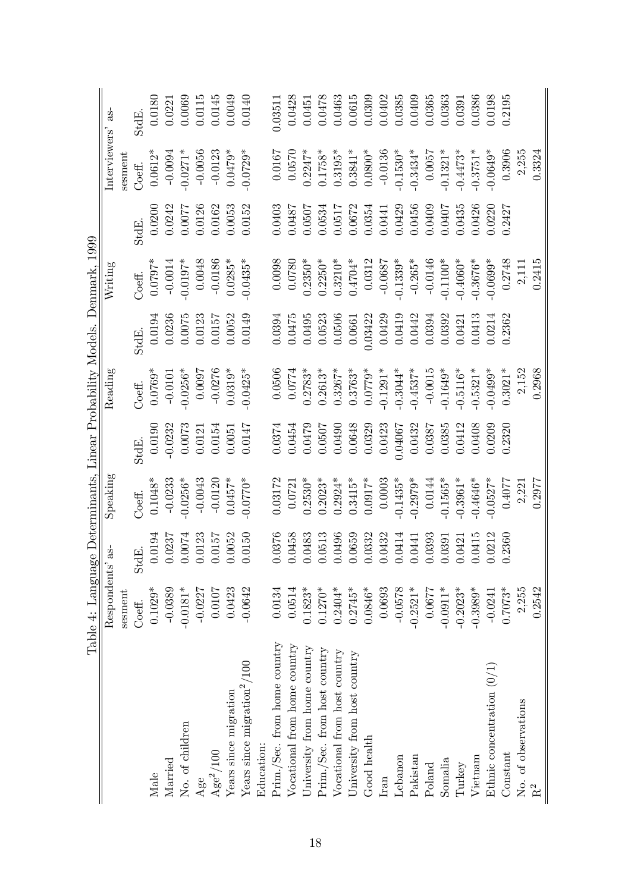Table 4: Language Determinants, Linear Probability Models. Denmark, 1999

| | Respondents' assesment | | Speaking | | Reading | | Writing | | Interviewers' assesment | |
|---|---|---|---|---|---|---|---|---|---|---|
| | Coeff. | StdE. | Coeff. | StdE. | Coeff. | StdE. | Coeff. | StdE. | Coeff. | StdE. |
| Male | 0.1029* | 0.0194 | 0.1048* | 0.0190 | 0.0769* | 0.0194 | 0.0797* | 0.0200 | 0.0612* | 0.0180 |
| Married | -0.0389 | 0.0237 | -0.0233 | -0.0232 | -0.0101 | 0.0236 | -0.0014 | 0.0242 | -0.0094 | 0.0221 |
| No. of children | -0.0181* | 0.0074 | -0.0256* | 0.0073 | -0.0256* | 0.0075 | -0.0197* | 0.0077 | -0.0271* | 0.0069 |
| Age | -0.0227 | 0.0123 | -0.0043 | 0.0121 | 0.0097 | 0.0123 | 0.0048 | 0.0126 | -0.0056 | 0.0115 |
| $\text{Age}^2/100$ | 0.0107 | 0.0157 | -0.0120 | 0.0154 | -0.0276 | 0.0157 | -0.0186 | 0.0162 | -0.0123 | 0.0145 |
| Years since migration | 0.0423 | 0.0052 | 0.0457* | 0.0051 | 0.0319* | 0.0052 | 0.0285* | 0.0053 | 0.0479* | 0.0049 |
| Years since $\text{migration}^2/100$ | -0.0642 | 0.0150 | -0.0770* | 0.0147 | -0.0425* | 0.0149 | -0.0435* | 0.0152 | -0.0729* | 0.0140 |
| Education: | | | | | | | | | | |
| Prim./Sec. from home country | 0.0134 | 0.0376 | 0.03172 | 0.0374 | 0.0506 | 0.0394 | 0.0098 | 0.0403 | 0.0167 | 0.03511 |
| Vocational from home country | 0.0514 | 0.0458 | 0.0721 | 0.0454 | 0.0774 | 0.0475 | 0.0780 | 0.0487 | 0.0570 | 0.0428 |
| University from home country | 0.1823* | 0.0483 | 0.2530* | 0.0479 | 0.2783* | 0.0495 | 0.2350* | 0.0507 | 0.2247* | 0.0451 |
| Prim./Sec. from host country | 0.1270* | 0.0513 | 0.2023* | 0.0507 | 0.2613* | 0.0523 | 0.2250* | 0.0534 | 0.1758* | 0.0478 |
| Vocational from host country | 0.2404* | 0.0496 | 0.2924* | 0.0490 | 0.3267* | 0.0506 | 0.3210* | 0.0517 | 0.3195* | 0.0463 |
| University from host country | 0.2745* | 0.0659 | 0.3415* | 0.0648 | 0.3763* | 0.0661 | 0.4704* | 0.0672 | 0.3841* | 0.0615 |
| Good health | 0.0846* | 0.0332 | 0.0917* | 0.0329 | 0.0779* | 0.03422 | 0.0312 | 0.0354 | 0.0800* | 0.0309 |
| Iran | 0.0693 | 0.0432 | 0.0003 | 0.0423 | -0.1291* | 0.0429 | -0.0687 | 0.0441 | -0.0136 | 0.0402 |
| Lebanon | -0.0578 | 0.0414 | -0.1435* | 0.04067 | -0.3044* | 0.0419 | -0.1339* | 0.0429 | -0.1530* | 0.0385 |
| Pakistan | -0.2521* | 0.0441 | -0.2979* | 0.0432 | -0.4537* | 0.0442 | -0.265* | 0.0456 | -0.3434* | 0.0409 |
| Poland | 0.0677 | 0.0393 | 0.0144 | 0.0387 | -0.0015 | 0.0394 | -0.0146 | 0.0409 | 0.0057 | 0.0365 |
| Somalia | -0.0911* | 0.0391 | -0.1565* | 0.0385 | -0.1649* | 0.0392 | -0.1100* | 0.0407 | -0.1321* | 0.0363 |
| Turkey | -0.2023* | 0.0421 | -0.3961* | 0.0412 | -0.5116* | 0.0421 | -0.4060* | 0.0435 | -0.4473* | 0.0391 |
| Vietnam | -0.3989* | 0.0415 | -0.4646* | 0.0408 | -0.5321* | 0.0413 | -0.3676* | 0.0426 | -0.3751* | 0.0386 |
| Ethnic concentration (0/1) | -0.0241 | 0.0212 | -0.0527* | 0.0209 | -0.0499* | 0.0214 | -0.0699* | 0.0220 | -0.0649* | 0.0198 |
| Constant | 0.7073* | 0.2360 | 0.4077 | 0.2320 | 0.3021* | 0.2362 | 0.2748 | 0.2427 | 0.3906 | 0.2195 |
| No. of observations | 2,255 | | 2,221 | | 2,152 | | 2,111 | | 2,255 | |
| $R^2$ | 0.2542 | | 0.2977 | | 0.2968 | | 0.2415 | | 0.3324 | |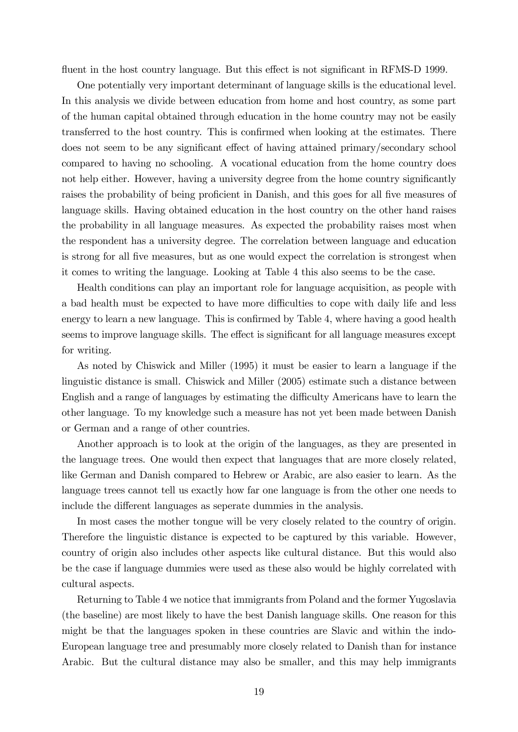fluent in the host country language. But this effect is not significant in RFMS-D 1999.

One potentially very important determinant of language skills is the educational level. In this analysis we divide between education from home and host country, as some part of the human capital obtained through education in the home country may not be easily transferred to the host country. This is confirmed when looking at the estimates. There does not seem to be any significant effect of having attained primary/secondary school compared to having no schooling. A vocational education from the home country does not help either. However, having a university degree from the home country significantly raises the probability of being proficient in Danish, and this goes for all five measures of language skills. Having obtained education in the host country on the other hand raises the probability in all language measures. As expected the probability raises most when the respondent has a university degree. The correlation between language and education is strong for all five measures, but as one would expect the correlation is strongest when it comes to writing the language. Looking at Table 4 this also seems to be the case.

Health conditions can play an important role for language acquisition, as people with a bad health must be expected to have more difficulties to cope with daily life and less energy to learn a new language. This is confirmed by Table 4, where having a good health seems to improve language skills. The effect is significant for all language measures except for writing.

As noted by Chiswick and Miller (1995) it must be easier to learn a language if the linguistic distance is small. Chiswick and Miller (2005) estimate such a distance between English and a range of languages by estimating the difficulty Americans have to learn the other language. To my knowledge such a measure has not yet been made between Danish or German and a range of other countries.

Another approach is to look at the origin of the languages, as they are presented in the language trees. One would then expect that languages that are more closely related, like German and Danish compared to Hebrew or Arabic, are also easier to learn. As the language trees cannot tell us exactly how far one language is from the other one needs to include the different languages as seperate dummies in the analysis.

In most cases the mother tongue will be very closely related to the country of origin. Therefore the linguistic distance is expected to be captured by this variable. However, country of origin also includes other aspects like cultural distance. But this would also be the case if language dummies were used as these also would be highly correlated with cultural aspects.

Returning to Table 4 we notice that immigrants from Poland and the former Yugoslavia (the baseline) are most likely to have the best Danish language skills. One reason for this might be that the languages spoken in these countries are Slavic and within the indo-European language tree and presumably more closely related to Danish than for instance Arabic. But the cultural distance may also be smaller, and this may help immigrants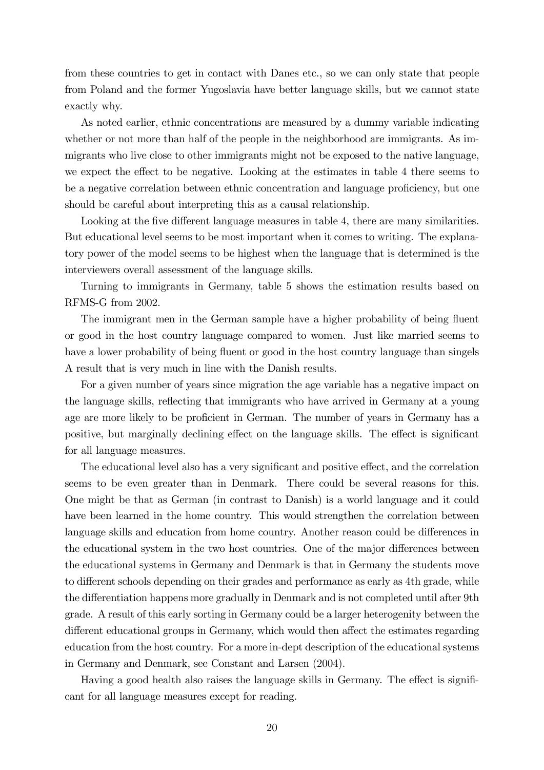from these countries to get in contact with Danes etc., so we can only state that people from Poland and the former Yugoslavia have better language skills, but we cannot state exactly why.

As noted earlier, ethnic concentrations are measured by a dummy variable indicating whether or not more than half of the people in the neighborhood are immigrants. As immigrants who live close to other immigrants might not be exposed to the native language, we expect the effect to be negative. Looking at the estimates in table 4 there seems to be a negative correlation between ethnic concentration and language proficiency, but one should be careful about interpreting this as a causal relationship.

Looking at the five different language measures in table 4, there are many similarities. But educational level seems to be most important when it comes to writing. The explanatory power of the model seems to be highest when the language that is determined is the interviewers overall assessment of the language skills.

Turning to immigrants in Germany, table 5 shows the estimation results based on RFMS-G from 2002.

The immigrant men in the German sample have a higher probability of being fluent or good in the host country language compared to women. Just like married seems to have a lower probability of being fluent or good in the host country language than singels A result that is very much in line with the Danish results.

For a given number of years since migration the age variable has a negative impact on the language skills, reflecting that immigrants who have arrived in Germany at a young age are more likely to be proficient in German. The number of years in Germany has a positive, but marginally declining effect on the language skills. The effect is significant for all language measures.

The educational level also has a very significant and positive effect, and the correlation seems to be even greater than in Denmark. There could be several reasons for this. One might be that as German (in contrast to Danish) is a world language and it could have been learned in the home country. This would strengthen the correlation between language skills and education from home country. Another reason could be differences in the educational system in the two host countries. One of the major differences between the educational systems in Germany and Denmark is that in Germany the students move to different schools depending on their grades and performance as early as 4th grade, while the differentiation happens more gradually in Denmark and is not completed until after 9th grade. A result of this early sorting in Germany could be a larger heterogenity between the different educational groups in Germany, which would then affect the estimates regarding education from the host country. For a more in-dept description of the educational systems in Germany and Denmark, see Constant and Larsen (2004).

Having a good health also raises the language skills in Germany. The effect is significant for all language measures except for reading.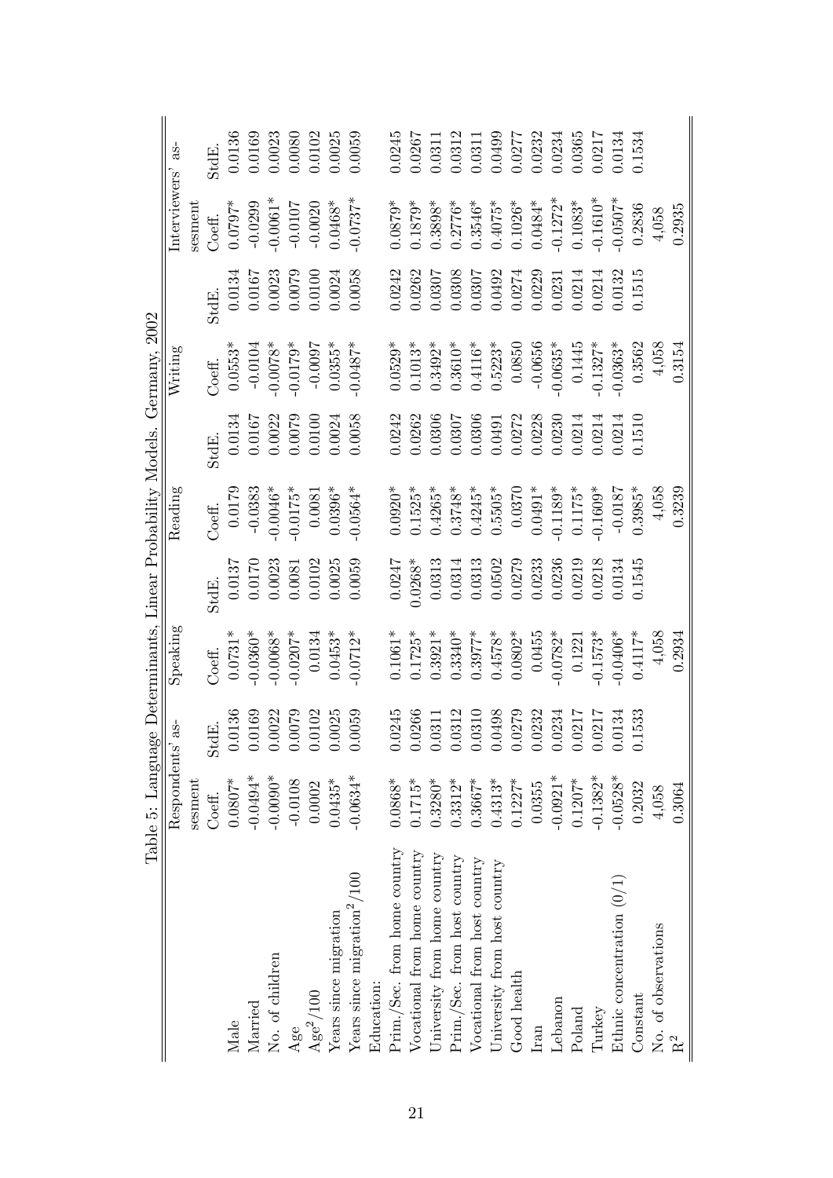Table 5: Language Determinants, Linear Probability Models. Germany, 2002

| | Respondents' assesment | | Speaking | | Reading | | Writing | | Interviewers' assesment | |
|---|---|---|---|---|---|---|---|---|---|---|
| | Coeff. | StdE. | Coeff. | StdE. | Coeff. | StdE. | Coeff. | StdE. | Coeff. | StdE. |
| Male | 0.0807* | 0.0136 | 0.0731* | 0.0137 | 0.0179 | 0.0134 | 0.0553* | 0.0134 | 0.0797* | 0.0136 |
| Married | -0.0494* | 0.0169 | -0.0360* | 0.0170 | -0.0383 | 0.0167 | -0.0104 | 0.0167 | -0.0299 | 0.0169 |
| No. of children | -0.0090* | 0.0022 | -0.0068* | 0.0023 | -0.0046* | 0.0022 | -0.0078* | 0.0023 | -0.0061* | 0.0023 |
| Age | -0.0108 | 0.0079 | -0.0207* | 0.0081 | -0.0175* | 0.0079 | -0.0179* | 0.0079 | -0.0107 | 0.0080 |
| $\text{Age}^2/100$ | 0.0002 | 0.0102 | 0.0134 | 0.0102 | 0.0081 | 0.0100 | -0.0097 | 0.0100 | -0.0020 | 0.0102 |
| Years since migration | 0.0435* | 0.0025 | 0.0453* | 0.0025 | 0.0396* | 0.0024 | 0.0355* | 0.0024 | 0.0468* | 0.0025 |
| Years since $\text{migration}^2/100$ | -0.0634* | 0.0059 | -0.0712* | 0.0059 | -0.0564* | 0.0058 | -0.0487* | 0.0058 | -0.0737* | 0.0059 |
| Education: | | | | | | | | | | |
| Prim./Sec. from home country | 0.0868* | 0.0245 | 0.1061* | 0.0247 | 0.0920* | 0.0242 | 0.0529* | 0.0242 | 0.0879* | 0.0245 |
| Vocational from home country | 0.1715* | 0.0266 | 0.1725* | 0.0268* | 0.1525* | 0.0262 | 0.1013* | 0.0262 | 0.1879* | 0.0267 |
| University from home country | 0.3280* | 0.0311 | 0.3921* | 0.0313 | 0.4265* | 0.0306 | 0.3492* | 0.0307 | 0.3898* | 0.0311 |
| Prim./Sec. from host country | 0.3312* | 0.0312 | 0.3340* | 0.0314 | 0.3748* | 0.0307 | 0.3610* | 0.0308 | 0.2776* | 0.0312 |
| Vocational from host country | 0.3667* | 0.0310 | 0.3977* | 0.0313 | 0.4245* | 0.0306 | 0.4116* | 0.0307 | 0.3546* | 0.0311 |
| University from host country | 0.4313* | 0.0498 | 0.4578* | 0.0502 | 0.5505* | 0.0491 | 0.5223* | 0.0492 | 0.4075* | 0.0499 |
| Good health | 0.1227* | 0.0279 | 0.0802* | 0.0279 | 0.0370 | 0.0272 | 0.0850 | 0.0274 | 0.1026* | 0.0277 |
| Iran | 0.0355 | 0.0232 | 0.0455 | 0.0233 | 0.0491* | 0.0228 | -0.0656 | 0.0229 | 0.0484* | 0.0232 |
| Lebanon | -0.0921* | 0.0234 | -0.0782* | 0.0236 | -0.1189* | 0.0230 | -0.0635* | 0.0231 | -0.1272* | 0.0234 |
| Poland | 0.1207* | 0.0217 | 0.1221 | 0.0219 | 0.1175* | 0.0214 | 0.1445 | 0.0214 | 0.1083* | 0.0365 |
| Turkey | -0.1382* | 0.0217 | -0.1573* | 0.0218 | -0.1609* | 0.0214 | -0.1327* | 0.0214 | -0.1610* | 0.0217 |
| Ethnic concentration (0/1) | -0.0528* | 0.0134 | -0.0406* | 0.0134 | -0.0187 | 0.0214 | -0.0363* | 0.0132 | -0.0507* | 0.0134 |
| Constant | 0.2032 | 0.1533 | 0.4117* | 0.1545 | 0.3985* | 0.1510 | 0.3562 | 0.1515 | 0.2836 | 0.1534 |
| No. of observations | 4,058 | | 4,058 | | 4,058 | | 4,058 | | 4,058 | |
| $R^2$ | 0.3064 | | 0.2934 | | 0.3239 | | 0.3154 | | 0.2935 | |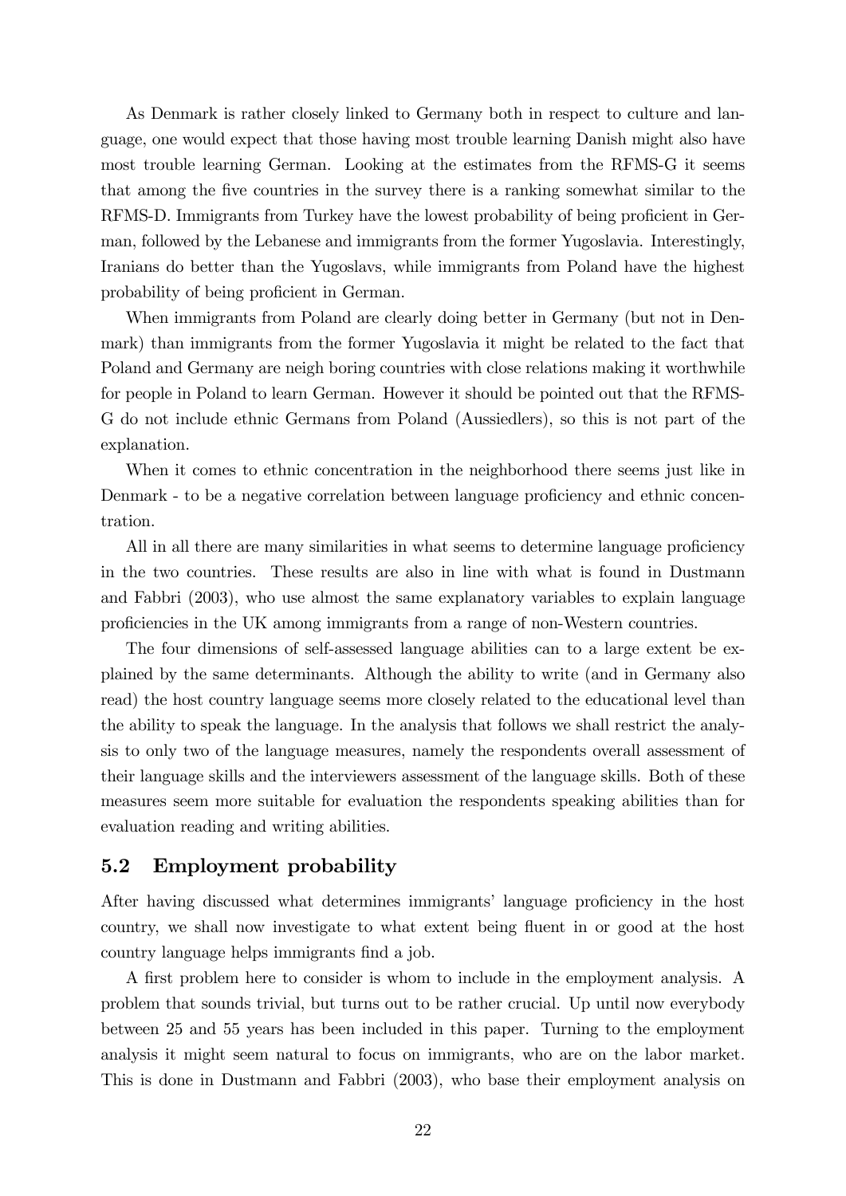As Denmark is rather closely linked to Germany both in respect to culture and language, one would expect that those having most trouble learning Danish might also have most trouble learning German. Looking at the estimates from the RFMS-G it seems that among the five countries in the survey there is a ranking somewhat similar to the RFMS-D. Immigrants from Turkey have the lowest probability of being proficient in German, followed by the Lebanese and immigrants from the former Yugoslavia. Interestingly, Iranians do better than the Yugoslavs, while immigrants from Poland have the highest probability of being proficient in German.

When immigrants from Poland are clearly doing better in Germany (but not in Denmark) than immigrants from the former Yugoslavia it might be related to the fact that Poland and Germany are neigh boring countries with close relations making it worthwhile for people in Poland to learn German. However it should be pointed out that the RFMS-G do not include ethnic Germans from Poland (Aussiedlers), so this is not part of the explanation.

When it comes to ethnic concentration in the neighborhood there seems just like in Denmark - to be a negative correlation between language proficiency and ethnic concentration.

All in all there are many similarities in what seems to determine language proficiency in the two countries. These results are also in line with what is found in Dustmann and Fabbri (2003), who use almost the same explanatory variables to explain language proficiencies in the UK among immigrants from a range of non-Western countries.

The four dimensions of self-assessed language abilities can to a large extent be explained by the same determinants. Although the ability to write (and in Germany also read) the host country language seems more closely related to the educational level than the ability to speak the language. In the analysis that follows we shall restrict the analysis to only two of the language measures, namely the respondents overall assessment of their language skills and the interviewers assessment of the language skills. Both of these measures seem more suitable for evaluation the respondents speaking abilities than for evaluation reading and writing abilities.

## 5.2 Employment probability

After having discussed what determines immigrants' language proficiency in the host country, we shall now investigate to what extent being fluent in or good at the host country language helps immigrants find a job.

A first problem here to consider is whom to include in the employment analysis. A problem that sounds trivial, but turns out to be rather crucial. Up until now everybody between 25 and 55 years has been included in this paper. Turning to the employment analysis it might seem natural to focus on immigrants, who are on the labor market. This is done in Dustmann and Fabbri (2003), who base their employment analysis on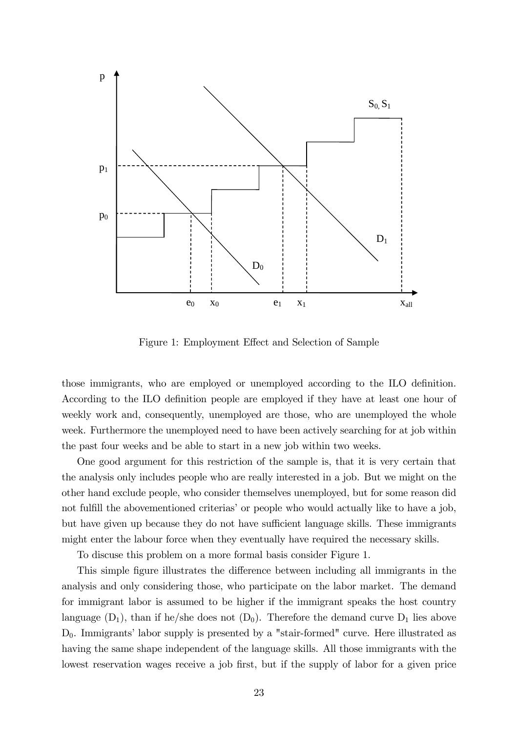p

$S_0, S_1$

$p_1$

$p_0$

$D_1$

$D_0$

$e_0$ $x_0$ $e_1$ $x_1$ $x_{all}$

Figure 1: Employment Effect and Selection of Sample

those immigrants, who are employed or unemployed according to the ILO definition. According to the ILO definition people are employed if they have at least one hour of weekly work and, consequently, unemployed are those, who are unemployed the whole week. Furthermore the unemployed need to have been actively searching for at job within the past four weeks and be able to start in a new job within two weeks.

One good argument for this restriction of the sample is, that it is very certain that the analysis only includes people who are really interested in a job. But we might on the other hand exclude people, who consider themselves unemployed, but for some reason did not fulfill the abovementioned criterias' or people who would actually like to have a job, but have given up because they do not have sufficient language skills. These immigrants might enter the labour force when they eventually have required the necessary skills.

To discuse this problem on a more formal basis consider Figure 1.

This simple figure illustrates the difference between including all immigrants in the analysis and only considering those, who participate on the labor market. The demand for immigrant labor is assumed to be higher if the immigrant speaks the host country language ($D_1$), than if he/she does not ($D_0$). Therefore the demand curve $D_1$ lies above $D_0$. Immigrants' labor supply is presented by a "stair-formed" curve. Here illustrated as having the same shape independent of the language skills. All those immigrants with the lowest reservation wages receive a job first, but if the supply of labor for a given price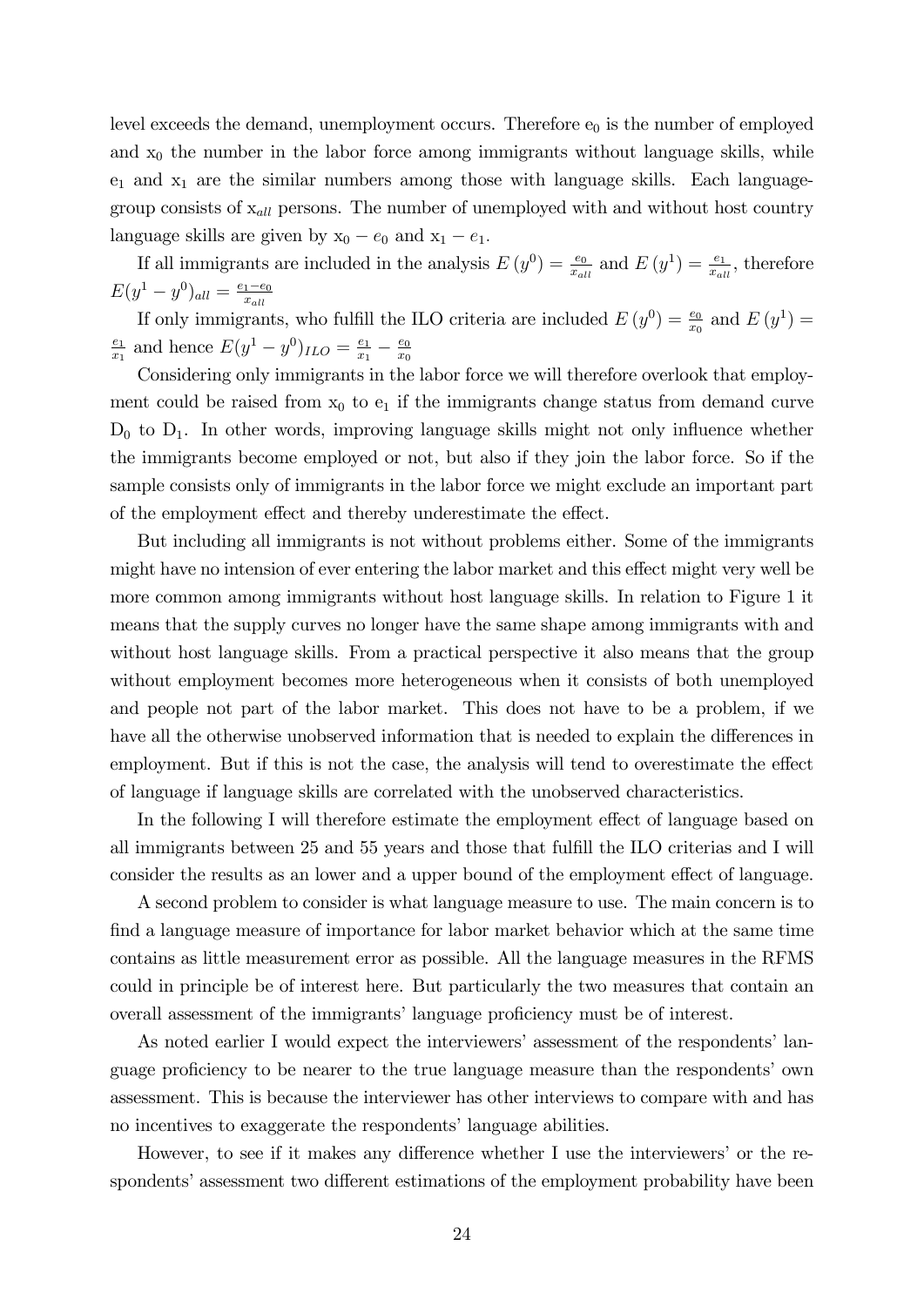level exceeds the demand, unemployment occurs. Therefore $e_0$ is the number of employed and $x_0$ the number in the labor force among immigrants without language skills, while $e_1$ and $x_1$ are the similar numbers among those with language skills. Each language-group consists of $x_{all}$ persons. The number of unemployed with and without host country language skills are given by $x_0 - e_0$ and $x_1 - e_1$.

If all immigrants are included in the analysis $E\left(y^0\right) = \frac{e_0}{x_{all}}$ and $E\left(y^1\right) = \frac{e_1}{x_{all}}$, therefore $E(y^1 - y^0)_{all} = \frac{e_1 - e_0}{x_{all}}$

If only immigrants, who fulfill the ILO criteria are included $E\left(y^0\right) = \frac{e_0}{x_0}$ and $E\left(y^1\right) = \frac{e_1}{x_1}$ and hence $E(y^1 - y^0)_{ILO} = \frac{e_1}{x_1} - \frac{e_0}{x_0}$

Considering only immigrants in the labor force we will therefore overlook that employment could be raised from $x_0$ to $e_1$ if the immigrants change status from demand curve $D_0$ to $D_1$. In other words, improving language skills might not only influence whether the immigrants become employed or not, but also if they join the labor force. So if the sample consists only of immigrants in the labor force we might exclude an important part of the employment effect and thereby underestimate the effect.

But including all immigrants is not without problems either. Some of the immigrants might have no intension of ever entering the labor market and this effect might very well be more common among immigrants without host language skills. In relation to Figure 1 it means that the supply curves no longer have the same shape among immigrants with and without host language skills. From a practical perspective it also means that the group without employment becomes more heterogeneous when it consists of both unemployed and people not part of the labor market. This does not have to be a problem, if we have all the otherwise unobserved information that is needed to explain the differences in employment. But if this is not the case, the analysis will tend to overestimate the effect of language if language skills are correlated with the unobserved characteristics.

In the following I will therefore estimate the employment effect of language based on all immigrants between 25 and 55 years and those that fulfill the ILO criterias and I will consider the results as an lower and a upper bound of the employment effect of language.

A second problem to consider is what language measure to use. The main concern is to find a language measure of importance for labor market behavior which at the same time contains as little measurement error as possible. All the language measures in the RFMS could in principle be of interest here. But particularly the two measures that contain an overall assessment of the immigrants' language proficiency must be of interest.

As noted earlier I would expect the interviewers' assessment of the respondents' language proficiency to be nearer to the true language measure than the respondents' own assessment. This is because the interviewer has other interviews to compare with and has no incentives to exaggerate the respondents' language abilities.

However, to see if it makes any difference whether I use the interviewers' or the respondents' assessment two different estimations of the employment probability have been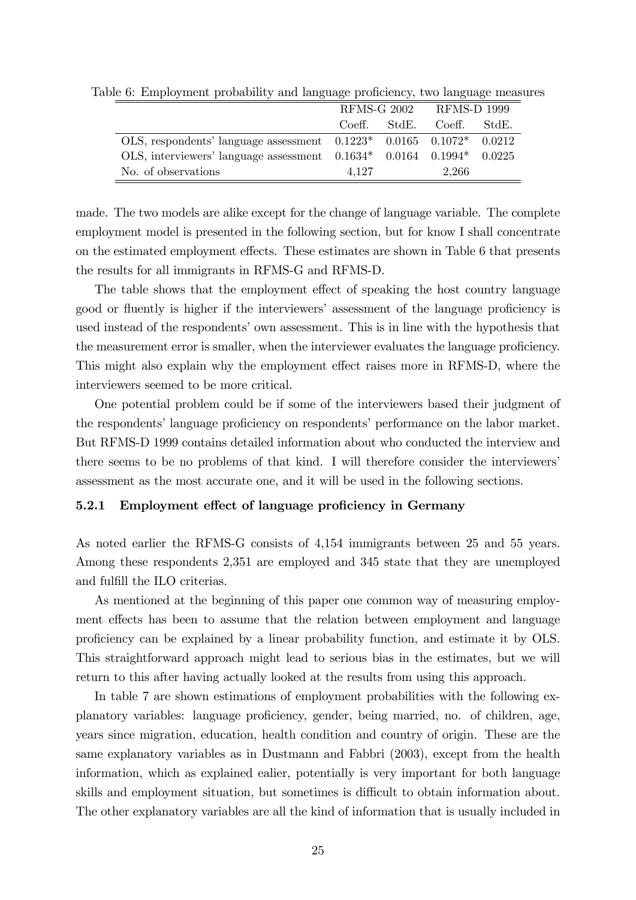Table 6: Employment probability and language proficiency, two language measures

| | RFMS-G 2002 | | RFMS-D 1999 | |
|---|---|---|---|---|
| | Coeff. | StdE. | Coeff. | StdE. |
| OLS, respondents' language assessment | 0.1223* | 0.0165 | 0.1072* | 0.0212 |
| OLS, interviewers' language assessment | 0.1634* | 0.0164 | 0.1994* | 0.0225 |
| No. of observations | 4,127 | | 2,266 | |

made. The two models are alike except for the change of language variable. The complete employment model is presented in the following section, but for know I shall concentrate on the estimated employment effects. These estimates are shown in Table 6 that presents the results for all immigrants in RFMS-G and RFMS-D.

The table shows that the employment effect of speaking the host country language good or fluently is higher if the interviewers' assessment of the language proficiency is used instead of the respondents' own assessment. This is in line with the hypothesis that the measurement error is smaller, when the interviewer evaluates the language proficiency. This might also explain why the employment effect raises more in RFMS-D, where the interviewers seemed to be more critical.

One potential problem could be if some of the interviewers based their judgment of the respondents' language proficiency on respondents' performance on the labor market. But RFMS-D 1999 contains detailed information about who conducted the interview and there seems to be no problems of that kind. I will therefore consider the interviewers' assessment as the most accurate one, and it will be used in the following sections.

### 5.2.1 Employment effect of language proficiency in Germany

As noted earlier the RFMS-G consists of 4,154 immigrants between 25 and 55 years. Among these respondents 2,351 are employed and 345 state that they are unemployed and fulfill the ILO criterias.

As mentioned at the beginning of this paper one common way of measuring employment effects has been to assume that the relation between employment and language proficiency can be explained by a linear probability function, and estimate it by OLS. This straightforward approach might lead to serious bias in the estimates, but we will return to this after having actually looked at the results from using this approach.

In table 7 are shown estimations of employment probabilities with the following explanatory variables: language proficiency, gender, being married, no. of children, age, years since migration, education, health condition and country of origin. These are the same explanatory variables as in Dustmann and Fabbri (2003), except from the health information, which as explained ealier, potentially is very important for both language skills and employment situation, but sometimes is difficult to obtain information about. The other explanatory variables are all the kind of information that is usually included in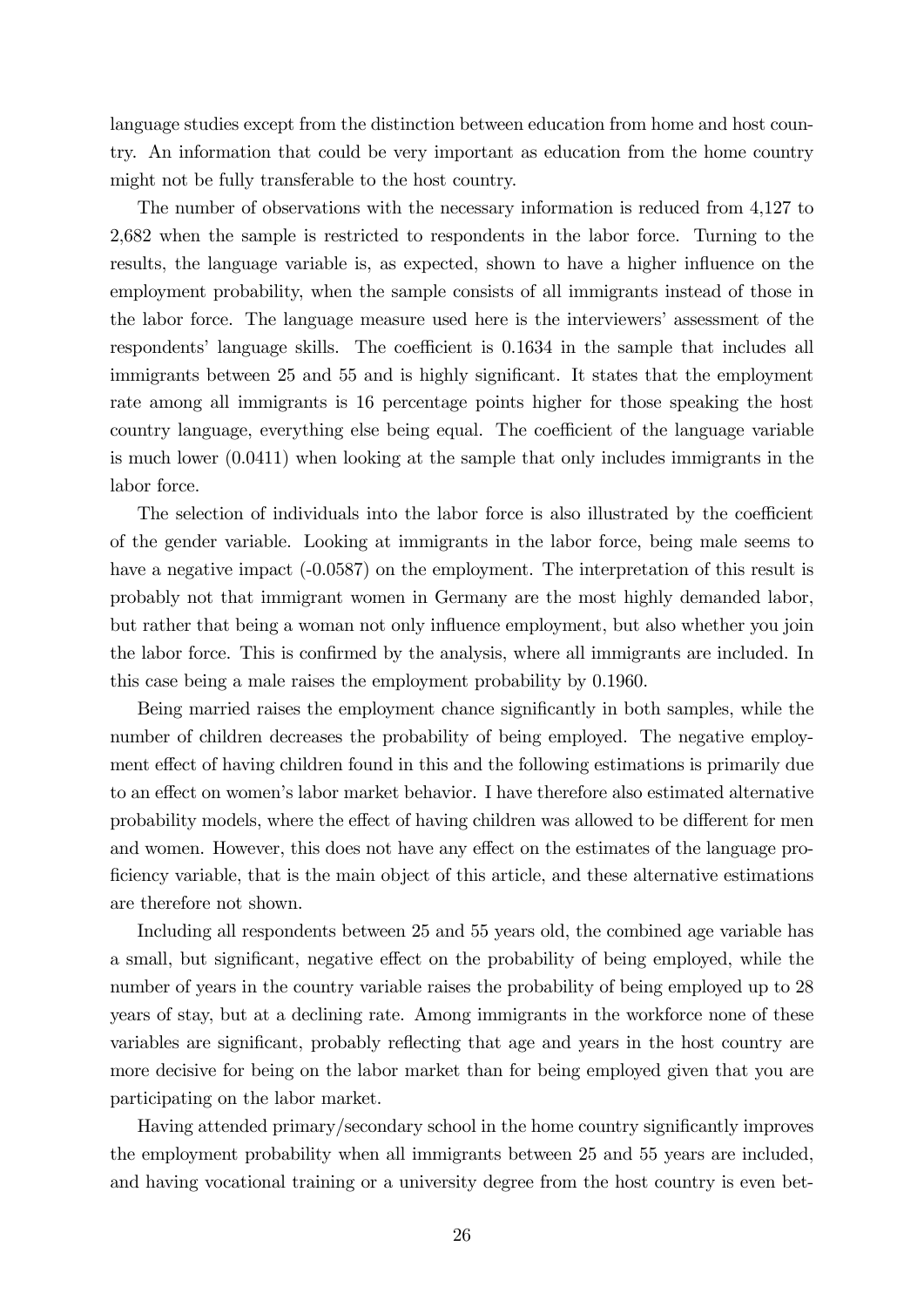language studies except from the distinction between education from home and host country. An information that could be very important as education from the home country might not be fully transferable to the host country.

The number of observations with the necessary information is reduced from 4,127 to 2,682 when the sample is restricted to respondents in the labor force. Turning to the results, the language variable is, as expected, shown to have a higher influence on the employment probability, when the sample consists of all immigrants instead of those in the labor force. The language measure used here is the interviewers' assessment of the respondents' language skills. The coefficient is 0.1634 in the sample that includes all immigrants between 25 and 55 and is highly significant. It states that the employment rate among all immigrants is 16 percentage points higher for those speaking the host country language, everything else being equal. The coefficient of the language variable is much lower (0.0411) when looking at the sample that only includes immigrants in the labor force.

The selection of individuals into the labor force is also illustrated by the coefficient of the gender variable. Looking at immigrants in the labor force, being male seems to have a negative impact (-0.0587) on the employment. The interpretation of this result is probably not that immigrant women in Germany are the most highly demanded labor, but rather that being a woman not only influence employment, but also whether you join the labor force. This is confirmed by the analysis, where all immigrants are included. In this case being a male raises the employment probability by 0.1960.

Being married raises the employment chance significantly in both samples, while the number of children decreases the probability of being employed. The negative employment effect of having children found in this and the following estimations is primarily due to an effect on women's labor market behavior. I have therefore also estimated alternative probability models, where the effect of having children was allowed to be different for men and women. However, this does not have any effect on the estimates of the language proficiency variable, that is the main object of this article, and these alternative estimations are therefore not shown.

Including all respondents between 25 and 55 years old, the combined age variable has a small, but significant, negative effect on the probability of being employed, while the number of years in the country variable raises the probability of being employed up to 28 years of stay, but at a declining rate. Among immigrants in the workforce none of these variables are significant, probably reflecting that age and years in the host country are more decisive for being on the labor market than for being employed given that you are participating on the labor market.

Having attended primary/secondary school in the home country significantly improves the employment probability when all immigrants between 25 and 55 years are included, and having vocational training or a university degree from the host country is even bet-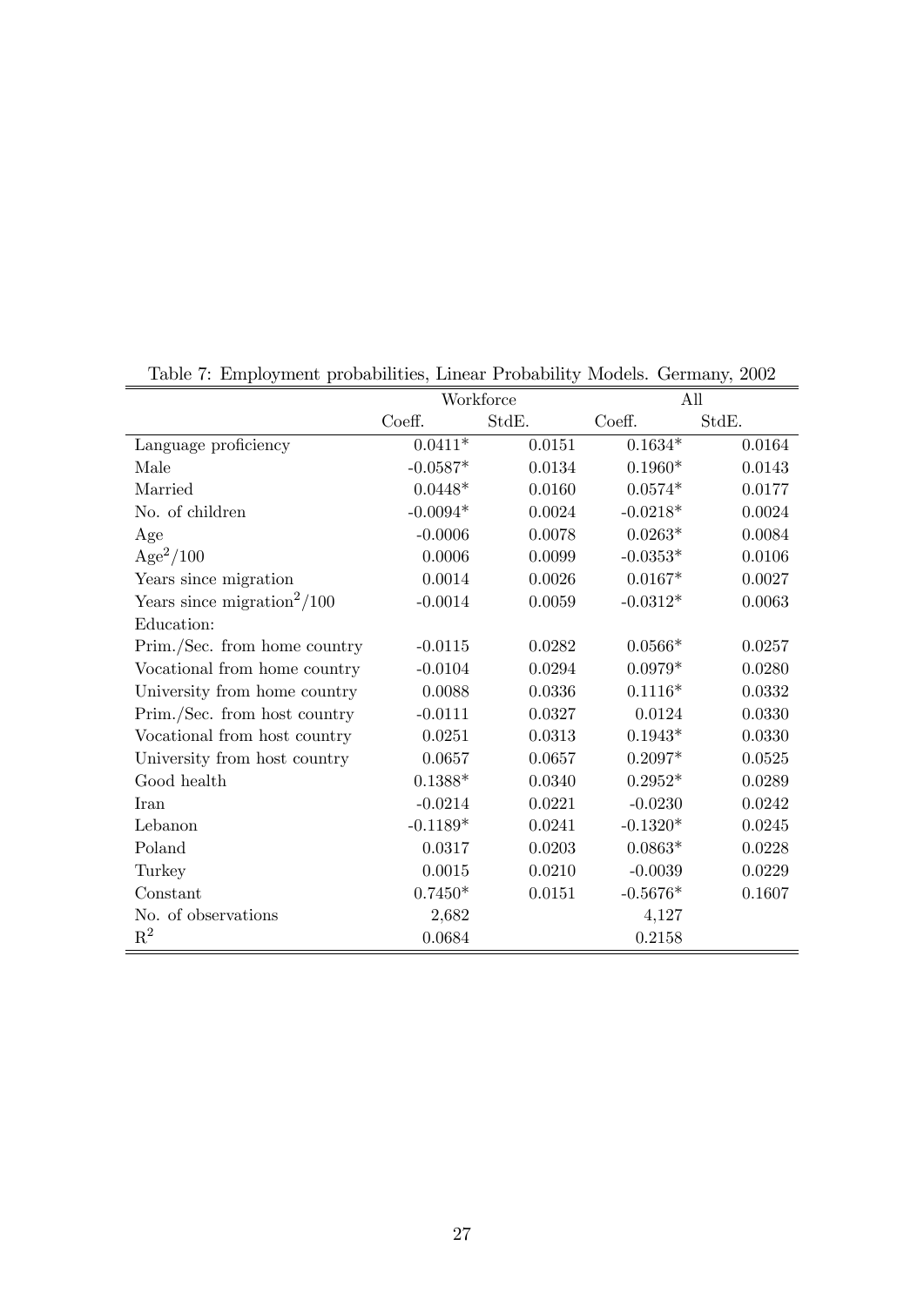Table 7: Employment probabilities, Linear Probability Models. Germany, 2002

| | Workforce | | All | |
|---|---|---|---|---|
| | Coeff. | StdE. | Coeff. | StdE. |
| Language proficiency | 0.0411* | 0.0151 | 0.1634* | 0.0164 |
| Male | -0.0587* | 0.0134 | 0.1960* | 0.0143 |
| Married | 0.0448* | 0.0160 | 0.0574* | 0.0177 |
| No. of children | -0.0094* | 0.0024 | -0.0218* | 0.0024 |
| Age | -0.0006 | 0.0078 | 0.0263* | 0.0084 |
| $\mathrm{Age}^2/100$ | 0.0006 | 0.0099 | -0.0353* | 0.0106 |
| Years since migration | 0.0014 | 0.0026 | 0.0167* | 0.0027 |
| Years since $\mathrm{migration}^2/100$ | -0.0014 | 0.0059 | -0.0312* | 0.0063 |
| Education: | | | | |
| Prim./Sec. from home country | -0.0115 | 0.0282 | 0.0566* | 0.0257 |
| Vocational from home country | -0.0104 | 0.0294 | 0.0979* | 0.0280 |
| University from home country | 0.0088 | 0.0336 | 0.1116* | 0.0332 |
| Prim./Sec. from host country | -0.0111 | 0.0327 | 0.0124 | 0.0330 |
| Vocational from host country | 0.0251 | 0.0313 | 0.1943* | 0.0330 |
| University from host country | 0.0657 | 0.0657 | 0.2097* | 0.0525 |
| Good health | 0.1388* | 0.0340 | 0.2952* | 0.0289 |
| Iran | -0.0214 | 0.0221 | -0.0230 | 0.0242 |
| Lebanon | -0.1189* | 0.0241 | -0.1320* | 0.0245 |
| Poland | 0.0317 | 0.0203 | 0.0863* | 0.0228 |
| Turkey | 0.0015 | 0.0210 | -0.0039 | 0.0229 |
| Constant | 0.7450* | 0.0151 | -0.5676* | 0.1607 |
| No. of observations | 2,682 | | 4,127 | |
| $R^2$ | 0.0684 | | 0.2158 | |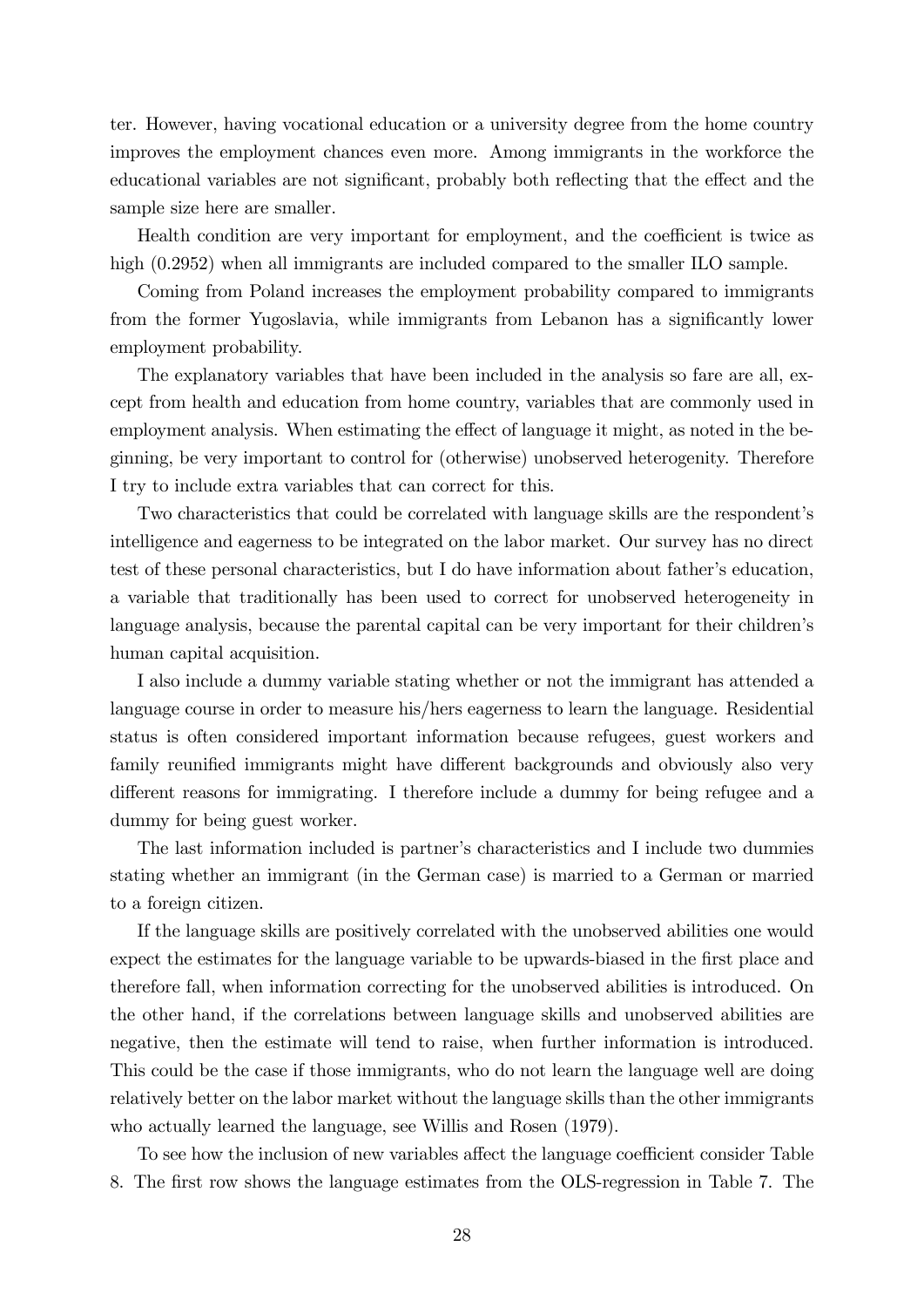ter. However, having vocational education or a university degree from the home country improves the employment chances even more. Among immigrants in the workforce the educational variables are not significant, probably both reflecting that the effect and the sample size here are smaller.

Health condition are very important for employment, and the coefficient is twice as high (0.2952) when all immigrants are included compared to the smaller ILO sample.

Coming from Poland increases the employment probability compared to immigrants from the former Yugoslavia, while immigrants from Lebanon has a significantly lower employment probability.

The explanatory variables that have been included in the analysis so fare are all, except from health and education from home country, variables that are commonly used in employment analysis. When estimating the effect of language it might, as noted in the beginning, be very important to control for (otherwise) unobserved heterogenity. Therefore I try to include extra variables that can correct for this.

Two characteristics that could be correlated with language skills are the respondent's intelligence and eagerness to be integrated on the labor market. Our survey has no direct test of these personal characteristics, but I do have information about father's education, a variable that traditionally has been used to correct for unobserved heterogeneity in language analysis, because the parental capital can be very important for their children's human capital acquisition.

I also include a dummy variable stating whether or not the immigrant has attended a language course in order to measure his/hers eagerness to learn the language. Residential status is often considered important information because refugees, guest workers and family reunified immigrants might have different backgrounds and obviously also very different reasons for immigrating. I therefore include a dummy for being refugee and a dummy for being guest worker.

The last information included is partner's characteristics and I include two dummies stating whether an immigrant (in the German case) is married to a German or married to a foreign citizen.

If the language skills are positively correlated with the unobserved abilities one would expect the estimates for the language variable to be upwards-biased in the first place and therefore fall, when information correcting for the unobserved abilities is introduced. On the other hand, if the correlations between language skills and unobserved abilities are negative, then the estimate will tend to raise, when further information is introduced. This could be the case if those immigrants, who do not learn the language well are doing relatively better on the labor market without the language skills than the other immigrants who actually learned the language, see Willis and Rosen (1979).

To see how the inclusion of new variables affect the language coefficient consider Table 8. The first row shows the language estimates from the OLS-regression in Table 7. The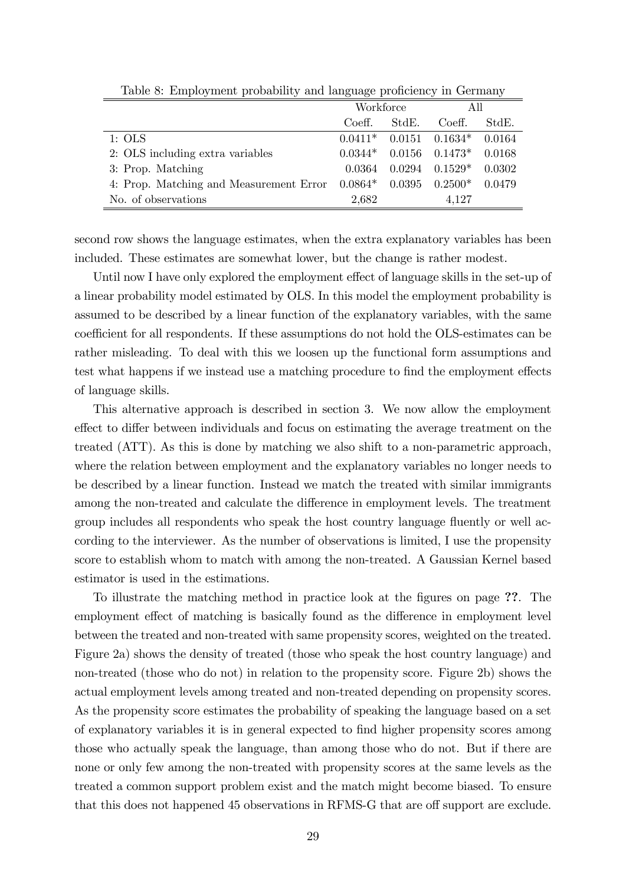Table 8: Employment probability and language proficiency in Germany

| | Workforce | | All | |
|---|---|---|---|---|
| | Coeff. | StdE. | Coeff. | StdE. |
| 1: OLS | 0.0411* | 0.0151 | 0.1634* | 0.0164 |
| 2: OLS including extra variables | 0.0344* | 0.0156 | 0.1473* | 0.0168 |
| 3: Prop. Matching | 0.0364 | 0.0294 | 0.1529* | 0.0302 |
| 4: Prop. Matching and Measurement Error | 0.0864* | 0.0395 | 0.2500* | 0.0479 |
| No. of observations | 2,682 | | 4,127 | |

second row shows the language estimates, when the extra explanatory variables has been included. These estimates are somewhat lower, but the change is rather modest.

Until now I have only explored the employment effect of language skills in the set-up of a linear probability model estimated by OLS. In this model the employment probability is assumed to be described by a linear function of the explanatory variables, with the same coefficient for all respondents. If these assumptions do not hold the OLS-estimates can be rather misleading. To deal with this we loosen up the functional form assumptions and test what happens if we instead use a matching procedure to find the employment effects of language skills.

This alternative approach is described in section 3. We now allow the employment effect to differ between individuals and focus on estimating the average treatment on the treated (ATT). As this is done by matching we also shift to a non-parametric approach, where the relation between employment and the explanatory variables no longer needs to be described by a linear function. Instead we match the treated with similar immigrants among the non-treated and calculate the difference in employment levels. The treatment group includes all respondents who speak the host country language fluently or well according to the interviewer. As the number of observations is limited, I use the propensity score to establish whom to match with among the non-treated. A Gaussian Kernel based estimator is used in the estimations.

To illustrate the matching method in practice look at the figures on page **??**. The employment effect of matching is basically found as the difference in employment level between the treated and non-treated with same propensity scores, weighted on the treated. Figure 2a) shows the density of treated (those who speak the host country language) and non-treated (those who do not) in relation to the propensity score. Figure 2b) shows the actual employment levels among treated and non-treated depending on propensity scores. As the propensity score estimates the probability of speaking the language based on a set of explanatory variables it is in general expected to find higher propensity scores among those who actually speak the language, than among those who do not. But if there are none or only few among the non-treated with propensity scores at the same levels as the treated a common support problem exist and the match might become biased. To ensure that this does not happened 45 observations in RFMS-G that are off support are exclude.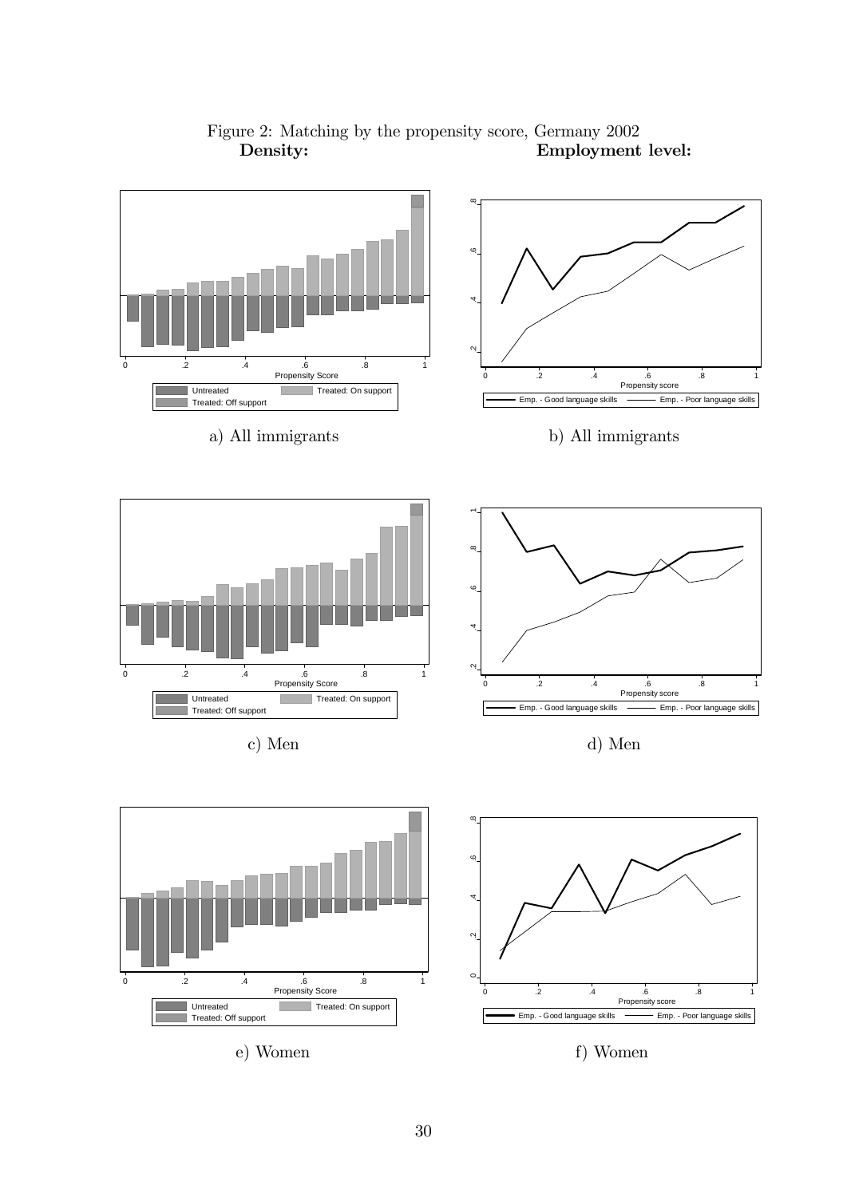Figure 2: Matching by the propensity score, Germany 2002

**Density:** **Employment level:**

0
.2
.4
.6
.8
1
Propensity Score

Untreated
Treated: On support
Treated: Off support

a) All immigrants

.2
.4
.6
.8
0
.2
.4
.6
.8
1
Propensity score

Emp. - Good language skills
Emp. - Poor language skills

b) All immigrants

0
.2
.4
.6
.8
1
Propensity Score

Untreated
Treated: On support
Treated: Off support

c) Men

.2
.4
.6
.8
1
0
.2
.4
.6
.8
1
Propensity score

Emp. - Good language skills
Emp. - Poor language skills

d) Men

0
.2
.4
.6
.8
1
Propensity Score

Untreated
Treated: On support
Treated: Off support

e) Women

0
.2
.4
.6
.8
0
.2
.4
.6
.8
1
Propensity score

Emp. - Good language skills
Emp. - Poor language skills

f) Women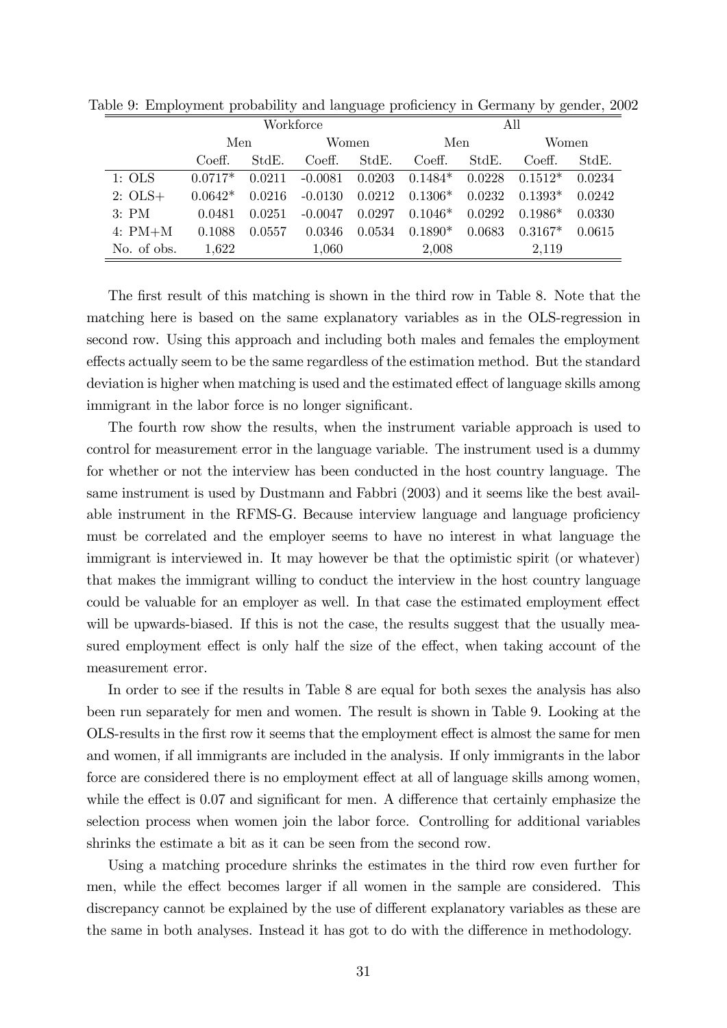Table 9: Employment probability and language proficiency in Germany by gender, 2002

| | Workforce | | | | All | | | |
|---|---|---|---|---|---|---|---|---|
| | Men | | Women | | Men | | Women | |
| | Coeff. | StdE. | Coeff. | StdE. | Coeff. | StdE. | Coeff. | StdE. |
| 1: OLS | 0.0717* | 0.0211 | -0.0081 | 0.0203 | 0.1484* | 0.0228 | 0.1512* | 0.0234 |
| 2: OLS+ | 0.0642* | 0.0216 | -0.0130 | 0.0212 | 0.1306* | 0.0232 | 0.1393* | 0.0242 |
| 3: PM | 0.0481 | 0.0251 | -0.0047 | 0.0297 | 0.1046* | 0.0292 | 0.1986* | 0.0330 |
| 4: PM+M | 0.1088 | 0.0557 | 0.0346 | 0.0534 | 0.1890* | 0.0683 | 0.3167* | 0.0615 |
| No. of obs. | 1,622 | | 1,060 | | 2,008 | | 2,119 | |

The first result of this matching is shown in the third row in Table 8. Note that the matching here is based on the same explanatory variables as in the OLS-regression in second row. Using this approach and including both males and females the employment effects actually seem to be the same regardless of the estimation method. But the standard deviation is higher when matching is used and the estimated effect of language skills among immigrant in the labor force is no longer significant.

The fourth row show the results, when the instrument variable approach is used to control for measurement error in the language variable. The instrument used is a dummy for whether or not the interview has been conducted in the host country language. The same instrument is used by Dustmann and Fabbri (2003) and it seems like the best available instrument in the RFMS-G. Because interview language and language proficiency must be correlated and the employer seems to have no interest in what language the immigrant is interviewed in. It may however be that the optimistic spirit (or whatever) that makes the immigrant willing to conduct the interview in the host country language could be valuable for an employer as well. In that case the estimated employment effect will be upwards-biased. If this is not the case, the results suggest that the usually measured employment effect is only half the size of the effect, when taking account of the measurement error.

In order to see if the results in Table 8 are equal for both sexes the analysis has also been run separately for men and women. The result is shown in Table 9. Looking at the OLS-results in the first row it seems that the employment effect is almost the same for men and women, if all immigrants are included in the analysis. If only immigrants in the labor force are considered there is no employment effect at all of language skills among women, while the effect is 0.07 and significant for men. A difference that certainly emphasize the selection process when women join the labor force. Controlling for additional variables shrinks the estimate a bit as it can be seen from the second row.

Using a matching procedure shrinks the estimates in the third row even further for men, while the effect becomes larger if all women in the sample are considered. This discrepancy cannot be explained by the use of different explanatory variables as these are the same in both analyses. Instead it has got to do with the difference in methodology.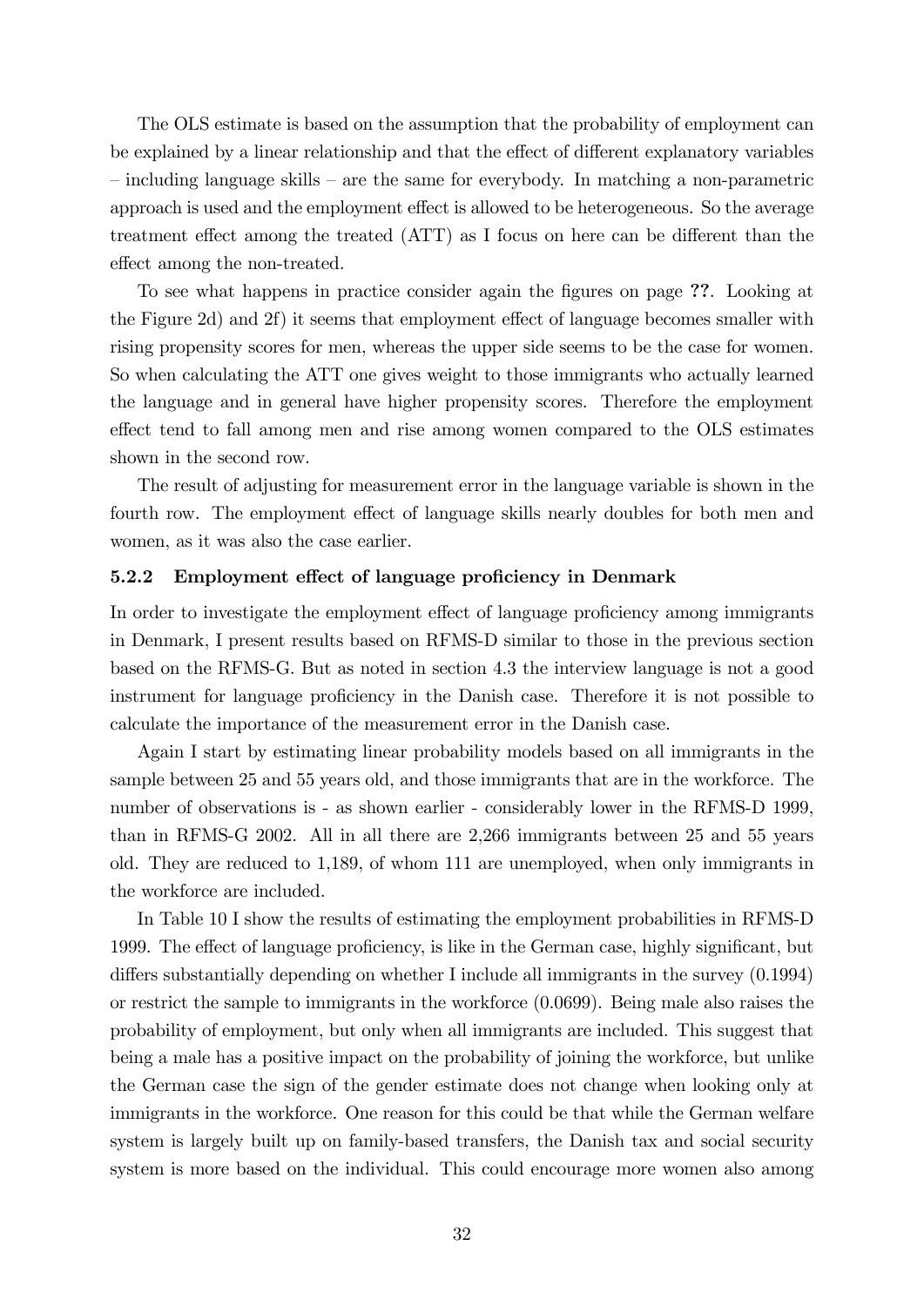The OLS estimate is based on the assumption that the probability of employment can be explained by a linear relationship and that the effect of different explanatory variables – including language skills – are the same for everybody. In matching a non-parametric approach is used and the employment effect is allowed to be heterogeneous. So the average treatment effect among the treated (ATT) as I focus on here can be different than the effect among the non-treated.

To see what happens in practice consider again the figures on page **??**. Looking at the Figure 2d) and 2f) it seems that employment effect of language becomes smaller with rising propensity scores for men, whereas the upper side seems to be the case for women. So when calculating the ATT one gives weight to those immigrants who actually learned the language and in general have higher propensity scores. Therefore the employment effect tend to fall among men and rise among women compared to the OLS estimates shown in the second row.

The result of adjusting for measurement error in the language variable is shown in the fourth row. The employment effect of language skills nearly doubles for both men and women, as it was also the case earlier.

### 5.2.2 Employment effect of language proficiency in Denmark

In order to investigate the employment effect of language proficiency among immigrants in Denmark, I present results based on RFMS-D similar to those in the previous section based on the RFMS-G. But as noted in section 4.3 the interview language is not a good instrument for language proficiency in the Danish case. Therefore it is not possible to calculate the importance of the measurement error in the Danish case.

Again I start by estimating linear probability models based on all immigrants in the sample between 25 and 55 years old, and those immigrants that are in the workforce. The number of observations is - as shown earlier - considerably lower in the RFMS-D 1999, than in RFMS-G 2002. All in all there are 2,266 immigrants between 25 and 55 years old. They are reduced to 1,189, of whom 111 are unemployed, when only immigrants in the workforce are included.

In Table 10 I show the results of estimating the employment probabilities in RFMS-D 1999. The effect of language proficiency, is like in the German case, highly significant, but differs substantially depending on whether I include all immigrants in the survey (0.1994) or restrict the sample to immigrants in the workforce (0.0699). Being male also raises the probability of employment, but only when all immigrants are included. This suggest that being a male has a positive impact on the probability of joining the workforce, but unlike the German case the sign of the gender estimate does not change when looking only at immigrants in the workforce. One reason for this could be that while the German welfare system is largely built up on family-based transfers, the Danish tax and social security system is more based on the individual. This could encourage more women also among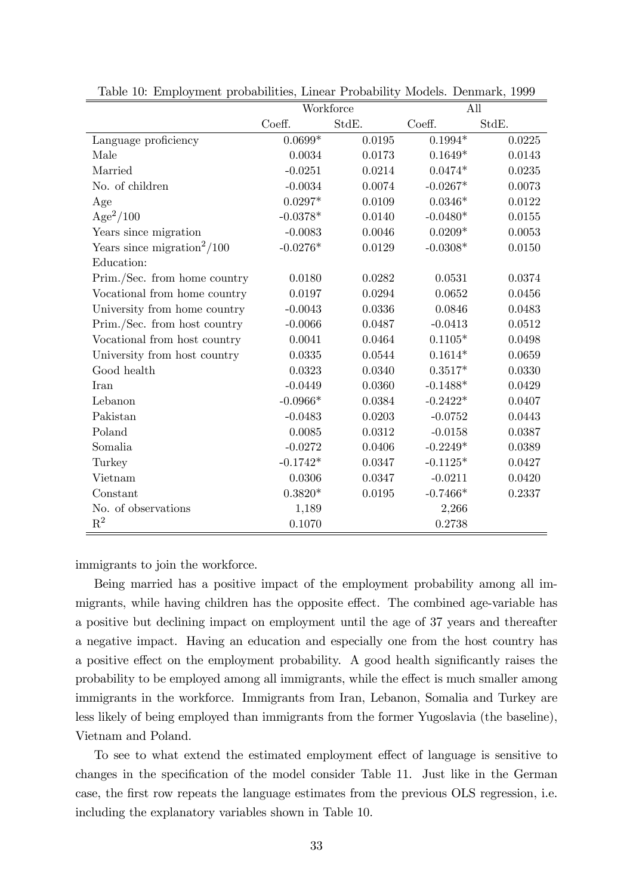Table 10: Employment probabilities, Linear Probability Models. Denmark, 1999

| | Workforce | | All | |
|---|---|---|---|---|
| | Coeff. | StdE. | Coeff. | StdE. |
| Language proficiency | 0.0699* | 0.0195 | 0.1994* | 0.0225 |
| Male | 0.0034 | 0.0173 | 0.1649* | 0.0143 |
| Married | -0.0251 | 0.0214 | 0.0474* | 0.0235 |
| No. of children | -0.0034 | 0.0074 | -0.0267* | 0.0073 |
| Age | 0.0297* | 0.0109 | 0.0346* | 0.0122 |
| $Age^2/100$ | -0.0378* | 0.0140 | -0.0480* | 0.0155 |
| Years since migration | -0.0083 | 0.0046 | 0.0209* | 0.0053 |
| Years since $migration^2/100$ | -0.0276* | 0.0129 | -0.0308* | 0.0150 |
| Education: | | | | |
| Prim./Sec. from home country | 0.0180 | 0.0282 | 0.0531 | 0.0374 |
| Vocational from home country | 0.0197 | 0.0294 | 0.0652 | 0.0456 |
| University from home country | -0.0043 | 0.0336 | 0.0846 | 0.0483 |
| Prim./Sec. from host country | -0.0066 | 0.0487 | -0.0413 | 0.0512 |
| Vocational from host country | 0.0041 | 0.0464 | 0.1105* | 0.0498 |
| University from host country | 0.0335 | 0.0544 | 0.1614* | 0.0659 |
| Good health | 0.0323 | 0.0340 | 0.3517* | 0.0330 |
| Iran | -0.0449 | 0.0360 | -0.1488* | 0.0429 |
| Lebanon | -0.0966* | 0.0384 | -0.2422* | 0.0407 |
| Pakistan | -0.0483 | 0.0203 | -0.0752 | 0.0443 |
| Poland | 0.0085 | 0.0312 | -0.0158 | 0.0387 |
| Somalia | -0.0272 | 0.0406 | -0.2249* | 0.0389 |
| Turkey | -0.1742* | 0.0347 | -0.1125* | 0.0427 |
| Vietnam | 0.0306 | 0.0347 | -0.0211 | 0.0420 |
| Constant | 0.3820* | 0.0195 | -0.7466* | 0.2337 |
| No. of observations | 1,189 | | 2,266 | |
| $R^2$ | 0.1070 | | 0.2738 | |

immigrants to join the workforce.

Being married has a positive impact of the employment probability among all immigrants, while having children has the opposite effect. The combined age-variable has a positive but declining impact on employment until the age of 37 years and thereafter a negative impact. Having an education and especially one from the host country has a positive effect on the employment probability. A good health significantly raises the probability to be employed among all immigrants, while the effect is much smaller among immigrants in the workforce. Immigrants from Iran, Lebanon, Somalia and Turkey are less likely of being employed than immigrants from the former Yugoslavia (the baseline), Vietnam and Poland.

To see to what extend the estimated employment effect of language is sensitive to changes in the specification of the model consider Table 11. Just like in the German case, the first row repeats the language estimates from the previous OLS regression, i.e. including the explanatory variables shown in Table 10.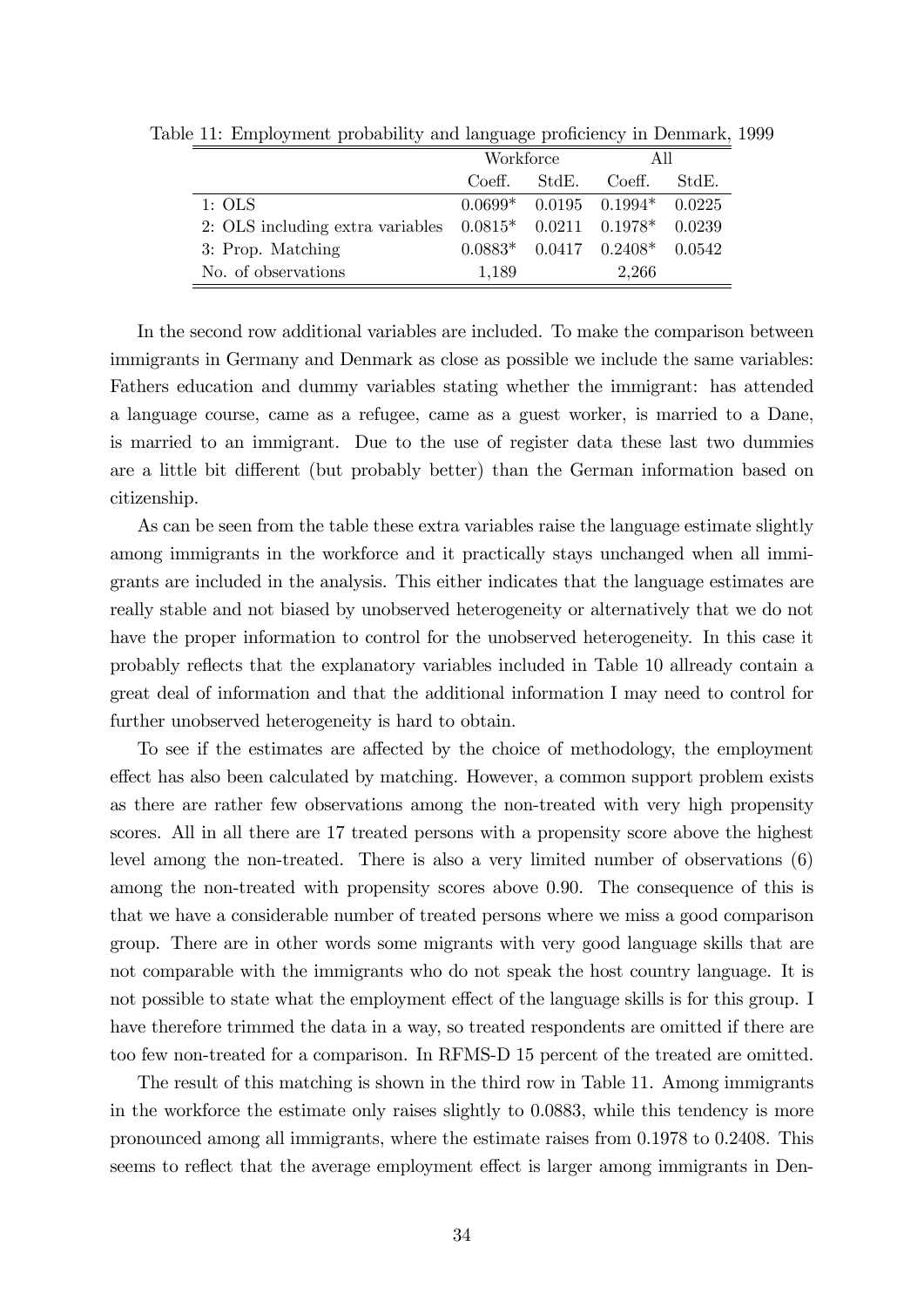Table 11: Employment probability and language proficiency in Denmark, 1999

| | Workforce | | All | |
|---|---|---|---|---|
| | Coeff. | StdE. | Coeff. | StdE. |
| 1: OLS | 0.0699* | 0.0195 | 0.1994* | 0.0225 |
| 2: OLS including extra variables | 0.0815* | 0.0211 | 0.1978* | 0.0239 |
| 3: Prop. Matching | 0.0883* | 0.0417 | 0.2408* | 0.0542 |
| No. of observations | 1,189 | | 2,266 | |

In the second row additional variables are included. To make the comparison between immigrants in Germany and Denmark as close as possible we include the same variables: Fathers education and dummy variables stating whether the immigrant: has attended a language course, came as a refugee, came as a guest worker, is married to a Dane, is married to an immigrant. Due to the use of register data these last two dummies are a little bit different (but probably better) than the German information based on citizenship.

As can be seen from the table these extra variables raise the language estimate slightly among immigrants in the workforce and it practically stays unchanged when all immigrants are included in the analysis. This either indicates that the language estimates are really stable and not biased by unobserved heterogeneity or alternatively that we do not have the proper information to control for the unobserved heterogeneity. In this case it probably reflects that the explanatory variables included in Table 10 allready contain a great deal of information and that the additional information I may need to control for further unobserved heterogeneity is hard to obtain.

To see if the estimates are affected by the choice of methodology, the employment effect has also been calculated by matching. However, a common support problem exists as there are rather few observations among the non-treated with very high propensity scores. All in all there are 17 treated persons with a propensity score above the highest level among the non-treated. There is also a very limited number of observations (6) among the non-treated with propensity scores above 0.90. The consequence of this is that we have a considerable number of treated persons where we miss a good comparison group. There are in other words some migrants with very good language skills that are not comparable with the immigrants who do not speak the host country language. It is not possible to state what the employment effect of the language skills is for this group. I have therefore trimmed the data in a way, so treated respondents are omitted if there are too few non-treated for a comparison. In RFMS-D 15 percent of the treated are omitted.

The result of this matching is shown in the third row in Table 11. Among immigrants in the workforce the estimate only raises slightly to 0.0883, while this tendency is more pronounced among all immigrants, where the estimate raises from 0.1978 to 0.2408. This seems to reflect that the average employment effect is larger among immigrants in Den-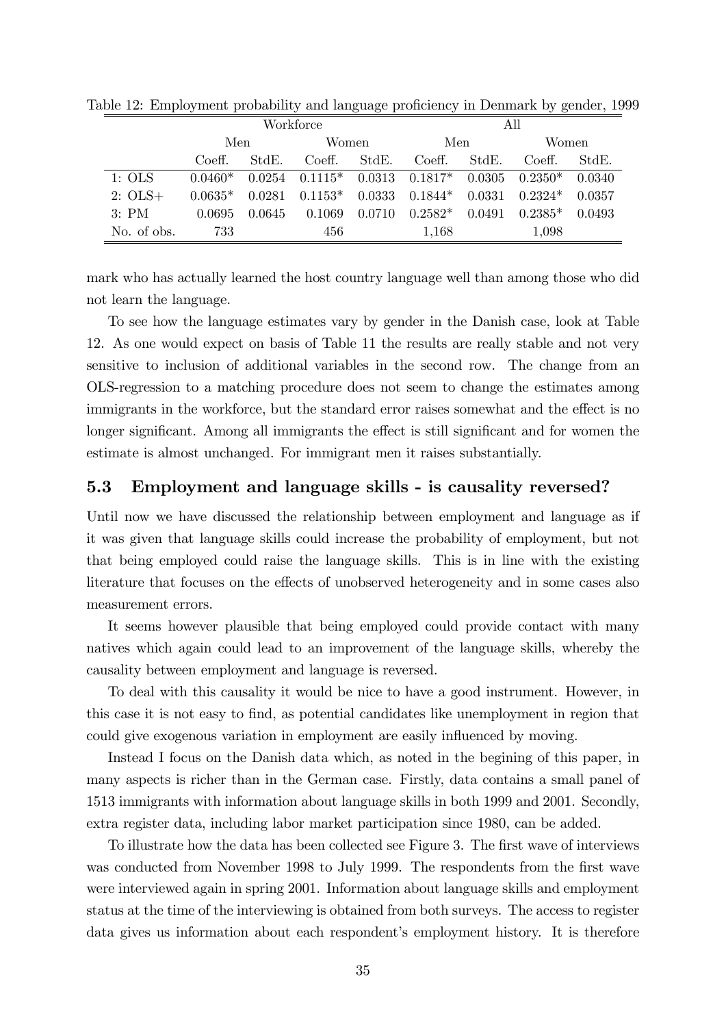Table 12: Employment probability and language proficiency in Denmark by gender, 1999

| | Workforce | | | | All | | | |
|---|---|---|---|---|---|---|---|---|
| | Men | | Women | | Men | | Women | |
| | Coeff. | StdE. | Coeff. | StdE. | Coeff. | StdE. | Coeff. | StdE. |
| 1: OLS | 0.0460* | 0.0254 | 0.1115* | 0.0313 | 0.1817* | 0.0305 | 0.2350* | 0.0340 |
| 2: OLS+ | 0.0635* | 0.0281 | 0.1153* | 0.0333 | 0.1844* | 0.0331 | 0.2324* | 0.0357 |
| 3: PM | 0.0695 | 0.0645 | 0.1069 | 0.0710 | 0.2582* | 0.0491 | 0.2385* | 0.0493 |
| No. of obs. | 733 | | 456 | | 1,168 | | 1,098 | |

mark who has actually learned the host country language well than among those who did not learn the language.

To see how the language estimates vary by gender in the Danish case, look at Table 12. As one would expect on basis of Table 11 the results are really stable and not very sensitive to inclusion of additional variables in the second row. The change from an OLS-regression to a matching procedure does not seem to change the estimates among immigrants in the workforce, but the standard error raises somewhat and the effect is no longer significant. Among all immigrants the effect is still significant and for women the estimate is almost unchanged. For immigrant men it raises substantially.

## 5.3 Employment and language skills - is causality reversed?

Until now we have discussed the relationship between employment and language as if it was given that language skills could increase the probability of employment, but not that being employed could raise the language skills. This is in line with the existing literature that focuses on the effects of unobserved heterogeneity and in some cases also measurement errors.

It seems however plausible that being employed could provide contact with many natives which again could lead to an improvement of the language skills, whereby the causality between employment and language is reversed.

To deal with this causality it would be nice to have a good instrument. However, in this case it is not easy to find, as potential candidates like unemployment in region that could give exogenous variation in employment are easily influenced by moving.

Instead I focus on the Danish data which, as noted in the begining of this paper, in many aspects is richer than in the German case. Firstly, data contains a small panel of 1513 immigrants with information about language skills in both 1999 and 2001. Secondly, extra register data, including labor market participation since 1980, can be added.

To illustrate how the data has been collected see Figure 3. The first wave of interviews was conducted from November 1998 to July 1999. The respondents from the first wave were interviewed again in spring 2001. Information about language skills and employment status at the time of the interviewing is obtained from both surveys. The access to register data gives us information about each respondent's employment history. It is therefore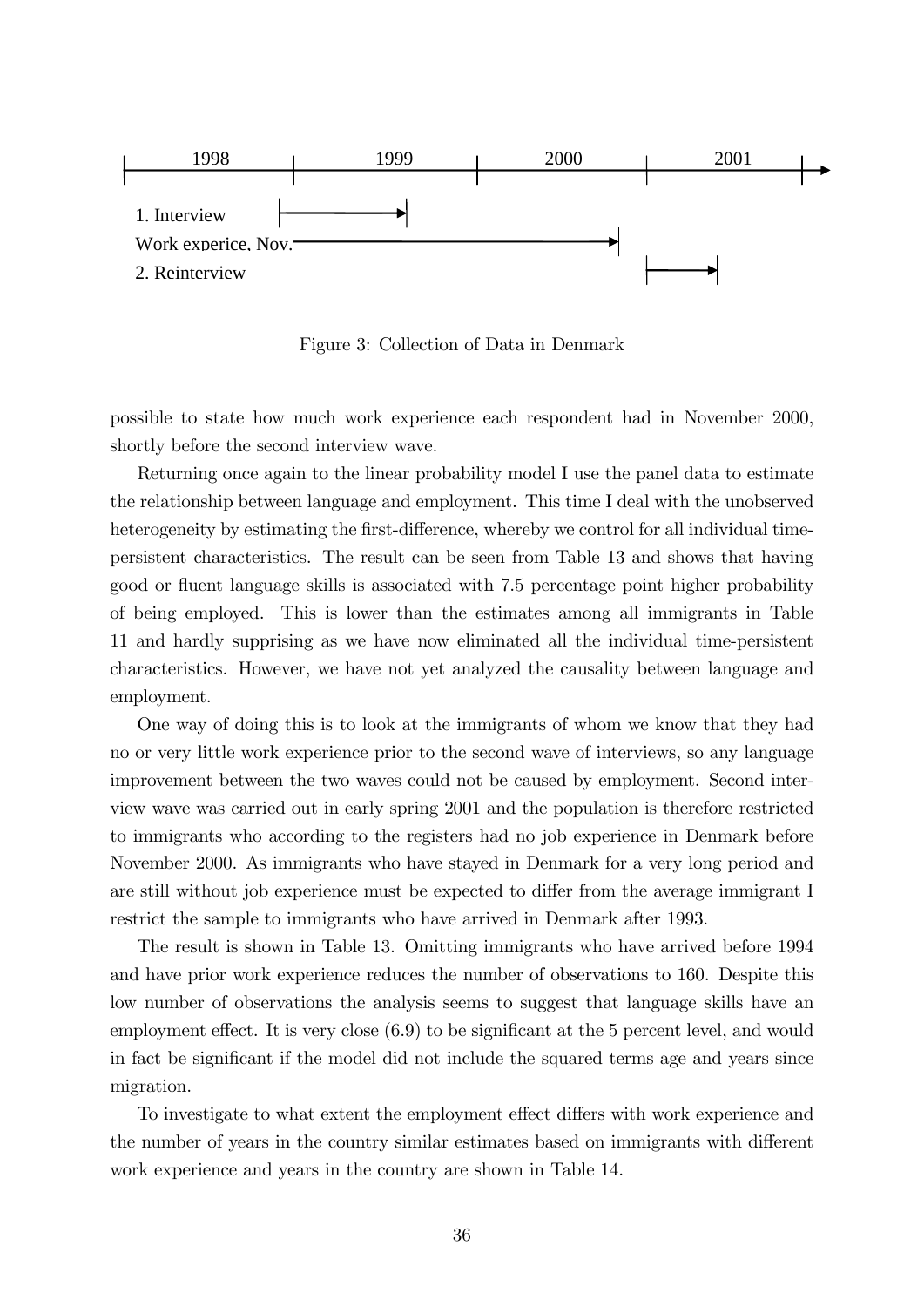1998 | 1999 | 2000 | 2001

1. Interview

Work expericе, Nov.

2. Reinterview

Figure 3: Collection of Data in Denmark

possible to state how much work experience each respondent had in November 2000, shortly before the second interview wave.

Returning once again to the linear probability model I use the panel data to estimate the relationship between language and employment. This time I deal with the unobserved heterogeneity by estimating the first-difference, whereby we control for all individual time-persistent characteristics. The result can be seen from Table 13 and shows that having good or fluent language skills is associated with 7.5 percentage point higher probability of being employed. This is lower than the estimates among all immigrants in Table 11 and hardly supprising as we have now eliminated all the individual time-persistent characteristics. However, we have not yet analyzed the causality between language and employment.

One way of doing this is to look at the immigrants of whom we know that they had no or very little work experience prior to the second wave of interviews, so any language improvement between the two waves could not be caused by employment. Second interview wave was carried out in early spring 2001 and the population is therefore restricted to immigrants who according to the registers had no job experience in Denmark before November 2000. As immigrants who have stayed in Denmark for a very long period and are still without job experience must be expected to differ from the average immigrant I restrict the sample to immigrants who have arrived in Denmark after 1993.

The result is shown in Table 13. Omitting immigrants who have arrived before 1994 and have prior work experience reduces the number of observations to 160. Despite this low number of observations the analysis seems to suggest that language skills have an employment effect. It is very close (6.9) to be significant at the 5 percent level, and would in fact be significant if the model did not include the squared terms age and years since migration.

To investigate to what extent the employment effect differs with work experience and the number of years in the country similar estimates based on immigrants with different work experience and years in the country are shown in Table 14.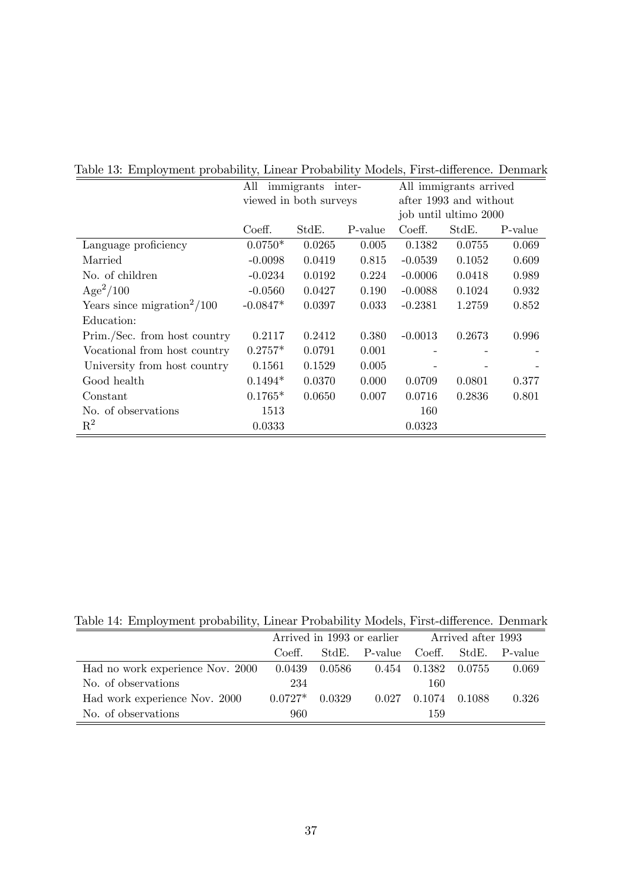Table 13: Employment probability, Linear Probability Models, First-difference. Denmark

| | All immigrants interviewed in both surveys | | | All immigrants arrived after 1993 and without job until ultimo 2000 | | |
|---|---|---|---|---|---|---|
| | Coeff. | StdE. | P-value | Coeff. | StdE. | P-value |
| Language proficiency | 0.0750* | 0.0265 | 0.005 | 0.1382 | 0.0755 | 0.069 |
| Married | -0.0098 | 0.0419 | 0.815 | -0.0539 | 0.1052 | 0.609 |
| No. of children | -0.0234 | 0.0192 | 0.224 | -0.0006 | 0.0418 | 0.989 |
| $Age^2/100$ | -0.0560 | 0.0427 | 0.190 | -0.0088 | 0.1024 | 0.932 |
| Years since $migration^2/100$ | -0.0847* | 0.0397 | 0.033 | -0.2381 | 1.2759 | 0.852 |
| Education: | | | | | | |
| Prim./Sec. from host country | 0.2117 | 0.2412 | 0.380 | -0.0013 | 0.2673 | 0.996 |
| Vocational from host country | 0.2757* | 0.0791 | 0.001 | - | - | - |
| University from host country | 0.1561 | 0.1529 | 0.005 | - | - | - |
| Good health | 0.1494* | 0.0370 | 0.000 | 0.0709 | 0.0801 | 0.377 |
| Constant | 0.1765* | 0.0650 | 0.007 | 0.0716 | 0.2836 | 0.801 |
| No. of observations | 1513 | | | 160 | | |
| $R^2$ | 0.0333 | | | 0.0323 | | |

Table 14: Employment probability, Linear Probability Models, First-difference. Denmark

| | Arrived in 1993 or earlier | | | Arrived after 1993 | | |
|---|---|---|---|---|---|---|
| | Coeff. | StdE. | P-value | Coeff. | StdE. | P-value |
| Had no work experience Nov. 2000 | 0.0439 | 0.0586 | 0.454 | 0.1382 | 0.0755 | 0.069 |
| No. of observations | 234 | | | 160 | | |
| Had work experience Nov. 2000 | 0.0727* | 0.0329 | 0.027 | 0.1074 | 0.1088 | 0.326 |
| No. of observations | 960 | | | 159 | | |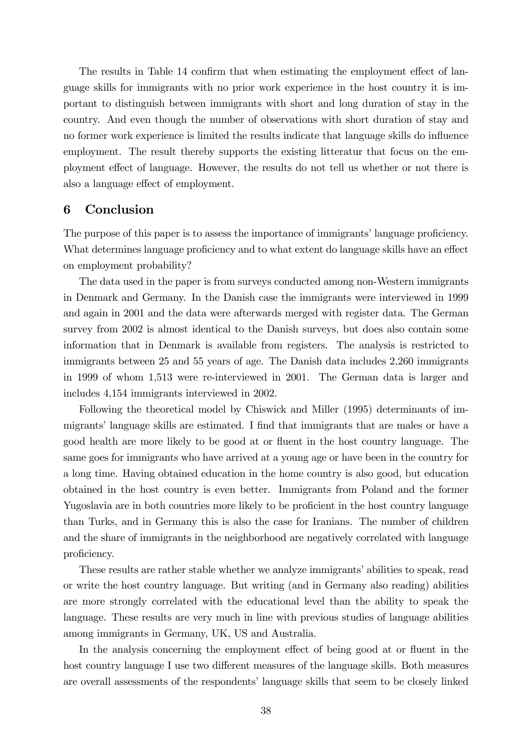The results in Table 14 confirm that when estimating the employment effect of language skills for immigrants with no prior work experience in the host country it is important to distinguish between immigrants with short and long duration of stay in the country. And even though the number of observations with short duration of stay and no former work experience is limited the results indicate that language skills do influence employment. The result thereby supports the existing litteratur that focus on the employment effect of language. However, the results do not tell us whether or not there is also a language effect of employment.

# 6 Conclusion

The purpose of this paper is to assess the importance of immigrants' language proficiency. What determines language proficiency and to what extent do language skills have an effect on employment probability?

The data used in the paper is from surveys conducted among non-Western immigrants in Denmark and Germany. In the Danish case the immigrants were interviewed in 1999 and again in 2001 and the data were afterwards merged with register data. The German survey from 2002 is almost identical to the Danish surveys, but does also contain some information that in Denmark is available from registers. The analysis is restricted to immigrants between 25 and 55 years of age. The Danish data includes 2,260 immigrants in 1999 of whom 1,513 were re-interviewed in 2001. The German data is larger and includes 4,154 immigrants interviewed in 2002.

Following the theoretical model by Chiswick and Miller (1995) determinants of immigrants' language skills are estimated. I find that immigrants that are males or have a good health are more likely to be good at or fluent in the host country language. The same goes for immigrants who have arrived at a young age or have been in the country for a long time. Having obtained education in the home country is also good, but education obtained in the host country is even better. Immigrants from Poland and the former Yugoslavia are in both countries more likely to be proficient in the host country language than Turks, and in Germany this is also the case for Iranians. The number of children and the share of immigrants in the neighborhood are negatively correlated with language proficiency.

These results are rather stable whether we analyze immigrants' abilities to speak, read or write the host country language. But writing (and in Germany also reading) abilities are more strongly correlated with the educational level than the ability to speak the language. These results are very much in line with previous studies of language abilities among immigrants in Germany, UK, US and Australia.

In the analysis concerning the employment effect of being good at or fluent in the host country language I use two different measures of the language skills. Both measures are overall assessments of the respondents' language skills that seem to be closely linked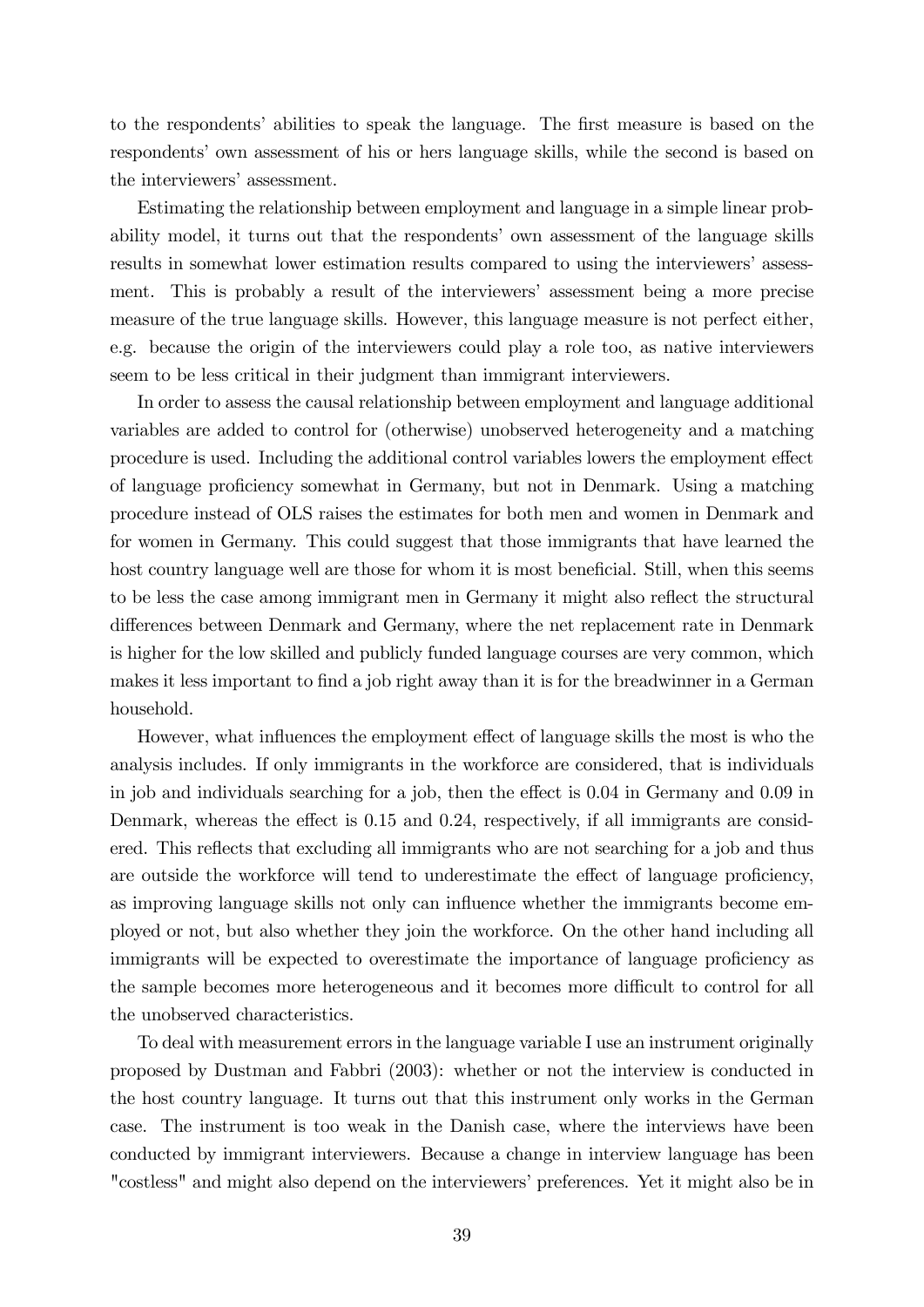to the respondents' abilities to speak the language. The first measure is based on the respondents' own assessment of his or hers language skills, while the second is based on the interviewers' assessment.

Estimating the relationship between employment and language in a simple linear probability model, it turns out that the respondents' own assessment of the language skills results in somewhat lower estimation results compared to using the interviewers' assessment. This is probably a result of the interviewers' assessment being a more precise measure of the true language skills. However, this language measure is not perfect either, e.g. because the origin of the interviewers could play a role too, as native interviewers seem to be less critical in their judgment than immigrant interviewers.

In order to assess the causal relationship between employment and language additional variables are added to control for (otherwise) unobserved heterogeneity and a matching procedure is used. Including the additional control variables lowers the employment effect of language proficiency somewhat in Germany, but not in Denmark. Using a matching procedure instead of OLS raises the estimates for both men and women in Denmark and for women in Germany. This could suggest that those immigrants that have learned the host country language well are those for whom it is most beneficial. Still, when this seems to be less the case among immigrant men in Germany it might also reflect the structural differences between Denmark and Germany, where the net replacement rate in Denmark is higher for the low skilled and publicly funded language courses are very common, which makes it less important to find a job right away than it is for the breadwinner in a German household.

However, what influences the employment effect of language skills the most is who the analysis includes. If only immigrants in the workforce are considered, that is individuals in job and individuals searching for a job, then the effect is 0.04 in Germany and 0.09 in Denmark, whereas the effect is 0.15 and 0.24, respectively, if all immigrants are considered. This reflects that excluding all immigrants who are not searching for a job and thus are outside the workforce will tend to underestimate the effect of language proficiency, as improving language skills not only can influence whether the immigrants become employed or not, but also whether they join the workforce. On the other hand including all immigrants will be expected to overestimate the importance of language proficiency as the sample becomes more heterogeneous and it becomes more difficult to control for all the unobserved characteristics.

To deal with measurement errors in the language variable I use an instrument originally proposed by Dustman and Fabbri (2003): whether or not the interview is conducted in the host country language. It turns out that this instrument only works in the German case. The instrument is too weak in the Danish case, where the interviews have been conducted by immigrant interviewers. Because a change in interview language has been "costless" and might also depend on the interviewers' preferences. Yet it might also be in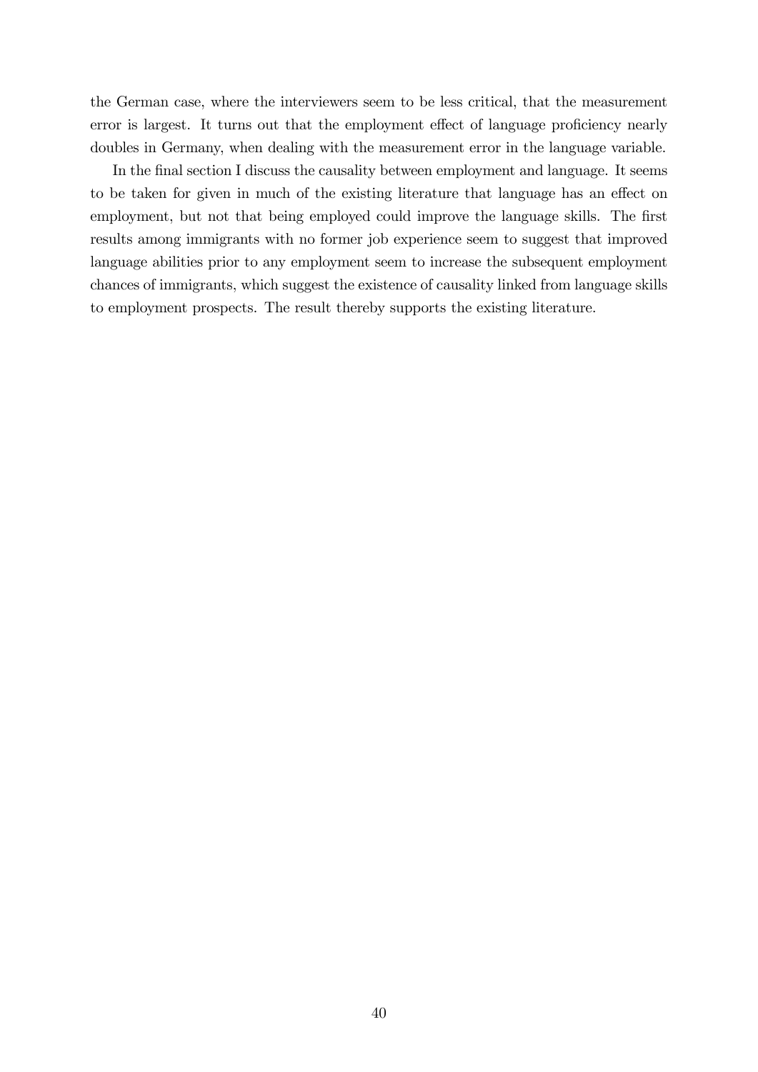the German case, where the interviewers seem to be less critical, that the measurement error is largest. It turns out that the employment effect of language proficiency nearly doubles in Germany, when dealing with the measurement error in the language variable.

In the final section I discuss the causality between employment and language. It seems to be taken for given in much of the existing literature that language has an effect on employment, but not that being employed could improve the language skills. The first results among immigrants with no former job experience seem to suggest that improved language abilities prior to any employment seem to increase the subsequent employment chances of immigrants, which suggest the existence of causality linked from language skills to employment prospects. The result thereby supports the existing literature.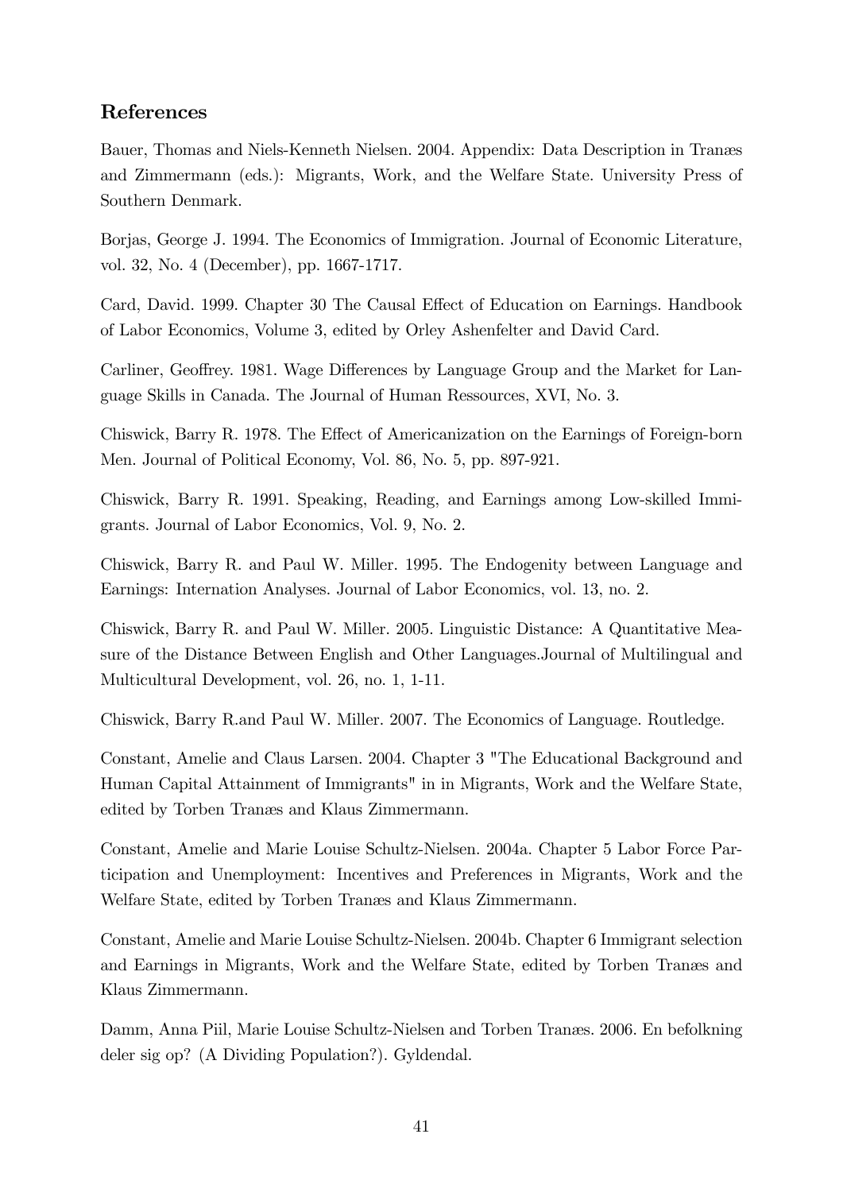## References

Bauer, Thomas and Niels-Kenneth Nielsen. 2004. Appendix: Data Description in Tranæs and Zimmermann (eds.): Migrants, Work, and the Welfare State. University Press of Southern Denmark.

Borjas, George J. 1994. The Economics of Immigration. Journal of Economic Literature, vol. 32, No. 4 (December), pp. 1667-1717.

Card, David. 1999. Chapter 30 The Causal Effect of Education on Earnings. Handbook of Labor Economics, Volume 3, edited by Orley Ashenfelter and David Card.

Carliner, Geoffrey. 1981. Wage Differences by Language Group and the Market for Language Skills in Canada. The Journal of Human Ressources, XVI, No. 3.

Chiswick, Barry R. 1978. The Effect of Americanization on the Earnings of Foreign-born Men. Journal of Political Economy, Vol. 86, No. 5, pp. 897-921.

Chiswick, Barry R. 1991. Speaking, Reading, and Earnings among Low-skilled Immigrants. Journal of Labor Economics, Vol. 9, No. 2.

Chiswick, Barry R. and Paul W. Miller. 1995. The Endogenity between Language and Earnings: Internation Analyses. Journal of Labor Economics, vol. 13, no. 2.

Chiswick, Barry R. and Paul W. Miller. 2005. Linguistic Distance: A Quantitative Measure of the Distance Between English and Other Languages.Journal of Multilingual and Multicultural Development, vol. 26, no. 1, 1-11.

Chiswick, Barry R.and Paul W. Miller. 2007. The Economics of Language. Routledge.

Constant, Amelie and Claus Larsen. 2004. Chapter 3 "The Educational Background and Human Capital Attainment of Immigrants" in in Migrants, Work and the Welfare State, edited by Torben Tranæs and Klaus Zimmermann.

Constant, Amelie and Marie Louise Schultz-Nielsen. 2004a. Chapter 5 Labor Force Participation and Unemployment: Incentives and Preferences in Migrants, Work and the Welfare State, edited by Torben Tranæs and Klaus Zimmermann.

Constant, Amelie and Marie Louise Schultz-Nielsen. 2004b. Chapter 6 Immigrant selection and Earnings in Migrants, Work and the Welfare State, edited by Torben Tranæs and Klaus Zimmermann.

Damm, Anna Piil, Marie Louise Schultz-Nielsen and Torben Tranæs. 2006. En befolkning deler sig op? (A Dividing Population?). Gyldendal.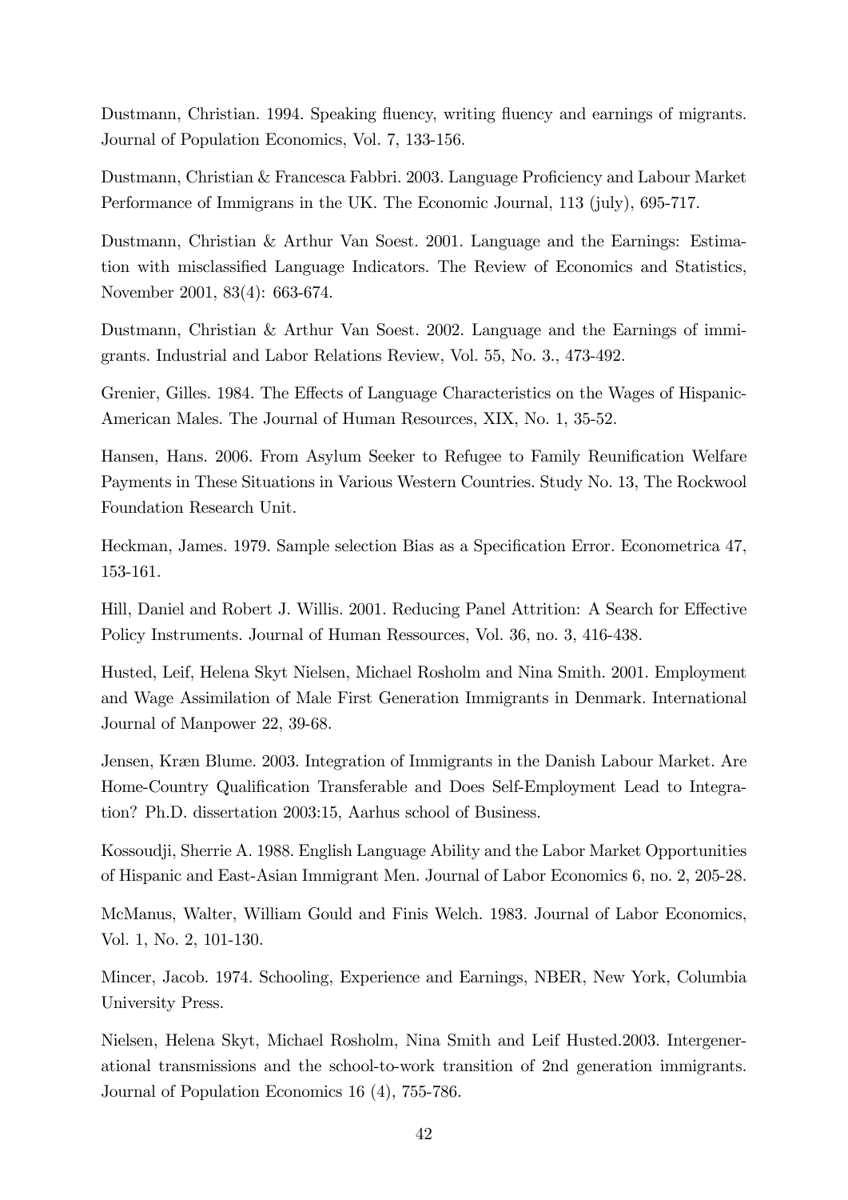Dustmann, Christian. 1994. Speaking fluency, writing fluency and earnings of migrants. Journal of Population Economics, Vol. 7, 133-156.

Dustmann, Christian & Francesca Fabbri. 2003. Language Proficiency and Labour Market Performance of Immigrans in the UK. The Economic Journal, 113 (july), 695-717.

Dustmann, Christian & Arthur Van Soest. 2001. Language and the Earnings: Estimation with misclassified Language Indicators. The Review of Economics and Statistics, November 2001, 83(4): 663-674.

Dustmann, Christian & Arthur Van Soest. 2002. Language and the Earnings of immigrants. Industrial and Labor Relations Review, Vol. 55, No. 3., 473-492.

Grenier, Gilles. 1984. The Effects of Language Characteristics on the Wages of Hispanic-American Males. The Journal of Human Resources, XIX, No. 1, 35-52.

Hansen, Hans. 2006. From Asylum Seeker to Refugee to Family Reunification Welfare Payments in These Situations in Various Western Countries. Study No. 13, The Rockwool Foundation Research Unit.

Heckman, James. 1979. Sample selection Bias as a Specification Error. Econometrica 47, 153-161.

Hill, Daniel and Robert J. Willis. 2001. Reducing Panel Attrition: A Search for Effective Policy Instruments. Journal of Human Ressources, Vol. 36, no. 3, 416-438.

Husted, Leif, Helena Skyt Nielsen, Michael Rosholm and Nina Smith. 2001. Employment and Wage Assimilation of Male First Generation Immigrants in Denmark. International Journal of Manpower 22, 39-68.

Jensen, Kræn Blume. 2003. Integration of Immigrants in the Danish Labour Market. Are Home-Country Qualification Transferable and Does Self-Employment Lead to Integration? Ph.D. dissertation 2003:15, Aarhus school of Business.

Kossoudji, Sherrie A. 1988. English Language Ability and the Labor Market Opportunities of Hispanic and East-Asian Immigrant Men. Journal of Labor Economics 6, no. 2, 205-28.

McManus, Walter, William Gould and Finis Welch. 1983. Journal of Labor Economics, Vol. 1, No. 2, 101-130.

Mincer, Jacob. 1974. Schooling, Experience and Earnings, NBER, New York, Columbia University Press.

Nielsen, Helena Skyt, Michael Rosholm, Nina Smith and Leif Husted.2003. Intergenerational transmissions and the school-to-work transition of 2nd generation immigrants. Journal of Population Economics 16 (4), 755-786.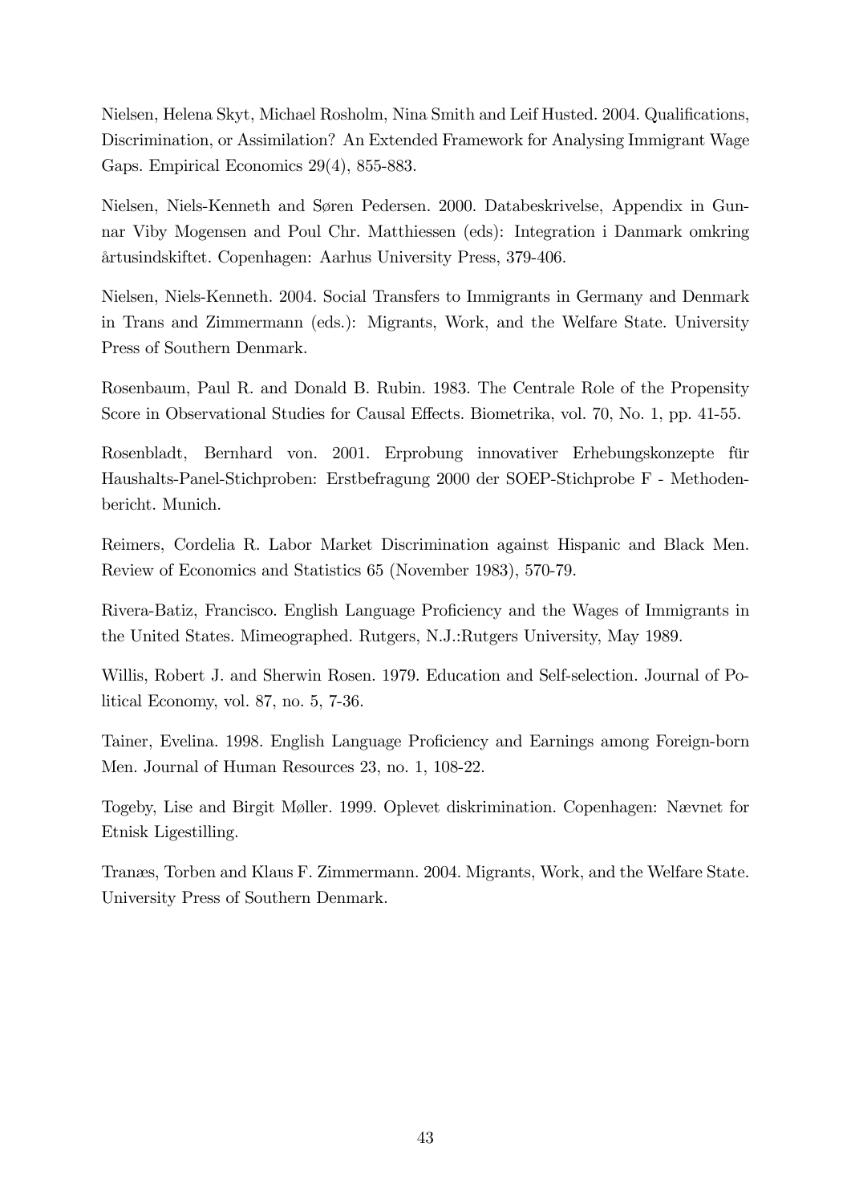Nielsen, Helena Skyt, Michael Rosholm, Nina Smith and Leif Husted. 2004. Qualifications, Discrimination, or Assimilation? An Extended Framework for Analysing Immigrant Wage Gaps. Empirical Economics 29(4), 855-883.

Nielsen, Niels-Kenneth and Søren Pedersen. 2000. Databeskrivelse, Appendix in Gunnar Viby Mogensen and Poul Chr. Matthiessen (eds): Integration i Danmark omkring årtusindskiftet. Copenhagen: Aarhus University Press, 379-406.

Nielsen, Niels-Kenneth. 2004. Social Transfers to Immigrants in Germany and Denmark in Trans and Zimmermann (eds.): Migrants, Work, and the Welfare State. University Press of Southern Denmark.

Rosenbaum, Paul R. and Donald B. Rubin. 1983. The Centrale Role of the Propensity Score in Observational Studies for Causal Effects. Biometrika, vol. 70, No. 1, pp. 41-55.

Rosenbladt, Bernhard von. 2001. Erprobung innovativer Erhebungskonzepte für Haushalts-Panel-Stichproben: Erstbefragung 2000 der SOEP-Stichprobe F - Methodenbericht. Munich.

Reimers, Cordelia R. Labor Market Discrimination against Hispanic and Black Men. Review of Economics and Statistics 65 (November 1983), 570-79.

Rivera-Batiz, Francisco. English Language Proficiency and the Wages of Immigrants in the United States. Mimeographed. Rutgers, N.J.:Rutgers University, May 1989.

Willis, Robert J. and Sherwin Rosen. 1979. Education and Self-selection. Journal of Political Economy, vol. 87, no. 5, 7-36.

Tainer, Evelina. 1998. English Language Proficiency and Earnings among Foreign-born Men. Journal of Human Resources 23, no. 1, 108-22.

Togeby, Lise and Birgit Møller. 1999. Oplevet diskrimination. Copenhagen: Nævnet for Etnisk Ligestilling.

Tranæs, Torben and Klaus F. Zimmermann. 2004. Migrants, Work, and the Welfare State. University Press of Southern Denmark.